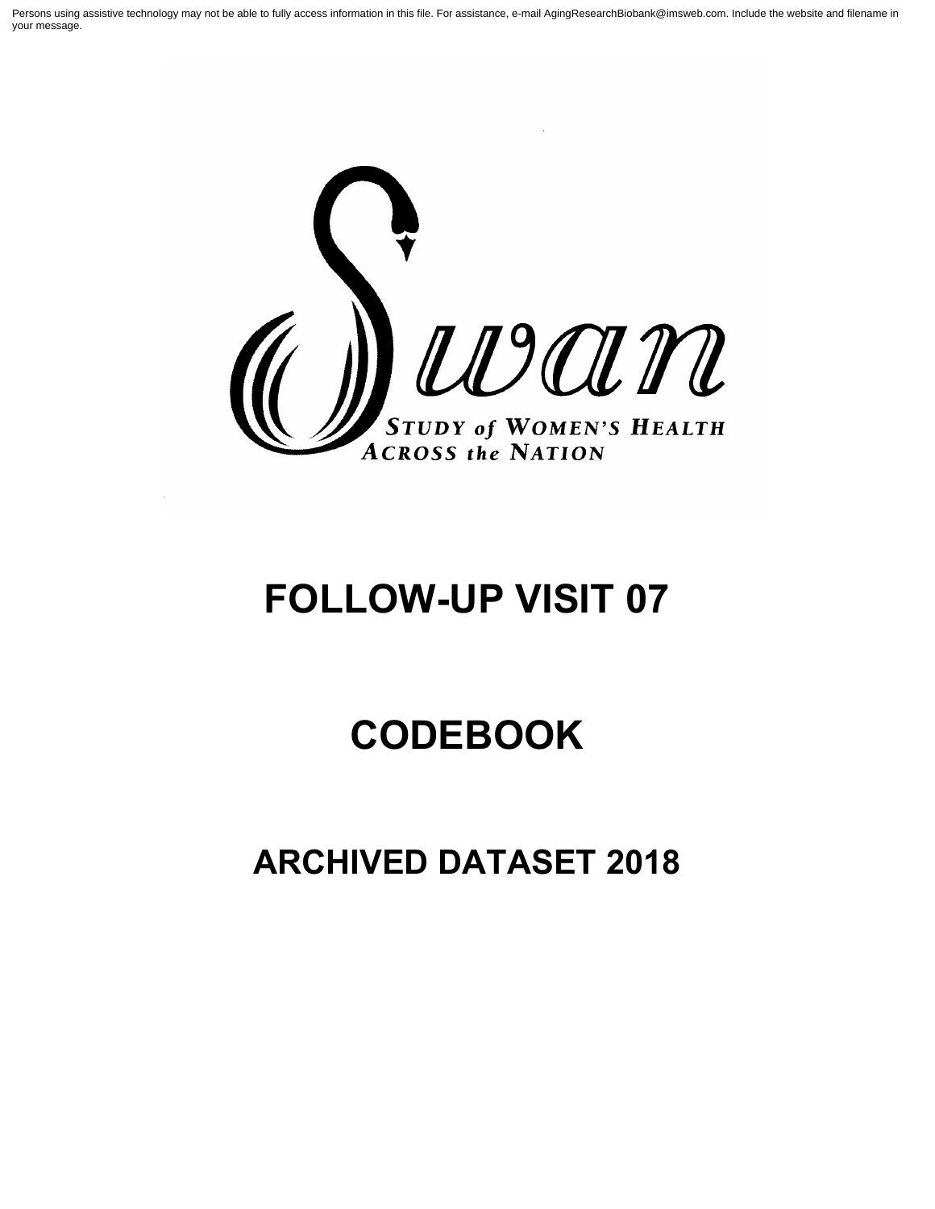Persons using assistive technology may not be able to fully access information in this file. For assistance, e-mail AgingResearchBiobank@imsweb.com. Include the website and filename in your message.

Swan

STUDY of WOMEN'S HEALTH ACROSS the NATION

# FOLLOW-UP VISIT 07

# CODEBOOK

## ARCHIVED DATASET 2018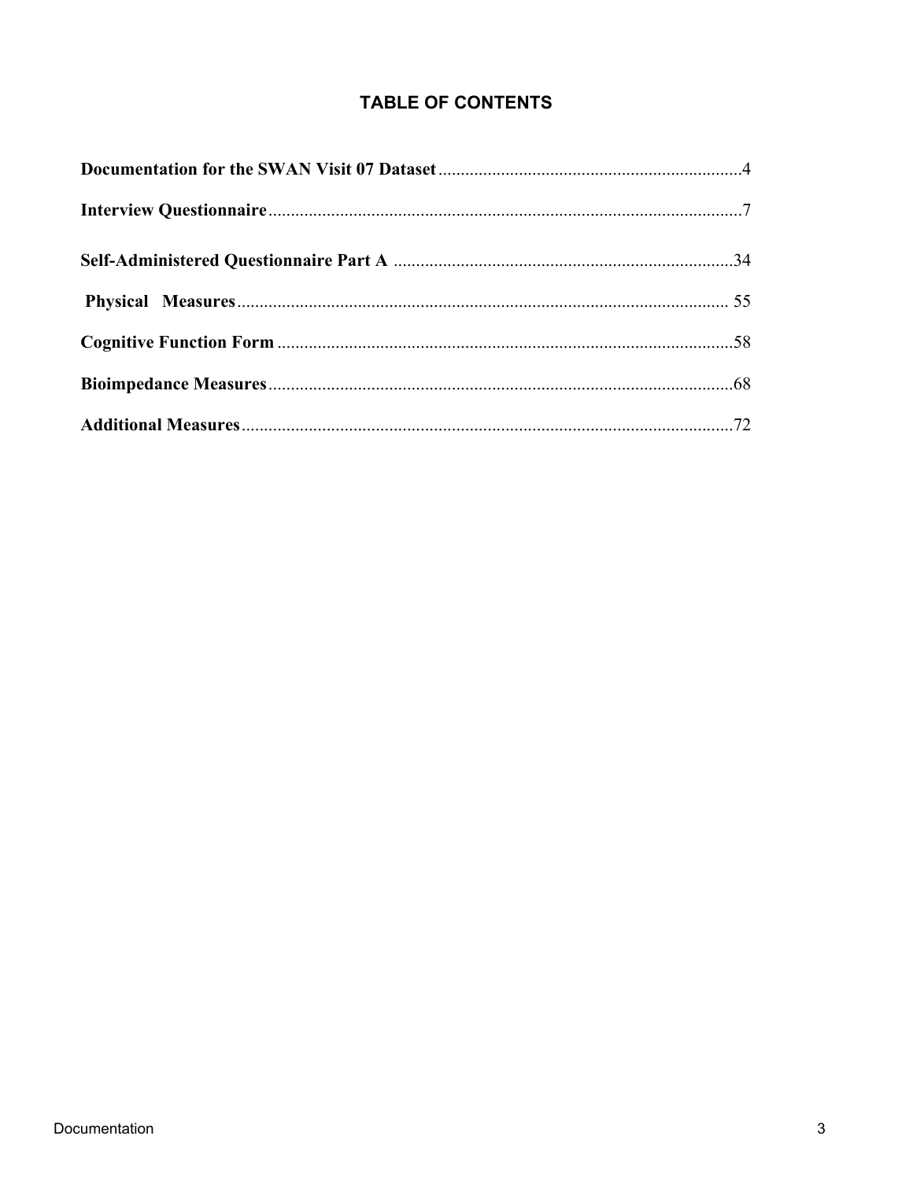## TABLE OF CONTENTS

**Documentation for the SWAN Visit 07 Dataset** .......... 4

**Interview Questionnaire** .......... 7

**Self-Administered Questionnaire Part A** .......... 34

**Physical Measures** .......... 55

**Cognitive Function Form** .......... 58

**Bioimpedance Measures** .......... 68

**Additional Measures** .......... 72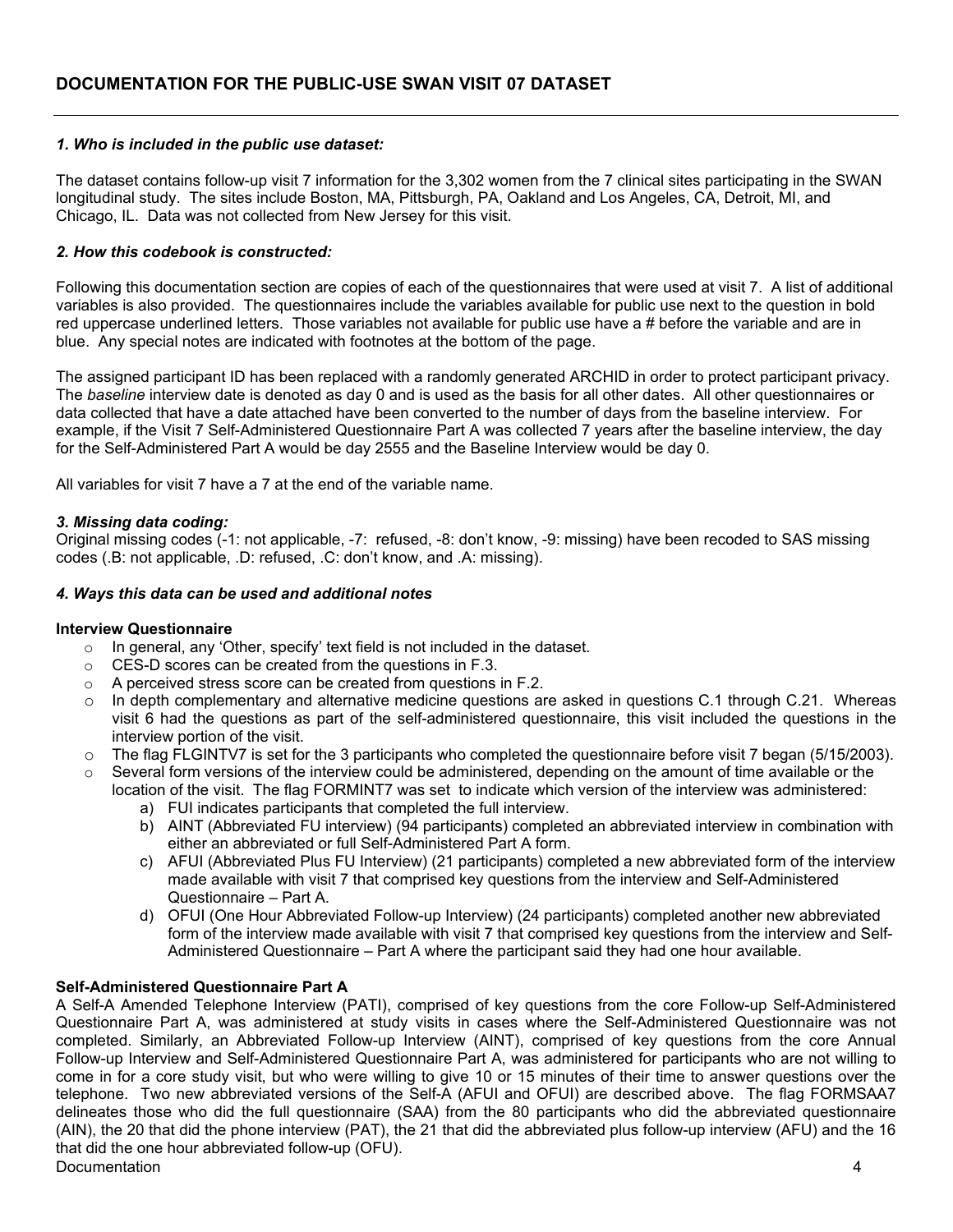## DOCUMENTATION FOR THE PUBLIC-USE SWAN VISIT 07 DATASET

### *1. Who is included in the public use dataset:*

The dataset contains follow-up visit 7 information for the 3,302 women from the 7 clinical sites participating in the SWAN longitudinal study. The sites include Boston, MA, Pittsburgh, PA, Oakland and Los Angeles, CA, Detroit, MI, and Chicago, IL. Data was not collected from New Jersey for this visit.

### *2. How this codebook is constructed:*

Following this documentation section are copies of each of the questionnaires that were used at visit 7. A list of additional variables is also provided. The questionnaires include the variables available for public use next to the question in bold red uppercase underlined letters. Those variables not available for public use have a # before the variable and are in blue. Any special notes are indicated with footnotes at the bottom of the page.

The assigned participant ID has been replaced with a randomly generated ARCHID in order to protect participant privacy. The *baseline* interview date is denoted as day 0 and is used as the basis for all other dates. All other questionnaires or data collected that have a date attached have been converted to the number of days from the baseline interview. For example, if the Visit 7 Self-Administered Questionnaire Part A was collected 7 years after the baseline interview, the day for the Self-Administered Part A would be day 2555 and the Baseline Interview would be day 0.

All variables for visit 7 have a 7 at the end of the variable name.

### *3. Missing data coding:*

Original missing codes (-1: not applicable, -7: refused, -8: don't know, -9: missing) have been recoded to SAS missing codes (.B: not applicable, .D: refused, .C: don't know, and .A: missing).

### *4. Ways this data can be used and additional notes*

**Interview Questionnaire**

- In general, any 'Other, specify' text field is not included in the dataset.
- CES-D scores can be created from the questions in F.3.
- A perceived stress score can be created from questions in F.2.
- In depth complementary and alternative medicine questions are asked in questions C.1 through C.21. Whereas visit 6 had the questions as part of the self-administered questionnaire, this visit included the questions in the interview portion of the visit.
- The flag FLGINTV7 is set for the 3 participants who completed the questionnaire before visit 7 began (5/15/2003).
- Several form versions of the interview could be administered, depending on the amount of time available or the location of the visit. The flag FORMINT7 was set to indicate which version of the interview was administered:
  a) FUI indicates participants that completed the full interview.
  b) AINT (Abbreviated FU interview) (94 participants) completed an abbreviated interview in combination with either an abbreviated or full Self-Administered Part A form.
  c) AFUI (Abbreviated Plus FU Interview) (21 participants) completed a new abbreviated form of the interview made available with visit 7 that comprised key questions from the interview and Self-Administered Questionnaire – Part A.
  d) OFUI (One Hour Abbreviated Follow-up Interview) (24 participants) completed another new abbreviated form of the interview made available with visit 7 that comprised key questions from the interview and Self-Administered Questionnaire – Part A where the participant said they had one hour available.

**Self-Administered Questionnaire Part A**

A Self-A Amended Telephone Interview (PATI), comprised of key questions from the core Follow-up Self-Administered Questionnaire Part A, was administered at study visits in cases where the Self-Administered Questionnaire was not completed. Similarly, an Abbreviated Follow-up Interview (AINT), comprised of key questions from the core Annual Follow-up Interview and Self-Administered Questionnaire Part A, was administered for participants who are not willing to come in for a core study visit, but who were willing to give 10 or 15 minutes of their time to answer questions over the telephone. Two new abbreviated versions of the Self-A (AFUI and OFUI) are described above. The flag FORMSAA7 delineates those who did the full questionnaire (SAA) from the 80 participants who did the abbreviated questionnaire (AIN), the 20 that did the phone interview (PAT), the 21 that did the abbreviated plus follow-up interview (AFU) and the 16 that did the one hour abbreviated follow-up (OFU).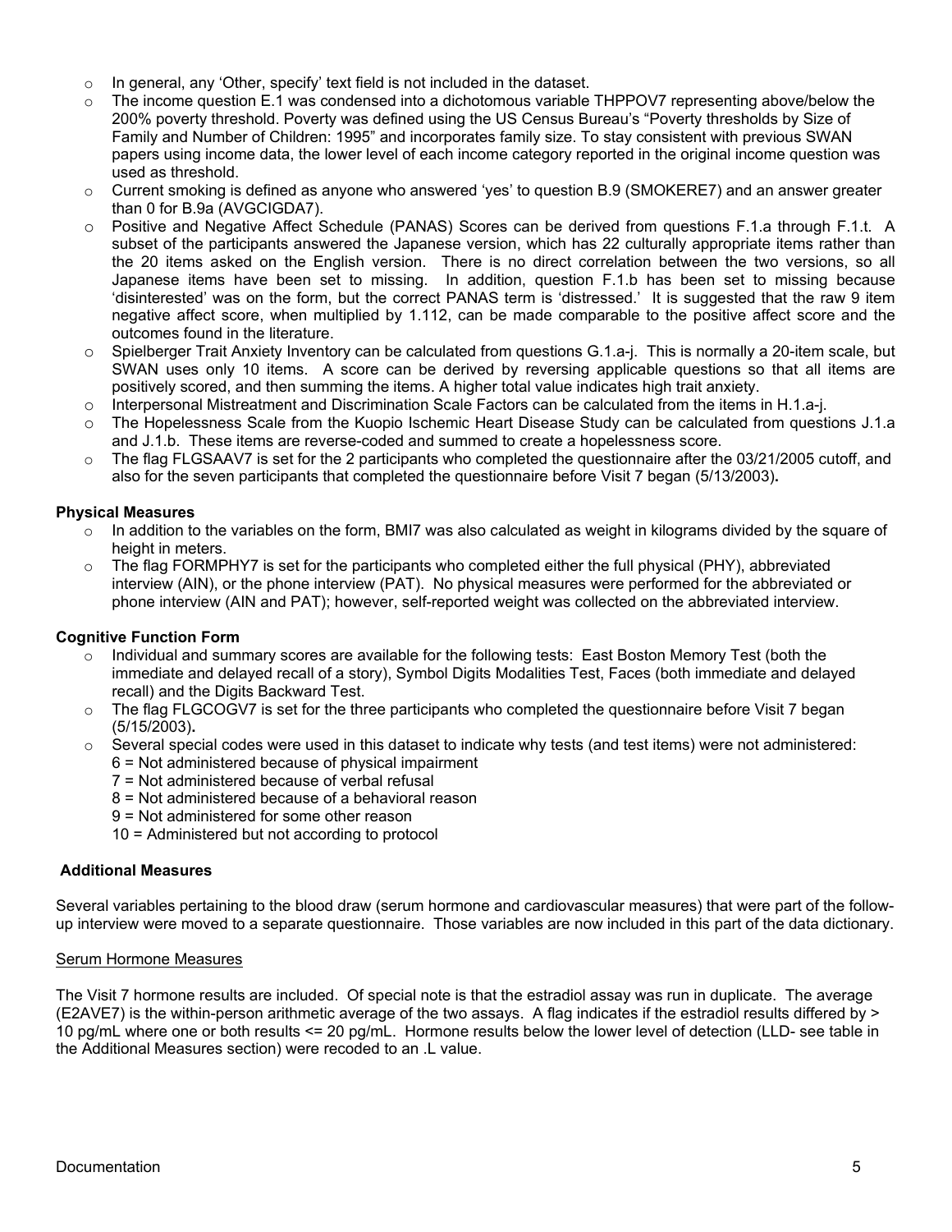- In general, any 'Other, specify' text field is not included in the dataset.
- The income question E.1 was condensed into a dichotomous variable THPPOV7 representing above/below the 200% poverty threshold. Poverty was defined using the US Census Bureau's "Poverty thresholds by Size of Family and Number of Children: 1995" and incorporates family size. To stay consistent with previous SWAN papers using income data, the lower level of each income category reported in the original income question was used as threshold.
- Current smoking is defined as anyone who answered 'yes' to question B.9 (SMOKERE7) and an answer greater than 0 for B.9a (AVGCIGDA7).
- Positive and Negative Affect Schedule (PANAS) Scores can be derived from questions F.1.a through F.1.t. A subset of the participants answered the Japanese version, which has 22 culturally appropriate items rather than the 20 items asked on the English version. There is no direct correlation between the two versions, so all Japanese items have been set to missing. In addition, question F.1.b has been set to missing because 'disinterested' was on the form, but the correct PANAS term is 'distressed.' It is suggested that the raw 9 item negative affect score, when multiplied by 1.112, can be made comparable to the positive affect score and the outcomes found in the literature.
- Spielberger Trait Anxiety Inventory can be calculated from questions G.1.a-j. This is normally a 20-item scale, but SWAN uses only 10 items. A score can be derived by reversing applicable questions so that all items are positively scored, and then summing the items. A higher total value indicates high trait anxiety.
- Interpersonal Mistreatment and Discrimination Scale Factors can be calculated from the items in H.1.a-j.
- The Hopelessness Scale from the Kuopio Ischemic Heart Disease Study can be calculated from questions J.1.a and J.1.b. These items are reverse-coded and summed to create a hopelessness score.
- The flag FLGSAAV7 is set for the 2 participants who completed the questionnaire after the 03/21/2005 cutoff, and also for the seven participants that completed the questionnaire before Visit 7 began (5/13/2003)**.**

**Physical Measures**

- In addition to the variables on the form, BMI7 was also calculated as weight in kilograms divided by the square of height in meters.
- The flag FORMPHY7 is set for the participants who completed either the full physical (PHY), abbreviated interview (AIN), or the phone interview (PAT). No physical measures were performed for the abbreviated or phone interview (AIN and PAT); however, self-reported weight was collected on the abbreviated interview.

**Cognitive Function Form**

- Individual and summary scores are available for the following tests: East Boston Memory Test (both the immediate and delayed recall of a story), Symbol Digits Modalities Test, Faces (both immediate and delayed recall) and the Digits Backward Test.
- The flag FLGCOGV7 is set for the three participants who completed the questionnaire before Visit 7 began (5/15/2003)**.**
- Several special codes were used in this dataset to indicate why tests (and test items) were not administered:
  6 = Not administered because of physical impairment
  7 = Not administered because of verbal refusal
  8 = Not administered because of a behavioral reason
  9 = Not administered for some other reason
  10 = Administered but not according to protocol

**Additional Measures**

Several variables pertaining to the blood draw (serum hormone and cardiovascular measures) that were part of the follow-up interview were moved to a separate questionnaire. Those variables are now included in this part of the data dictionary.

Serum Hormone Measures

The Visit 7 hormone results are included. Of special note is that the estradiol assay was run in duplicate. The average (E2AVE7) is the within-person arithmetic average of the two assays. A flag indicates if the estradiol results differed by > 10 pg/mL where one or both results <= 20 pg/mL. Hormone results below the lower level of detection (LLD- see table in the Additional Measures section) were recoded to an .L value.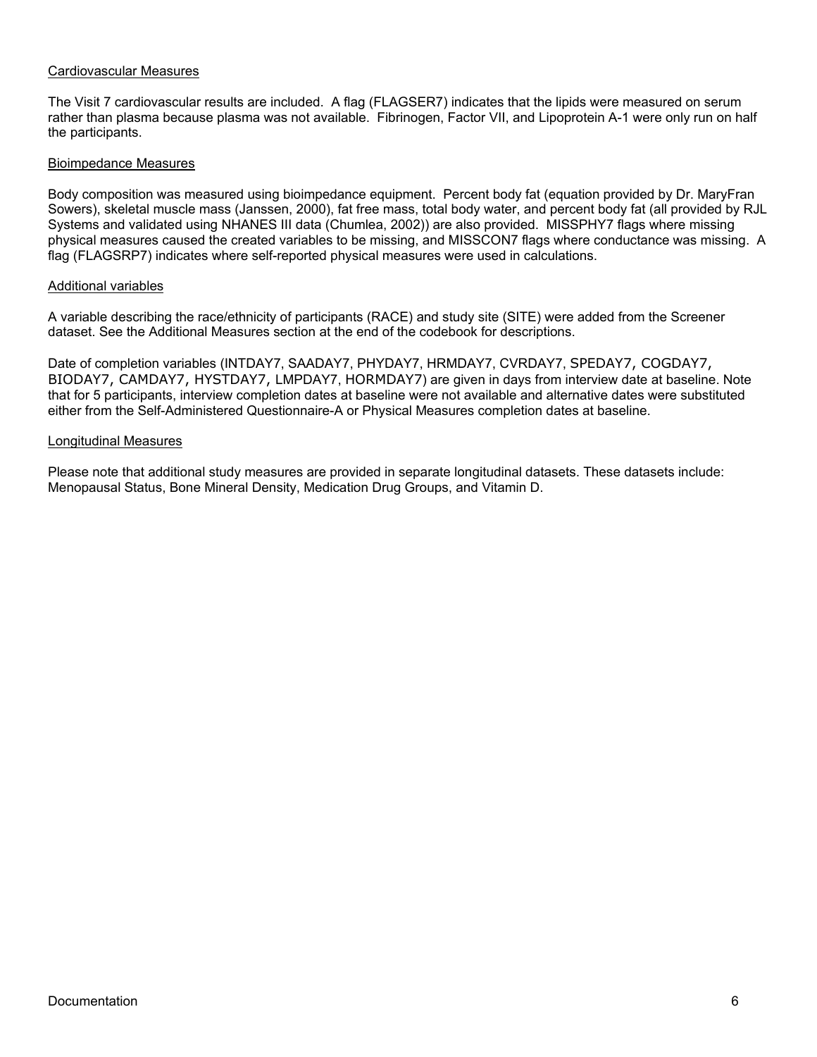## Cardiovascular Measures

The Visit 7 cardiovascular results are included. A flag (FLAGSER7) indicates that the lipids were measured on serum rather than plasma because plasma was not available. Fibrinogen, Factor VII, and Lipoprotein A-1 were only run on half the participants.

## Bioimpedance Measures

Body composition was measured using bioimpedance equipment. Percent body fat (equation provided by Dr. MaryFran Sowers), skeletal muscle mass (Janssen, 2000), fat free mass, total body water, and percent body fat (all provided by RJL Systems and validated using NHANES III data (Chumlea, 2002)) are also provided. MISSPHY7 flags where missing physical measures caused the created variables to be missing, and MISSCON7 flags where conductance was missing. A flag (FLAGSRP7) indicates where self-reported physical measures were used in calculations.

## Additional variables

A variable describing the race/ethnicity of participants (RACE) and study site (SITE) were added from the Screener dataset. See the Additional Measures section at the end of the codebook for descriptions.

Date of completion variables (INTDAY7, SAADAY7, PHYDAY7, HRMDAY7, CVRDAY7, SPEDAY7, COGDAY7, BIODAY7, CAMDAY7, HYSTDAY7, LMPDAY7, HORMDAY7) are given in days from interview date at baseline. Note that for 5 participants, interview completion dates at baseline were not available and alternative dates were substituted either from the Self-Administered Questionnaire-A or Physical Measures completion dates at baseline.

## Longitudinal Measures

Please note that additional study measures are provided in separate longitudinal datasets. These datasets include: Menopausal Status, Bone Mineral Density, Medication Drug Groups, and Vitamin D.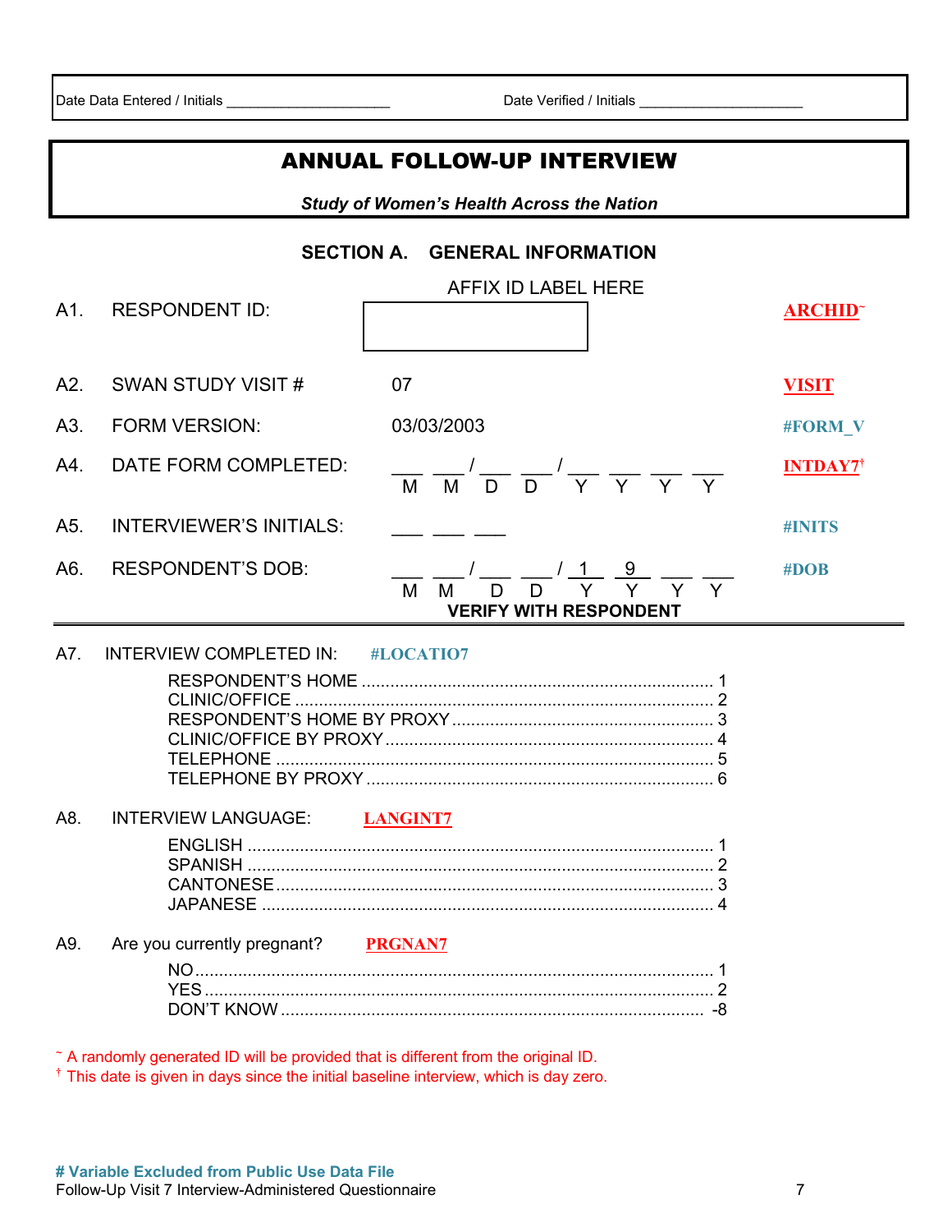Date Data Entered / Initials ____________________ Date Verified / Initials ____________________

# ANNUAL FOLLOW-UP INTERVIEW

***Study of Women's Health Across the Nation***

## SECTION A. GENERAL INFORMATION

| | | | |
|---|---|---|---|
| A1. | RESPONDENT ID: | AFFIX ID LABEL HERE | ARCHID~ |
| A2. | SWAN STUDY VISIT # | 07 | VISIT |
| A3. | FORM VERSION: | 03/03/2003 | #FORM_V |
| A4. | DATE FORM COMPLETED: | ___ ___ / ___ ___ / ___ ___ ___ ___ (M M D D Y Y Y Y) | INTDAY7† |
| A5. | INTERVIEWER'S INITIALS: | ___ ___ ___ | #INITS |
| A6. | RESPONDENT'S DOB: | ___ ___ / ___ ___ / 1 9 ___ ___ (M M D D Y Y Y Y) **VERIFY WITH RESPONDENT** | #DOB |

A7. INTERVIEW COMPLETED IN: **#LOCATIO7**

- RESPONDENT'S HOME .......... 1
- CLINIC/OFFICE .......... 2
- RESPONDENT'S HOME BY PROXY .......... 3
- CLINIC/OFFICE BY PROXY .......... 4
- TELEPHONE .......... 5
- TELEPHONE BY PROXY .......... 6

A8. INTERVIEW LANGUAGE: **LANGINT7**

- ENGLISH .......... 1
- SPANISH .......... 2
- CANTONESE .......... 3
- JAPANESE .......... 4

A9. Are you currently pregnant? **PRGNAN7**

- NO .......... 1
- YES .......... 2
- DON'T KNOW .......... -8

~ A randomly generated ID will be provided that is different from the original ID.
† This date is given in days since the initial baseline interview, which is day zero.

**# Variable Excluded from Public Use Data File**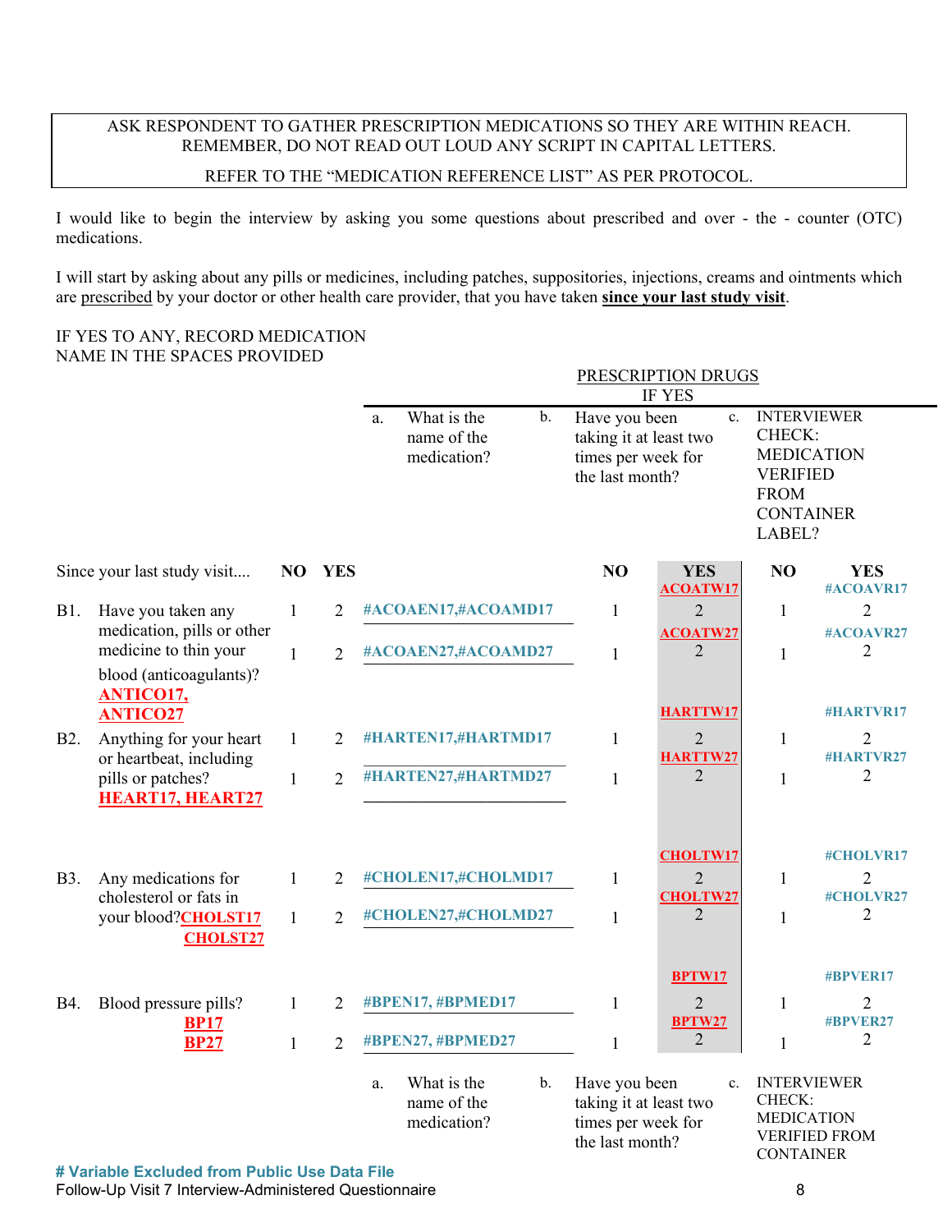ASK RESPONDENT TO GATHER PRESCRIPTION MEDICATIONS SO THEY ARE WITHIN REACH.
REMEMBER, DO NOT READ OUT LOUD ANY SCRIPT IN CAPITAL LETTERS.

REFER TO THE "MEDICATION REFERENCE LIST" AS PER PROTOCOL.

I would like to begin the interview by asking you some questions about prescribed and over - the - counter (OTC) medications.

I will start by asking about any pills or medicines, including patches, suppositories, injections, creams and ointments which are prescribed by your doctor or other health care provider, that you have taken **since your last study visit**.

IF YES TO ANY, RECORD MEDICATION NAME IN THE SPACES PROVIDED

| | | | PRESCRIPTION DRUGS IF YES | | | | |
|---|---|---|---|---|---|---|---|
| | | | a. What is the name of the medication? | b. Have you been taking it at least two times per week for the last month? | | c. INTERVIEWER CHECK: MEDICATION VERIFIED FROM CONTAINER LABEL? | |
| Since your last study visit.... | NO | YES | | NO | YES | NO | YES |
| B1. Have you taken any medication, pills or other medicine to thin your blood (anticoagulants)? **ANTICO17, ANTICO27** | 1 | 2 | #ACOAEN17,#ACOAMD17 | 1 | **ACOATW17** 2 | 1 | #ACOAVR17 2 |
| | 1 | 2 | #ACOAEN27,#ACOAMD27 | 1 | **ACOATW27** 2 | 1 | #ACOAVR27 2 |
| B2. Anything for your heart or heartbeat, including pills or patches? **HEART17, HEART27** | 1 | 2 | #HARTEN17,#HARTMD17 | 1 | **HARTTW17** 2 | 1 | #HARTVR17 2 |
| | 1 | 2 | #HARTEN27,#HARTMD27 | 1 | **HARTTW27** 2 | 1 | #HARTVR27 2 |
| B3. Any medications for cholesterol or fats in your blood? **CHOLST17 CHOLST27** | 1 | 2 | #CHOLEN17,#CHOLMD17 | 1 | **CHOLTW17** 2 | 1 | #CHOLVR17 2 |
| | 1 | 2 | #CHOLEN27,#CHOLMD27 | 1 | **CHOLTW27** 2 | 1 | #CHOLVR27 2 |
| B4. Blood pressure pills? **BP17 BP27** | 1 | 2 | #BPEN17, #BPMED17 | 1 | **BPTW17** 2 | 1 | #BPVER17 2 |
| | 1 | 2 | #BPEN27, #BPMED27 | 1 | **BPTW27** 2 | 1 | #BPVER27 2 |
| | | | a. What is the name of the medication? | b. Have you been taking it at least two times per week for the last month? | | c. INTERVIEWER CHECK: MEDICATION VERIFIED FROM CONTAINER | |

**# Variable Excluded from Public Use Data File**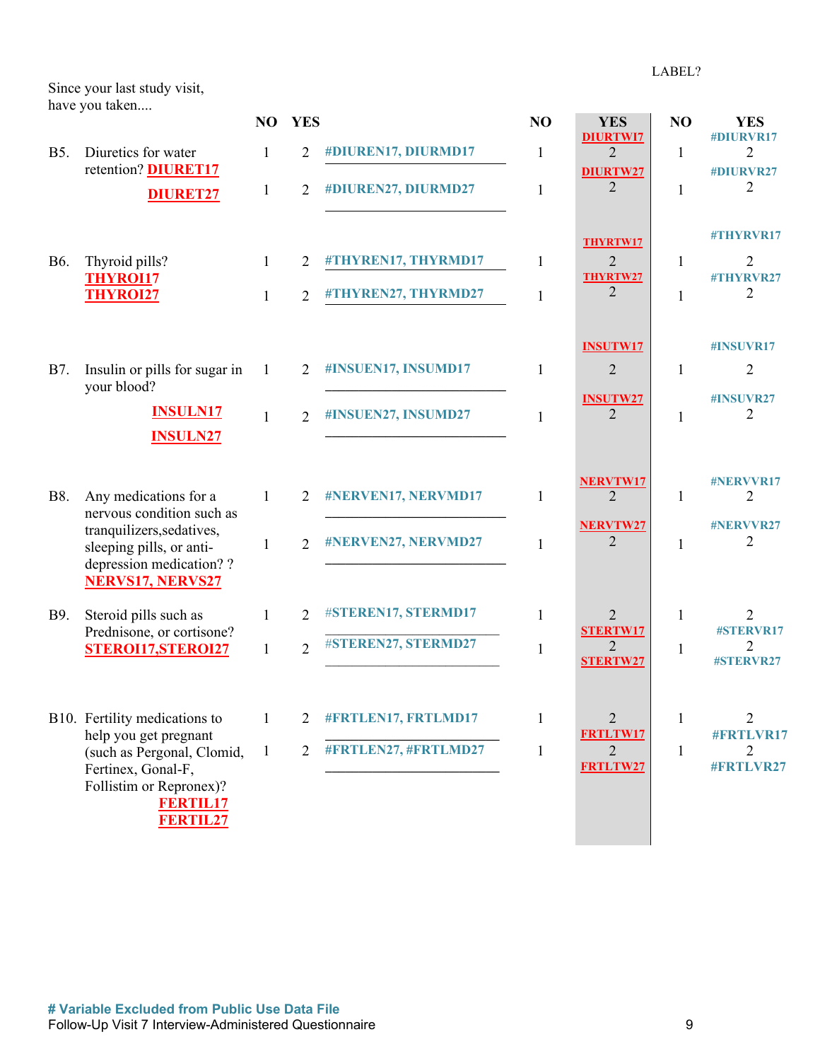LABEL?

Since your last study visit, have you taken....

| | | NO | YES | | NO | YES | NO | YES |
|---|---|---|---|---|---|---|---|---|
| B5. | Diuretics for water retention? **DIURET17** | 1 | 2 | #DIUREN17, DIURMD17 | 1 | **DIURTW17** 2 | 1 | #DIURVR17 2 |
| | **DIURET27** | 1 | 2 | #DIUREN27, DIURMD27 | 1 | **DIURTW27** 2 | 1 | #DIURVR27 2 |
| B6. | Thyroid pills? **THYROI17** | 1 | 2 | #THYREN17, THYRMD17 | 1 | **THYRTW17** 2 | 1 | #THYRVR17 2 |
| | **THYROI27** | 1 | 2 | #THYREN27, THYRMD27 | 1 | **THYRTW27** 2 | 1 | #THYRVR27 2 |
| B7. | Insulin or pills for sugar in your blood? **INSULN17** | 1 | 2 | #INSUEN17, INSUMD17 | 1 | **INSUTW17** 2 | 1 | #INSUVR17 2 |
| | **INSULN27** | 1 | 2 | #INSUEN27, INSUMD27 | 1 | **INSUTW27** 2 | 1 | #INSUVR27 2 |
| B8. | Any medications for a nervous condition such as tranquilizers,sedatives, sleeping pills, or anti-depression medication? ? **NERVS17, NERVS27** | 1 | 2 | #NERVEN17, NERVMD17 | 1 | **NERVTW17** 2 | 1 | #NERVVR17 2 |
| | | 1 | 2 | #NERVEN27, NERVMD27 | 1 | **NERVTW27** 2 | 1 | #NERVVR27 2 |
| B9. | Steroid pills such as Prednisone, or cortisone? **STEROI17,STEROI27** | 1 | 2 | #STEREN17, STERMD17 | 1 | 2 **STERTW17** | 1 | 2 #STERVR17 |
| | | 1 | 2 | #STEREN27, STERMD27 | 1 | 2 **STERTW27** | 1 | 2 #STERVR27 |
| B10. | Fertility medications to help you get pregnant (such as Pergonal, Clomid, Fertinex, Gonal-F, Follistim or Repronex)? **FERTIL17** **FERTIL27** | 1 | 2 | #FRTLEN17, FRTLMD17 | 1 | 2 **FRTLTW17** | 1 | 2 #FRTLVR17 |
| | | 1 | 2 | #FRTLEN27, #FRTLMD27 | 1 | 2 **FRTLTW27** | 1 | 2 #FRTLVR27 |

# Variable Excluded from Public Use Data File

Follow-Up Visit 7 Interview-Administered Questionnaire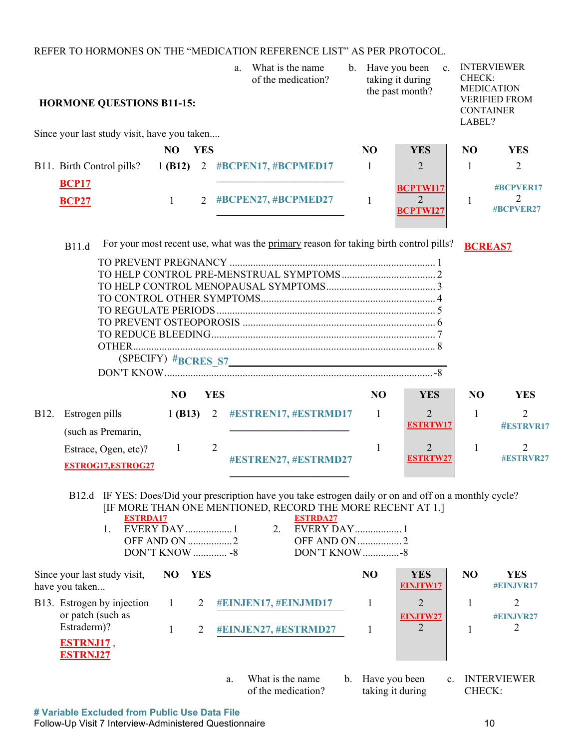REFER TO HORMONES ON THE "MEDICATION REFERENCE LIST" AS PER PROTOCOL.

**HORMONE QUESTIONS B11-15:**

Since your last study visit, have you taken....

| | NO | YES | a. What is the name of the medication? | b. Have you been taking it during the past month? NO | YES | c. INTERVIEWER CHECK: MEDICATION VERIFIED FROM CONTAINER LABEL? NO | YES |
|---|---|---|---|---|---|---|---|
| B11. Birth Control pills? BCP17 | 1 **(B12)** | 2 | #BCPEN17, #BCPMED17 ______________________ | 1 | 2 BCPTWI17 | 1 | 2 #BCPVER17 |
| BCP27 | 1 | 2 | #BCPEN27, #BCPMED27 ______________________ | 1 | 2 BCPTWI27 | 1 | 2 #BCPVER27 |

B11.d For your most recent use, what was the primary reason for taking birth control pills? **BCREAS7**

- TO PREVENT PREGNANCY .......... 1
- TO HELP CONTROL PRE-MENSTRUAL SYMPTOMS .......... 2
- TO HELP CONTROL MENOPAUSAL SYMPTOMS .......... 3
- TO CONTROL OTHER SYMPTOMS .......... 4
- TO REGULATE PERIODS .......... 5
- TO PREVENT OSTEOPOROSIS .......... 6
- TO REDUCE BLEEDING .......... 7
- OTHER .......... 8
  - (SPECIFY) #BCRES_S7 ______________________________
- DON'T KNOW .......... -8

| | NO | YES | | NO | YES | NO | YES |
|---|---|---|---|---|---|---|---|
| B12. Estrogen pills (such as Premarin, | 1 **(B13)** | 2 | #ESTREN17, #ESTRMD17 ______________________ | 1 | 2 ESTRTW17 | 1 | 2 #ESTRVR17 |
| Estrace, Ogen, etc)? ESTROG17,ESTROG27 | 1 | 2 | #ESTREN27, #ESTRMD27 ______________________ | 1 | 2 ESTRTW27 | 1 | 2 #ESTRVR27 |

B12.d IF YES: Does/Did your prescription have you take estrogen daily or on and off on a monthly cycle? [IF MORE THAN ONE MENTIONED, RECORD THE MORE RECENT AT 1.]

1. ESTRDA17
   - EVERY DAY .......... 1
   - OFF AND ON .......... 2
   - DON'T KNOW .......... -8
2. ESTRDA27
   - EVERY DAY .......... 1
   - OFF AND ON .......... 2
   - DON'T KNOW .......... -8

| Since your last study visit, have you taken... | NO | YES | | NO | YES | NO | YES |
|---|---|---|---|---|---|---|---|
| B13. Estrogen by injection or patch (such as Estraderm)? ESTRNJ17 , ESTRNJ27 | 1 | 2 | #EINJEN17, #EINJMD17 | 1 | EINJTW17 2 | 1 | #EINJVR17 2 |
| | 1 | 2 | #EINJEN27, #ESTRMD27 | 1 | EINJTW27 2 | 1 | #EINJVR27 2 |

a. What is the name of the medication? b. Have you been taking it during c. INTERVIEWER CHECK:

\# Variable Excluded from Public Use Data File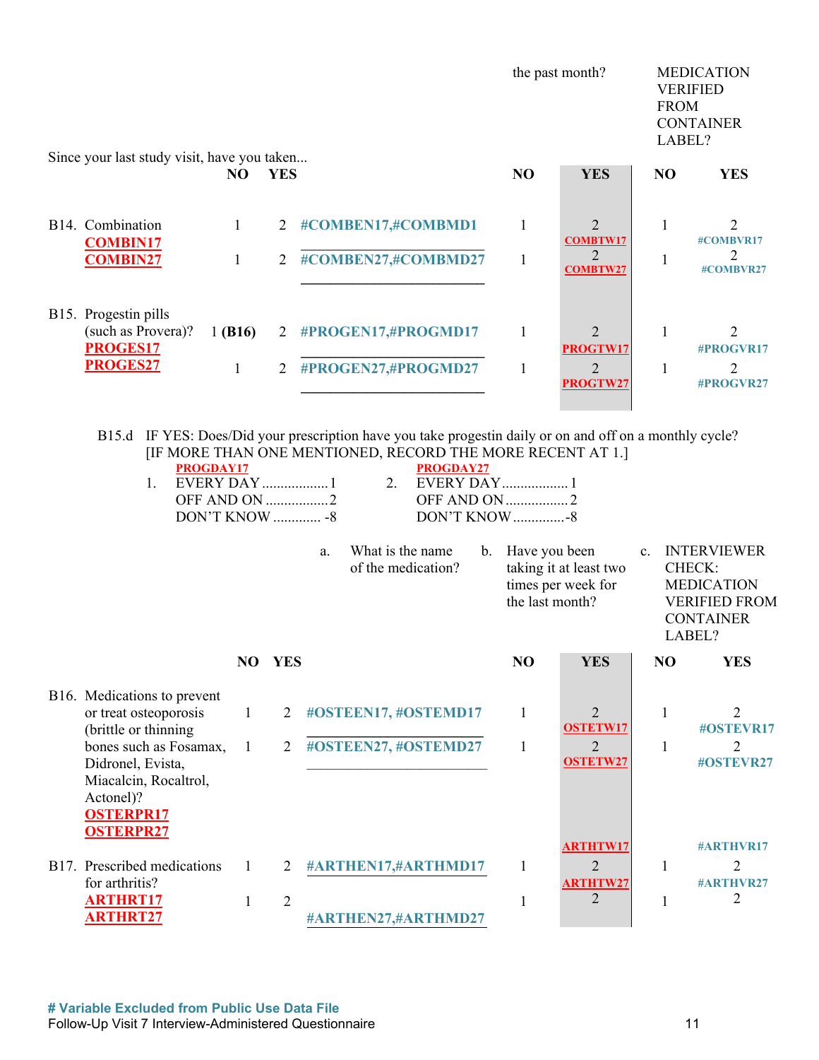Since your last study visit, have you taken...

| | NO | YES | a. What is the name of the medication? | NO | YES (b. Have you been taking it at least two times per week for the past month?) | NO | YES (c. INTERVIEWER CHECK: MEDICATION VERIFIED FROM CONTAINER LABEL?) |
|---|---|---|---|---|---|---|---|
| B14. Combination COMBIN17 | 1 | 2 | #COMBEN17,#COMBMD1 ____________ | 1 | 2 COMBTW17 | 1 | 2 #COMBVR17 |
| COMBIN27 | 1 | 2 | #COMBEN27,#COMBMD27 ____________ | 1 | 2 COMBTW27 | 1 | 2 #COMBVR27 |
| B15. Progestin pills (such as Provera)? PROGES17 | 1 (B16) | 2 | #PROGEN17,#PROGMD17 ____________ | 1 | 2 PROGTW17 | 1 | 2 #PROGVR17 |
| PROGES27 | 1 | 2 | #PROGEN27,#PROGMD27 ____________ | 1 | 2 PROGTW27 | 1 | 2 #PROGVR27 |

B15.d IF YES: Does/Did your prescription have you take progestin daily or on and off on a monthly cycle? [IF MORE THAN ONE MENTIONED, RECORD THE MORE RECENT AT 1.]

1. PROGDAY17
   - EVERY DAY .................. 1
   - OFF AND ON ................. 2
   - DON'T KNOW ............. -8

2. PROGDAY27
   - EVERY DAY .................. 1
   - OFF AND ON ................. 2
   - DON'T KNOW .............. -8

| | NO | YES | a. What is the name of the medication? | NO | YES (b. Have you been taking it at least two times per week for the last month?) | NO | YES (c. INTERVIEWER CHECK: MEDICATION VERIFIED FROM CONTAINER LABEL?) |
|---|---|---|---|---|---|---|---|
| B16. Medications to prevent or treat osteoporosis (brittle or thinning bones such as Fosamax, Didronel, Evista, Miacalcin, Rocaltrol, Actonel)? OSTERPR17 | 1 | 2 | #OSTEEN17, #OSTEMD17 ____________ | 1 | 2 OSTETW17 | 1 | 2 #OSTEVR17 |
| OSTERPR27 | 1 | 2 | #OSTEEN27, #OSTEMD27 ____________ | 1 | 2 OSTETW27 | 1 | 2 #OSTEVR27 |
| B17. Prescribed medications for arthritis? ARTHRT17 | 1 | 2 | #ARTHEN17,#ARTHMD17 | 1 | ARTHTW17 2 | 1 | #ARTHVR17 2 |
| ARTHRT27 | 1 | 2 | #ARTHEN27,#ARTHMD27 | 1 | ARTHTW27 2 | 1 | #ARTHVR27 2 |

**# Variable Excluded from Public Use Data File**

Follow-Up Visit 7 Interview-Administered Questionnaire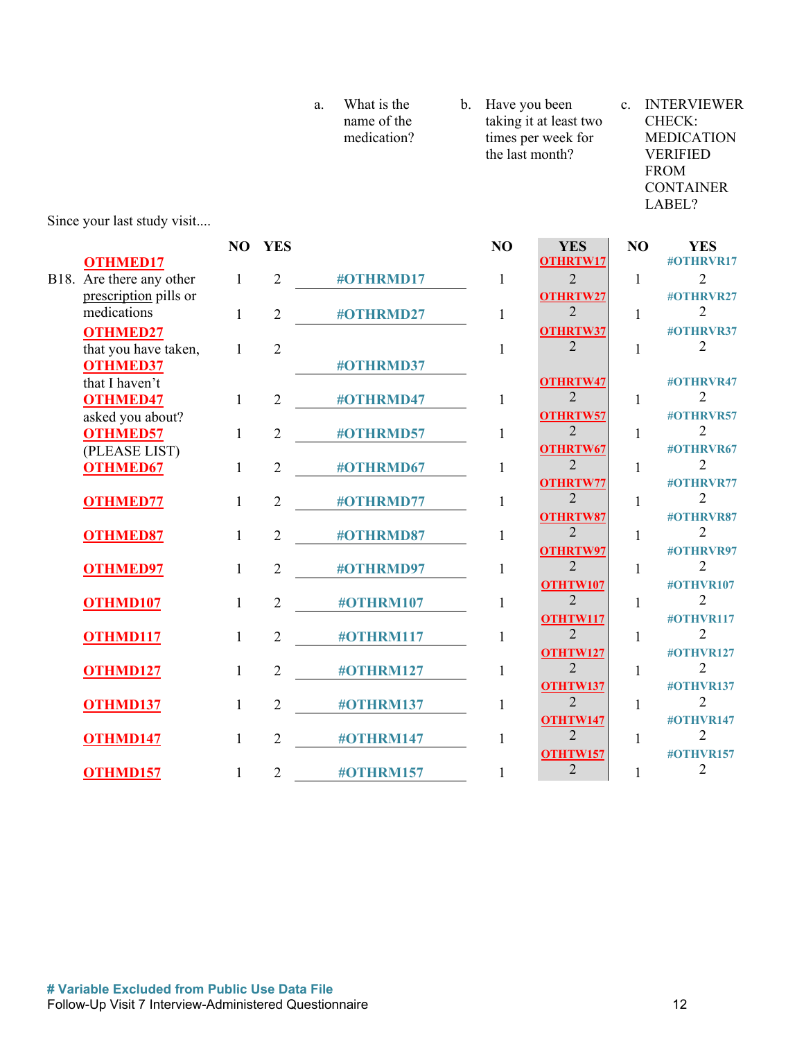Since your last study visit....

| | | NO | YES | a. What is the name of the medication? | b. Have you been taking it at least two times per week for the last month? NO | YES | c. INTERVIEWER CHECK: MEDICATION VERIFIED FROM CONTAINER LABEL? NO | YES |
|---|---|---|---|---|---|---|---|---|
| B18. | Are there any other prescription pills or medications that you have taken, that I haven't asked you about? (PLEASE LIST) | | | | | | | |
| | OTHMED17 | 1 | 2 | #OTHRMD17 | 1 | OTHRTW17 2 | 1 | #OTHRVR17 2 |
| | OTHMED27 | 1 | 2 | #OTHRMD27 | 1 | OTHRTW27 2 | 1 | #OTHRVR27 2 |
| | OTHMED37 | 1 | 2 | #OTHRMD37 | 1 | OTHRTW37 2 | 1 | #OTHRVR37 2 |
| | OTHMED47 | 1 | 2 | #OTHRMD47 | 1 | OTHRTW47 2 | 1 | #OTHRVR47 2 |
| | OTHMED57 | 1 | 2 | #OTHRMD57 | 1 | OTHRTW57 2 | 1 | #OTHRVR57 2 |
| | OTHMED67 | 1 | 2 | #OTHRMD67 | 1 | OTHRTW67 2 | 1 | #OTHRVR67 2 |
| | OTHMED77 | 1 | 2 | #OTHRMD77 | 1 | OTHRTW77 2 | 1 | #OTHRVR77 2 |
| | OTHMED87 | 1 | 2 | #OTHRMD87 | 1 | OTHRTW87 2 | 1 | #OTHRVR87 2 |
| | OTHMED97 | 1 | 2 | #OTHRMD97 | 1 | OTHRTW97 2 | 1 | #OTHRVR97 2 |
| | OTHMD107 | 1 | 2 | #OTHRM107 | 1 | OTHTW107 2 | 1 | #OTHVR107 2 |
| | OTHMD117 | 1 | 2 | #OTHRM117 | 1 | OTHTW117 2 | 1 | #OTHVR117 2 |
| | OTHMD127 | 1 | 2 | #OTHRM127 | 1 | OTHTW127 2 | 1 | #OTHVR127 2 |
| | OTHMD137 | 1 | 2 | #OTHRM137 | 1 | OTHTW137 2 | 1 | #OTHVR137 2 |
| | OTHMD147 | 1 | 2 | #OTHRM147 | 1 | OTHTW147 2 | 1 | #OTHVR147 2 |
| | OTHMD157 | 1 | 2 | #OTHRM157 | 1 | OTHTW157 2 | 1 | #OTHVR157 2 |

# Variable Excluded from Public Use Data File

Follow-Up Visit 7 Interview-Administered Questionnaire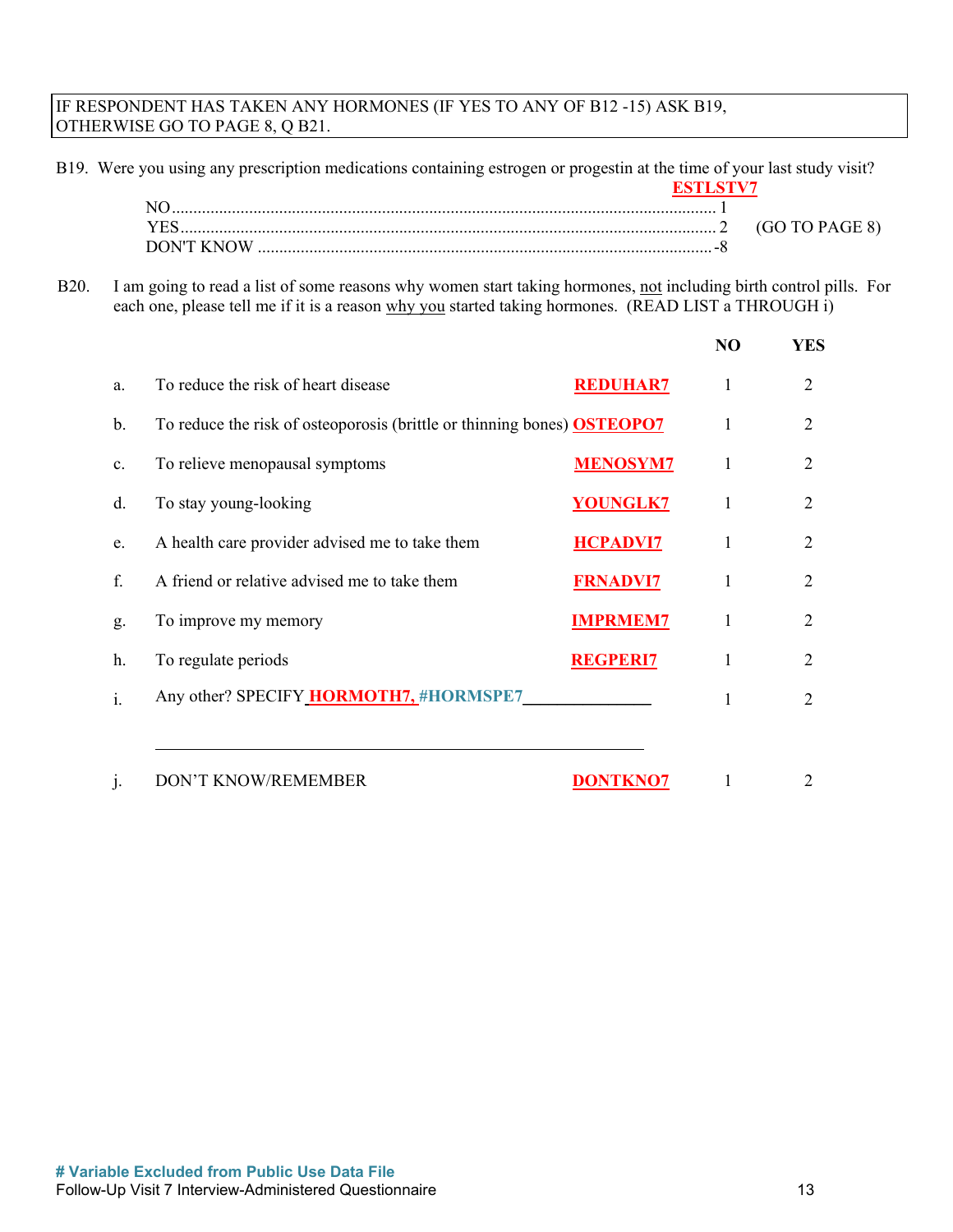IF RESPONDENT HAS TAKEN ANY HORMONES (IF YES TO ANY OF B12 -15) ASK B19, OTHERWISE GO TO PAGE 8, Q B21.

B19. Were you using any prescription medications containing estrogen or progestin at the time of your last study visit?

**ESTLSTV7**

| | | |
|---|---|---|
| NO | 1 | |
| YES | 2 | (GO TO PAGE 8) |
| DON'T KNOW | -8 | |

B20. I am going to read a list of some reasons why women start taking hormones, not including birth control pills. For each one, please tell me if it is a reason why you started taking hormones. (READ LIST a THROUGH i)

| | | | NO | YES |
|---|---|---|---|---|
| a. | To reduce the risk of heart disease | **REDUHAR7** | 1 | 2 |
| b. | To reduce the risk of osteoporosis (brittle or thinning bones) | **OSTEOPO7** | 1 | 2 |
| c. | To relieve menopausal symptoms | **MENOSYM7** | 1 | 2 |
| d. | To stay young-looking | **YOUNGLK7** | 1 | 2 |
| e. | A health care provider advised me to take them | **HCPADVI7** | 1 | 2 |
| f. | A friend or relative advised me to take them | **FRNADVI7** | 1 | 2 |
| g. | To improve my memory | **IMPRMEM7** | 1 | 2 |
| h. | To regulate periods | **REGPERI7** | 1 | 2 |
| i. | Any other? SPECIFY **HORMOTH7, #HORMSPE7** ________________ | | 1 | 2 |
| j. | DON'T KNOW/REMEMBER | **DONTKNO7** | 1 | 2 |

**# Variable Excluded from Public Use Data File**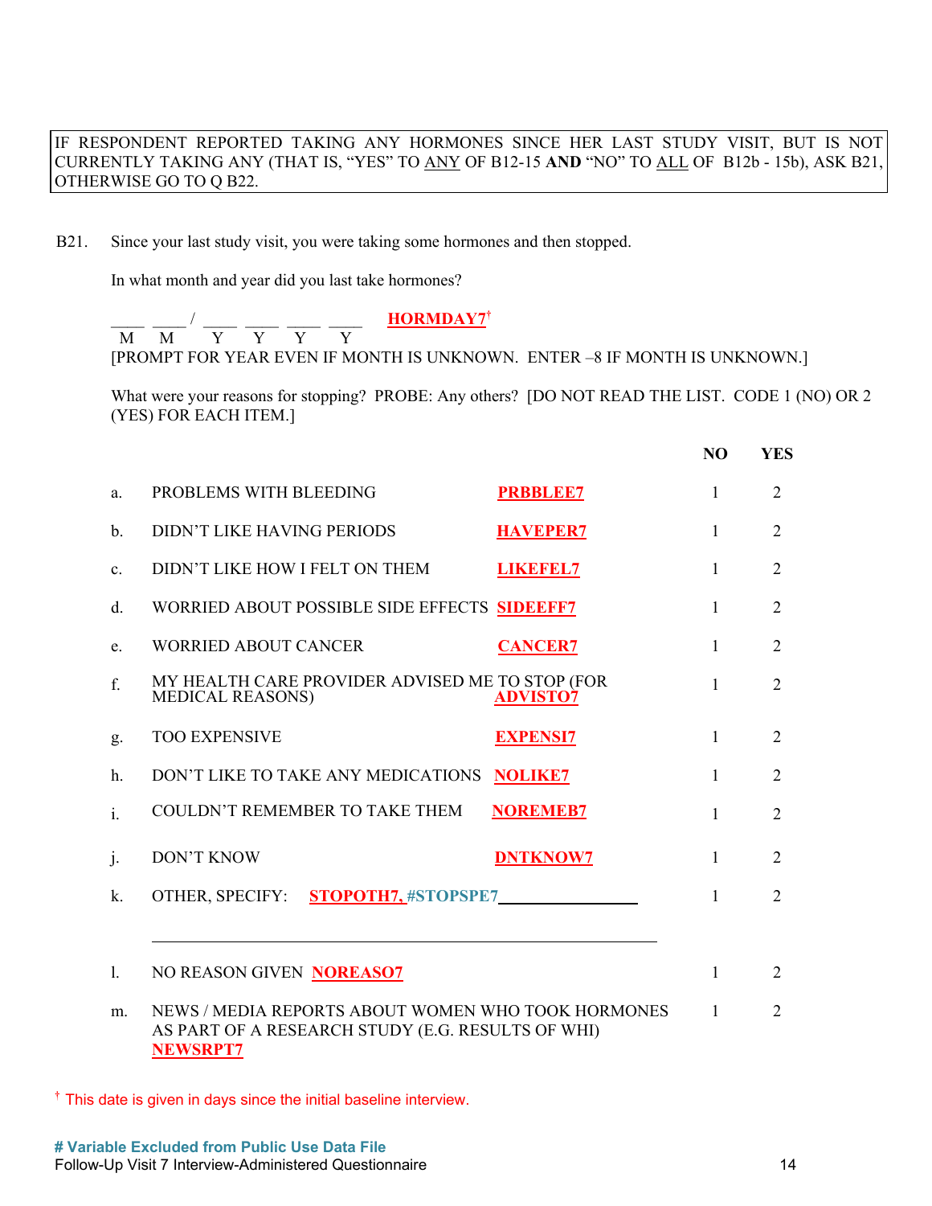IF RESPONDENT REPORTED TAKING ANY HORMONES SINCE HER LAST STUDY VISIT, BUT IS NOT CURRENTLY TAKING ANY (THAT IS, "YES" TO ANY OF B12-15 **AND** "NO" TO ALL OF B12b - 15b), ASK B21, OTHERWISE GO TO Q B22.

B21. Since your last study visit, you were taking some hormones and then stopped.

In what month and year did you last take hormones?

____ ____ / ____ ____ ____ ____ **HORMDAY7**†
M M Y Y Y Y

[PROMPT FOR YEAR EVEN IF MONTH IS UNKNOWN. ENTER –8 IF MONTH IS UNKNOWN.]

What were your reasons for stopping? PROBE: Any others? [DO NOT READ THE LIST. CODE 1 (NO) OR 2 (YES) FOR EACH ITEM.]

| | | | NO | YES |
|---|---|---|---|---|
| a. | PROBLEMS WITH BLEEDING | **PRBBLEE7** | 1 | 2 |
| b. | DIDN'T LIKE HAVING PERIODS | **HAVEPER7** | 1 | 2 |
| c. | DIDN'T LIKE HOW I FELT ON THEM | **LIKEFEL7** | 1 | 2 |
| d. | WORRIED ABOUT POSSIBLE SIDE EFFECTS | **SIDEEFF7** | 1 | 2 |
| e. | WORRIED ABOUT CANCER | **CANCER7** | 1 | 2 |
| f. | MY HEALTH CARE PROVIDER ADVISED ME TO STOP (FOR MEDICAL REASONS) | **ADVISTO7** | 1 | 2 |
| g. | TOO EXPENSIVE | **EXPENSI7** | 1 | 2 |
| h. | DON'T LIKE TO TAKE ANY MEDICATIONS | **NOLIKE7** | 1 | 2 |
| i. | COULDN'T REMEMBER TO TAKE THEM | **NOREMEB7** | 1 | 2 |
| j. | DON'T KNOW | **DNTKNOW7** | 1 | 2 |
| k. | OTHER, SPECIFY: **STOPOTH7**, #STOPSPE7 ________________ | | 1 | 2 |
| l. | NO REASON GIVEN **NOREASO7** | | 1 | 2 |
| m. | NEWS / MEDIA REPORTS ABOUT WOMEN WHO TOOK HORMONES AS PART OF A RESEARCH STUDY (E.G. RESULTS OF WHI) **NEWSRPT7** | | 1 | 2 |

† This date is given in days since the initial baseline interview.

**# Variable Excluded from Public Use Data File**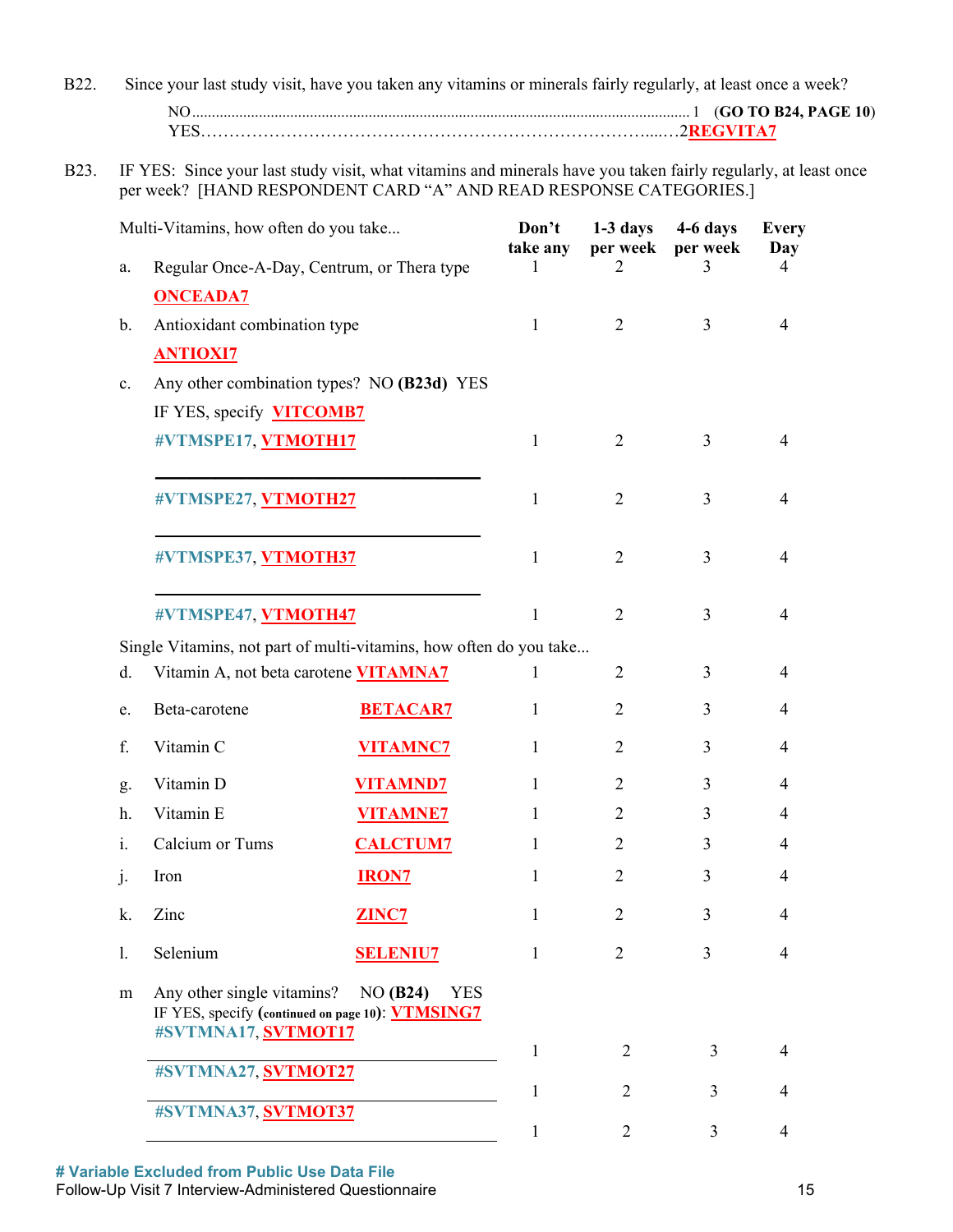B22. Since your last study visit, have you taken any vitamins or minerals fairly regularly, at least once a week?

NO........................................................................................................................................ 1 **(GO TO B24, PAGE 10)**
YES……………………………………………………………………......…2**REGVITA7**

B23. IF YES: Since your last study visit, what vitamins and minerals have you taken fairly regularly, at least once per week? [HAND RESPONDENT CARD "A" AND READ RESPONSE CATEGORIES.]

| Multi-Vitamins, how often do you take... | Don't take any | 1-3 days per week | 4-6 days per week | Every Day |
|---|---|---|---|---|
| a. Regular Once-A-Day, Centrum, or Thera type **ONCEADA7** | 1 | 2 | 3 | 4 |
| b. Antioxidant combination type **ANTIOXI7** | 1 | 2 | 3 | 4 |
| c. Any other combination types? NO **(B23d)** YES IF YES, specify **VITCOMB7** | | | | |
| **#VTMSPE17**, **VTMOTH17** ________________ | 1 | 2 | 3 | 4 |
| **#VTMSPE27**, **VTMOTH27** ________________ | 1 | 2 | 3 | 4 |
| **#VTMSPE37**, **VTMOTH37** ________________ | 1 | 2 | 3 | 4 |
| **#VTMSPE47**, **VTMOTH47** | 1 | 2 | 3 | 4 |
| Single Vitamins, not part of multi-vitamins, how often do you take... | | | | |
| d. Vitamin A, not beta carotene **VITAMNA7** | 1 | 2 | 3 | 4 |
| e. Beta-carotene **BETACAR7** | 1 | 2 | 3 | 4 |
| f. Vitamin C **VITAMNC7** | 1 | 2 | 3 | 4 |
| g. Vitamin D **VITAMND7** | 1 | 2 | 3 | 4 |
| h. Vitamin E **VITAMNE7** | 1 | 2 | 3 | 4 |
| i. Calcium or Tums **CALCTUM7** | 1 | 2 | 3 | 4 |
| j. Iron **IRON7** | 1 | 2 | 3 | 4 |
| k. Zinc **ZINC7** | 1 | 2 | 3 | 4 |
| l. Selenium **SELENIU7** | 1 | 2 | 3 | 4 |
| m Any other single vitamins? NO **(B24)** YES IF YES, specify **(continued on page 10)**: **VTMSING7** | | | | |
| **#SVTMNA17**, **SVTMOT17** ________________ | 1 | 2 | 3 | 4 |
| **#SVTMNA27**, **SVTMOT27** ________________ | 1 | 2 | 3 | 4 |
| **#SVTMNA37**, **SVTMOT37** ________________ | 1 | 2 | 3 | 4 |

**# Variable Excluded from Public Use Data File**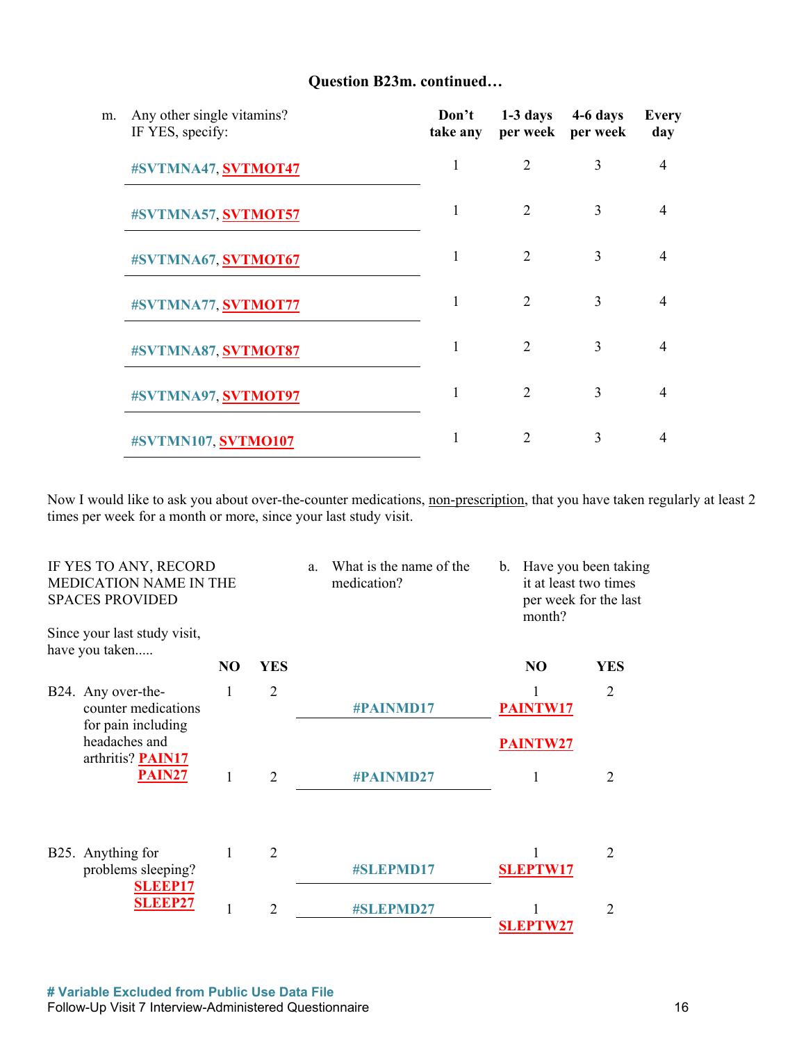**Question B23m. continued…**

| m. Any other single vitamins? IF YES, specify: | Don't take any | 1-3 days per week | 4-6 days per week | Every day |
|---|---|---|---|---|
| #SVTMNA47, SVTMOT47 | 1 | 2 | 3 | 4 |
| #SVTMNA57, SVTMOT57 | 1 | 2 | 3 | 4 |
| #SVTMNA67, SVTMOT67 | 1 | 2 | 3 | 4 |
| #SVTMNA77, SVTMOT77 | 1 | 2 | 3 | 4 |
| #SVTMNA87, SVTMOT87 | 1 | 2 | 3 | 4 |
| #SVTMNA97, SVTMOT97 | 1 | 2 | 3 | 4 |
| #SVTMN107, SVTMO107 | 1 | 2 | 3 | 4 |

Now I would like to ask you about over-the-counter medications, non-prescription, that you have taken regularly at least 2 times per week for a month or more, since your last study visit.

IF YES TO ANY, RECORD MEDICATION NAME IN THE SPACES PROVIDED

Since your last study visit, have you taken.....

| | NO | YES | a. What is the name of the medication? | b. Have you been taking it at least two times per week for the last month? NO | YES |
|---|---|---|---|---|---|
| B24. Any over-the-counter medications for pain including headaches and arthritis? PAIN17 | 1 | 2 | #PAINMD17 | 1 PAINTW17 | 2 |
| PAIN27 | 1 | 2 | #PAINMD27 | PAINTW27 1 | 2 |
| B25. Anything for problems sleeping? SLEEP17 | 1 | 2 | #SLEPMD17 | 1 SLEPTW17 | 2 |
| SLEEP27 | 1 | 2 | #SLEPMD27 | 1 SLEPTW27 | 2 |

# Variable Excluded from Public Use Data File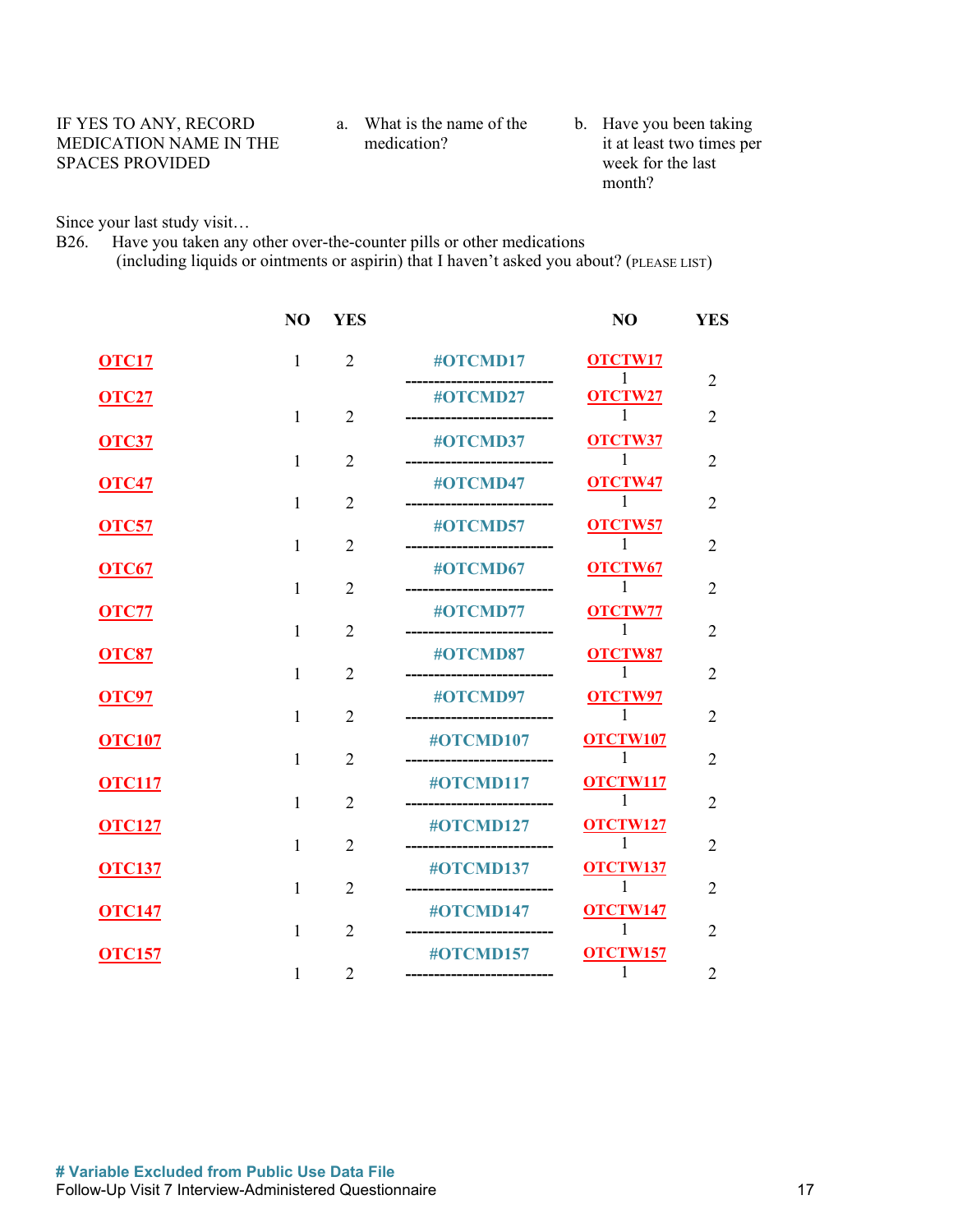IF YES TO ANY, RECORD MEDICATION NAME IN THE SPACES PROVIDED

a. What is the name of the medication?

b. Have you been taking it at least two times per week for the last month?

Since your last study visit…

B26. Have you taken any other over-the-counter pills or other medications (including liquids or ointments or aspirin) that I haven't asked you about? (PLEASE LIST)

| | NO | YES | | | NO | YES |
|---|---|---|---|---|---|---|
| OTC17 | 1 | 2 | #OTCMD17 | OTCTW17 | 1 | 2 |
| OTC27 | 1 | 2 | #OTCMD27 | OTCTW27 | 1 | 2 |
| OTC37 | 1 | 2 | #OTCMD37 | OTCTW37 | 1 | 2 |
| OTC47 | 1 | 2 | #OTCMD47 | OTCTW47 | 1 | 2 |
| OTC57 | 1 | 2 | #OTCMD57 | OTCTW57 | 1 | 2 |
| OTC67 | 1 | 2 | #OTCMD67 | OTCTW67 | 1 | 2 |
| OTC77 | 1 | 2 | #OTCMD77 | OTCTW77 | 1 | 2 |
| OTC87 | 1 | 2 | #OTCMD87 | OTCTW87 | 1 | 2 |
| OTC97 | 1 | 2 | #OTCMD97 | OTCTW97 | 1 | 2 |
| OTC107 | 1 | 2 | #OTCMD107 | OTCTW107 | 1 | 2 |
| OTC117 | 1 | 2 | #OTCMD117 | OTCTW117 | 1 | 2 |
| OTC127 | 1 | 2 | #OTCMD127 | OTCTW127 | 1 | 2 |
| OTC137 | 1 | 2 | #OTCMD137 | OTCTW137 | 1 | 2 |
| OTC147 | 1 | 2 | #OTCMD147 | OTCTW147 | 1 | 2 |
| OTC157 | 1 | 2 | #OTCMD157 | OTCTW157 | 1 | 2 |

# Variable Excluded from Public Use Data File

Follow-Up Visit 7 Interview-Administered Questionnaire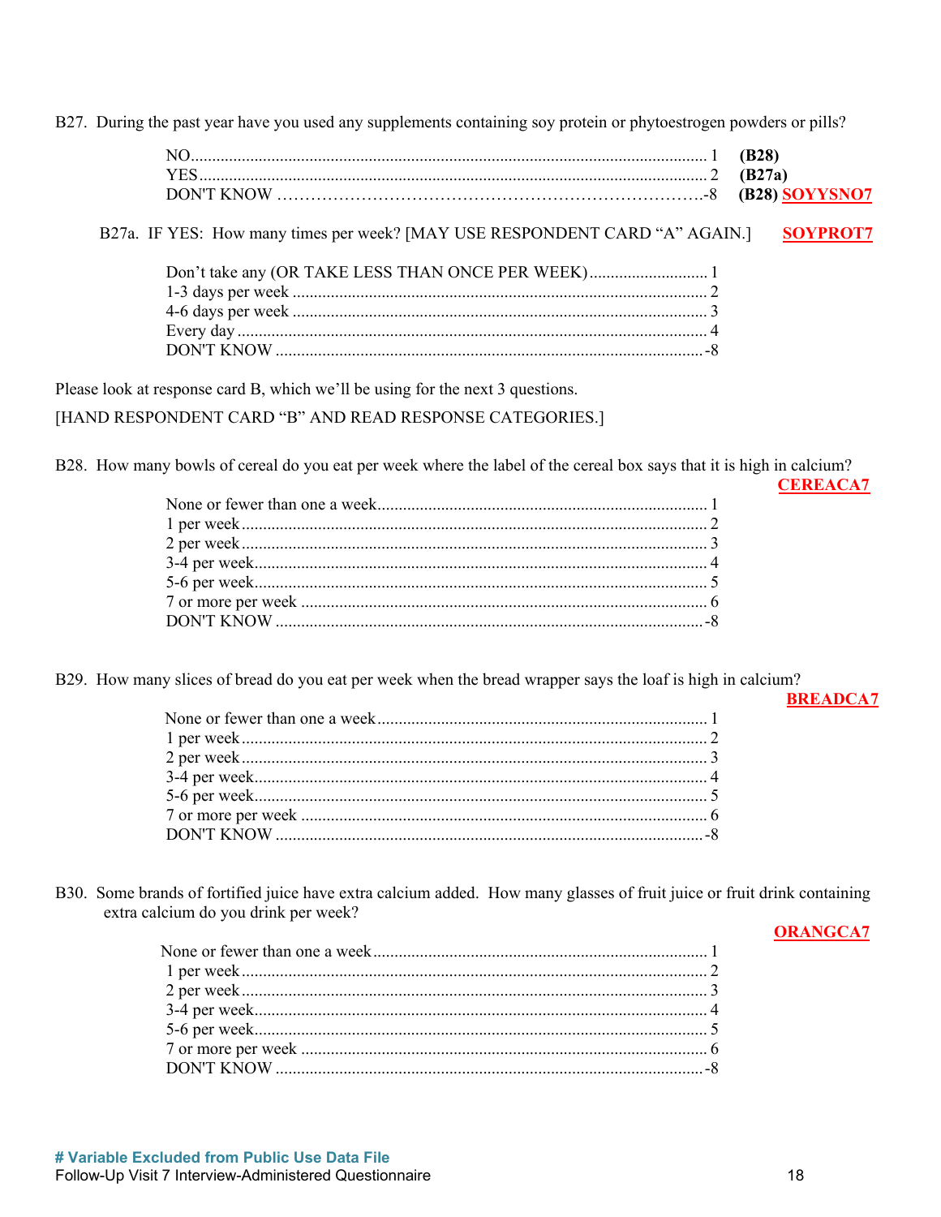B27. During the past year have you used any supplements containing soy protein or phytoestrogen powders or pills?

| | | |
|---|---|---|
| NO | 1 | **(B28)** |
| YES | 2 | **(B27a)** |
| DON'T KNOW | -8 | **(B28)** SOYYSNO7 |

B27a. IF YES: How many times per week? [MAY USE RESPONDENT CARD "A" AGAIN.] SOYPROT7

| | |
|---|---|
| Don't take any (OR TAKE LESS THAN ONCE PER WEEK) | 1 |
| 1-3 days per week | 2 |
| 4-6 days per week | 3 |
| Every day | 4 |
| DON'T KNOW | -8 |

Please look at response card B, which we'll be using for the next 3 questions.

[HAND RESPONDENT CARD "B" AND READ RESPONSE CATEGORIES.]

B28. How many bowls of cereal do you eat per week where the label of the cereal box says that it is high in calcium? CEREACA7

| | |
|---|---|
| None or fewer than one a week | 1 |
| 1 per week | 2 |
| 2 per week | 3 |
| 3-4 per week | 4 |
| 5-6 per week | 5 |
| 7 or more per week | 6 |
| DON'T KNOW | -8 |

B29. How many slices of bread do you eat per week when the bread wrapper says the loaf is high in calcium? BREADCA7

| | |
|---|---|
| None or fewer than one a week | 1 |
| 1 per week | 2 |
| 2 per week | 3 |
| 3-4 per week | 4 |
| 5-6 per week | 5 |
| 7 or more per week | 6 |
| DON'T KNOW | -8 |

B30. Some brands of fortified juice have extra calcium added. How many glasses of fruit juice or fruit drink containing extra calcium do you drink per week? ORANGCA7

| | |
|---|---|
| None or fewer than one a week | 1 |
| 1 per week | 2 |
| 2 per week | 3 |
| 3-4 per week | 4 |
| 5-6 per week | 5 |
| 7 or more per week | 6 |
| DON'T KNOW | -8 |

**# Variable Excluded from Public Use Data File**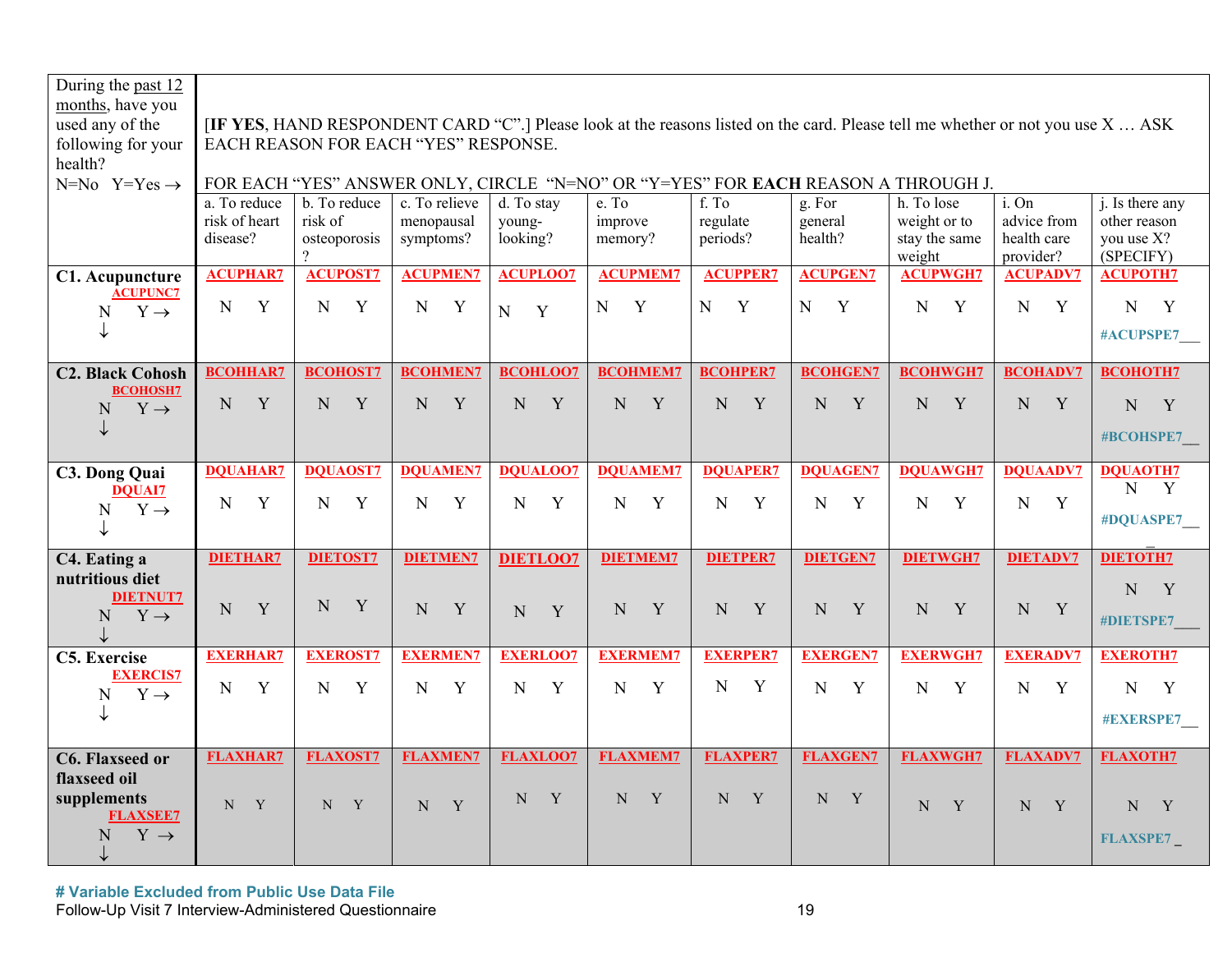| During the past 12 months, have you used any of the following for your health? N=No Y=Yes → | [IF YES, HAND RESPONDENT CARD "C".] Please look at the reasons listed on the card. Please tell me whether or not you use X … ASK EACH REASON FOR EACH "YES" RESPONSE. FOR EACH "YES" ANSWER ONLY, CIRCLE "N=NO" OR "Y=YES" FOR **EACH** REASON A THROUGH J. | | | | | | | | | |
|---|---|---|---|---|---|---|---|---|---|---|
| | a. To reduce risk of heart disease? | b. To reduce risk of osteoporosis? | c. To relieve menopausal symptoms? | d. To stay young-looking? | e. To improve memory? | f. To regulate periods? | g. For general health? | h. To lose weight or to stay the same weight | i. On advice from health care provider? | j. Is there any other reason you use X? (SPECIFY) |
| **C1. Acupuncture** ACUPUNC7 N Y → ↓ | ACUPHAR7 N Y | ACUPOST7 N Y | ACUPMEN7 N Y | ACUPLOO7 N Y | ACUPMEM7 N Y | ACUPPER7 N Y | ACUPGEN7 N Y | ACUPWGH7 N Y | ACUPADV7 N Y | ACUPOTH7 N Y #ACUPSPE7___ |
| **C2. Black Cohosh** BCOHOSH7 N Y → ↓ | BCOHHAR7 N Y | BCOHOST7 N Y | BCOHMEN7 N Y | BCOHLOO7 N Y | BCOHMEM7 N Y | BCOHPER7 N Y | BCOHGEN7 N Y | BCOHWGH7 N Y | BCOHADV7 N Y | BCOHOTH7 N Y #BCOHSPE7___ |
| **C3. Dong Quai** DQUAI7 N Y → ↓ | DQUAHAR7 N Y | DQUAOST7 N Y | DQUAMEN7 N Y | DQUALOO7 N Y | DQUAMEM7 N Y | DQUAPER7 N Y | DQUAGEN7 N Y | DQUAWGH7 N Y | DQUAADV7 N Y | DQUAOTH7 N Y #DQUASPE7___ |
| **C4. Eating a nutritious diet** DIETNUT7 N Y → ↓ | DIETHAR7 N Y | DIETOST7 N Y | DIETMEN7 N Y | DIETLOO7 N Y | DIETMEM7 N Y | DIETPER7 N Y | DIETGEN7 N Y | DIETWGH7 N Y | DIETADV7 N Y | DIETOTH7 N Y #DIETSPE7___ |
| **C5. Exercise** EXERCIS7 N Y → ↓ | EXERHAR7 N Y | EXEROST7 N Y | EXERMEN7 N Y | EXERLOO7 N Y | EXERMEM7 N Y | EXERPER7 N Y | EXERGEN7 N Y | EXERWGH7 N Y | EXERADV7 N Y | EXEROTH7 N Y #EXERSPE7___ |
| **C6. Flaxseed or flaxseed oil supplements** FLAXSEE7 N Y → ↓ | FLAXHAR7 N Y | FLAXOST7 N Y | FLAXMEN7 N Y | FLAXLOO7 N Y | FLAXMEM7 N Y | FLAXPER7 N Y | FLAXGEN7 N Y | FLAXWGH7 N Y | FLAXADV7 N Y | FLAXOTH7 N Y FLAXSPE7 _ |

**# Variable Excluded from Public Use Data File**

Follow-Up Visit 7 Interview-Administered Questionnaire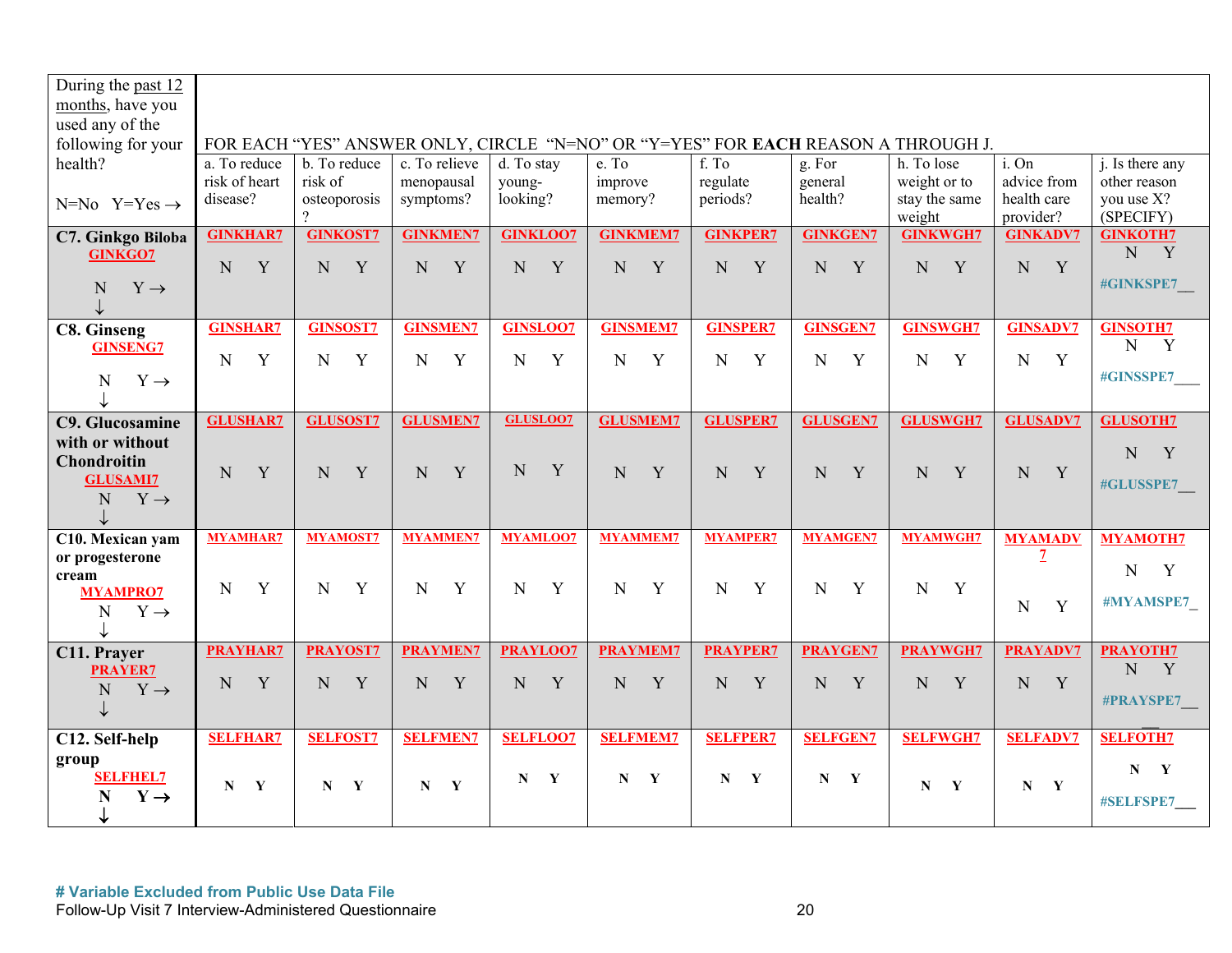| During the past 12 months, have you used any of the following for your health? N=No Y=Yes → | FOR EACH "YES" ANSWER ONLY, CIRCLE "N=NO" OR "Y=YES" FOR **EACH** REASON A THROUGH J. | | | | | | | | | |
|---|---|---|---|---|---|---|---|---|---|---|
| | a. To reduce risk of heart disease? | b. To reduce risk of osteoporosis? | c. To relieve menopausal symptoms? | d. To stay young-looking? | e. To improve memory? | f. To regulate periods? | g. For general health? | h. To lose weight or to stay the same weight | i. On advice from health care provider? | j. Is there any other reason you use X? (SPECIFY) |
| **C7. Ginkgo Biloba** GINKGO7 N Y → ↓ | GINKHAR7 N Y | GINKOST7 N Y | GINKMEN7 N Y | GINKLOO7 N Y | GINKMEM7 N Y | GINKPER7 N Y | GINKGEN7 N Y | GINKWGH7 N Y | GINKADV7 N Y | GINKOTH7 N Y #GINKSPE7__ |
| **C8. Ginseng** GINSENG7 N Y → ↓ | GINSHAR7 N Y | GINSOST7 N Y | GINSMEN7 N Y | GINSLOO7 N Y | GINSMEM7 N Y | GINSPER7 N Y | GINSGEN7 N Y | GINSWGH7 N Y | GINSADV7 N Y | GINSOTH7 N Y #GINSSPE7___ |
| **C9. Glucosamine with or without Chondroitin** GLUSAMI7 N Y → ↓ | GLUSHAR7 N Y | GLUSOST7 N Y | GLUSMEN7 N Y | GLUSLOO7 N Y | GLUSMEM7 N Y | GLUSPER7 N Y | GLUSGEN7 N Y | GLUSWGH7 N Y | GLUSADV7 N Y | GLUSOTH7 N Y #GLUSSPE7__ |
| **C10. Mexican yam or progesterone cream** MYAMPRO7 N Y → ↓ | MYAMHAR7 N Y | MYAMOST7 N Y | MYAMMEN7 N Y | MYAMLOO7 N Y | MYAMMEM7 N Y | MYAMPER7 N Y | MYAMGEN7 N Y | MYAMWGH7 N Y | MYAMADV7 N Y | MYAMOTH7 N Y #MYAMSPE7_ |
| **C11. Prayer** PRAYER7 N Y → ↓ | PRAYHAR7 N Y | PRAYOST7 N Y | PRAYMEN7 N Y | PRAYLOO7 N Y | PRAYMEM7 N Y | PRAYPER7 N Y | PRAYGEN7 N Y | PRAYWGH7 N Y | PRAYADV7 N Y | PRAYOTH7 N Y #PRAYSPE7___ |
| **C12. Self-help group** SELFHEL7 N Y → ↓ | SELFHAR7 N Y | SELFOST7 N Y | SELFMEN7 N Y | SELFLOO7 N Y | SELFMEM7 N Y | SELFPER7 N Y | SELFGEN7 N Y | SELFWGH7 N Y | SELFADV7 N Y | SELFOTH7 N Y #SELFSPE7___ |

**# Variable Excluded from Public Use Data File**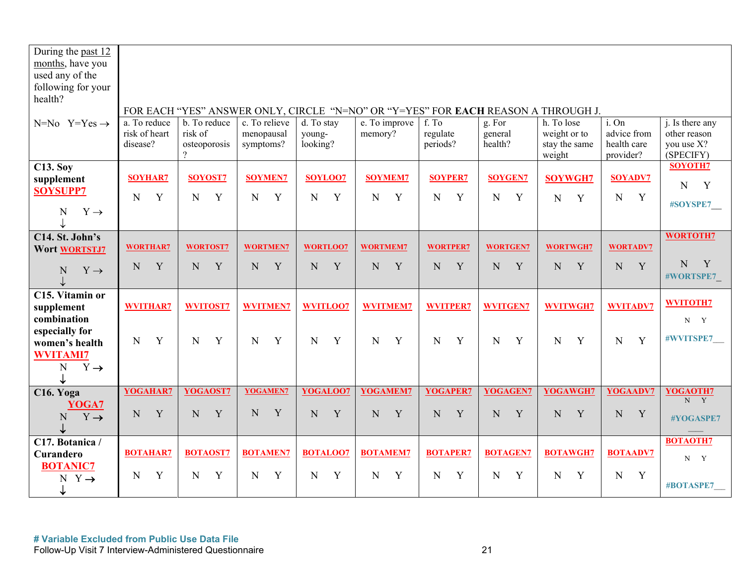| During the past 12 months, have you used any of the following for your health? | FOR EACH "YES" ANSWER ONLY, CIRCLE "N=NO" OR "Y=YES" FOR **EACH** REASON A THROUGH J. | | | | | | | | | |
|---|---|---|---|---|---|---|---|---|---|---|
| N=No Y=Yes → | a. To reduce risk of heart disease? | b. To reduce risk of osteoporosis ? | c. To relieve menopausal symptoms? | d. To stay young-looking? | e. To improve memory? | f. To regulate periods? | g. For general health? | h. To lose weight or to stay the same weight | i. On advice from health care provider? | j. Is there any other reason you use X? (SPECIFY) |
| **C13. Soy supplement** **SOYSUPP7** N Y→ ↓ | **SOYHAR7** N Y | **SOYOST7** N Y | **SOYMEN7** N Y | **SOYLOO7** N Y | **SOYMEM7** N Y | **SOYPER7** N Y | **SOYGEN7** N Y | **SOYWGH7** N Y | **SOYADV7** N Y | **SOYOTH7** N Y **#SOYSPE7___** |
| **C14. St. John's Wort** **WORTSTJ7** N Y→ ↓ | **WORTHAR7** N Y | **WORTOST7** N Y | **WORTMEN7** N Y | **WORTLOO7** N Y | **WORTMEM7** N Y | **WORTPER7** N Y | **WORTGEN7** N Y | **WORTWGH7** N Y | **WORTADV7** N Y | **WORTOTH7** N Y **#WORTSPE7_** |
| **C15. Vitamin or supplement combination especially for women's health** **WVITAMI7** N Y→ ↓ | **WVITHAR7** N Y | **WVITOST7** N Y | **WVITMEN7** N Y | **WVITLOO7** N Y | **WVITMEM7** N Y | **WVITPER7** N Y | **WVITGEN7** N Y | **WVITWGH7** N Y | **WVITADV7** N Y | **WVITOTH7** N Y **#WVITSPE7___** |
| **C16. Yoga** **YOGA7** N Y→ ↓ | **YOGAHAR7** N Y | **YOGAOST7** N Y | **YOGAMEN7** N Y | **YOGALOO7** N Y | **YOGAMEM7** N Y | **YOGAPER7** N Y | **YOGAGEN7** N Y | **YOGAWGH7** N Y | **YOGAADV7** N Y | **YOGAOTH7** N Y **#YOGASPE7** ___ |
| **C17. Botanica / Curandero** **BOTANIC7** N Y→ ↓ | **BOTAHAR7** N Y | **BOTAOST7** N Y | **BOTAMEN7** N Y | **BOTALOO7** N Y | **BOTAMEM7** N Y | **BOTAPER7** N Y | **BOTAGEN7** N Y | **BOTAWGH7** N Y | **BOTAADV7** N Y | **BOTAOTH7** N Y **#BOTASPE7___** |

**# Variable Excluded from Public Use Data File**

Follow-Up Visit 7 Interview-Administered Questionnaire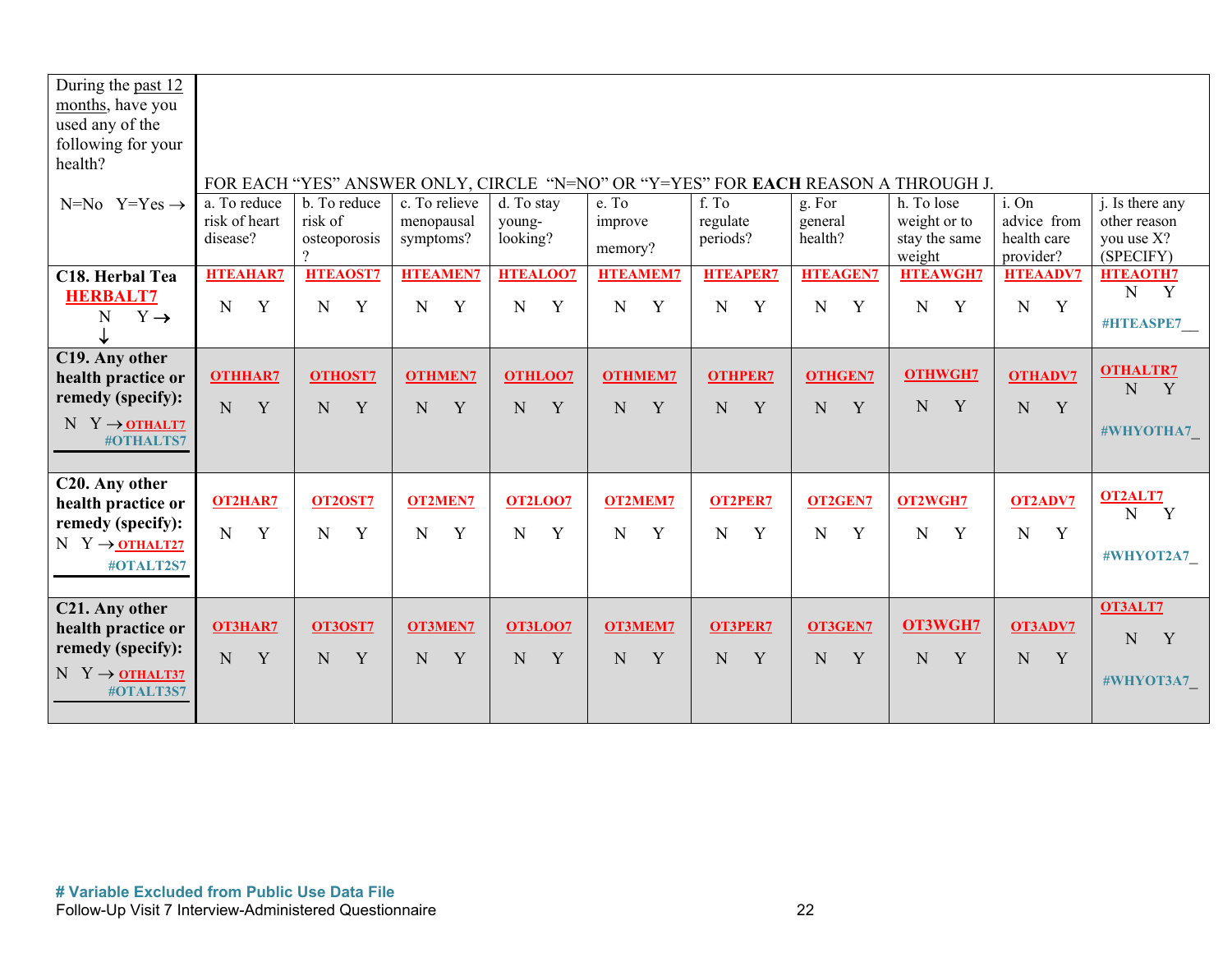| During the past 12 months, have you used any of the following for your health? N=No Y=Yes → | FOR EACH "YES" ANSWER ONLY, CIRCLE "N=NO" OR "Y=YES" FOR **EACH** REASON A THROUGH J. a. To reduce risk of heart disease? | b. To reduce risk of osteoporosis? | c. To relieve menopausal symptoms? | d. To stay young-looking? | e. To improve memory? | f. To regulate periods? | g. For general health? | h. To lose weight or to stay the same weight | i. On advice from health care provider? | j. Is there any other reason you use X? (SPECIFY) |
|---|---|---|---|---|---|---|---|---|---|---|
| **C18. Herbal Tea** HERBALT7 N Y → ↓ | HTEAHAR7 N Y | HTEAOST7 N Y | HTEAMEN7 N Y | HTEALOO7 N Y | HTEAMEM7 N Y | HTEAPER7 N Y | HTEAGEN7 N Y | HTEAWGH7 N Y | HTEAADV7 N Y | HTEAOTH7 N Y #HTEASPE7__ |
| **C19. Any other health practice or remedy (specify):** N Y → OTHALT7 #OTHALTS7 | OTHHAR7 N Y | OTHOST7 N Y | OTHMEN7 N Y | OTHLOO7 N Y | OTHMEM7 N Y | OTHPER7 N Y | OTHGEN7 N Y | OTHWGH7 N Y | OTHADV7 N Y | OTHALTR7 N Y #WHYOTHA7_ |
| **C20. Any other health practice or remedy (specify):** N Y → OTHALT27 #OTALT2S7 | OT2HAR7 N Y | OT2OST7 N Y | OT2MEN7 N Y | OT2LOO7 N Y | OT2MEM7 N Y | OT2PER7 N Y | OT2GEN7 N Y | OT2WGH7 N Y | OT2ADV7 N Y | OT2ALT7 N Y #WHYOT2A7_ |
| **C21. Any other health practice or remedy (specify):** N Y → OTHALT37 #OTALT3S7 | OT3HAR7 N Y | OT3OST7 N Y | OT3MEN7 N Y | OT3LOO7 N Y | OT3MEM7 N Y | OT3PER7 N Y | OT3GEN7 N Y | OT3WGH7 N Y | OT3ADV7 N Y | OT3ALT7 N Y #WHYOT3A7_ |

**# Variable Excluded from Public Use Data File**

Follow-Up Visit 7 Interview-Administered Questionnaire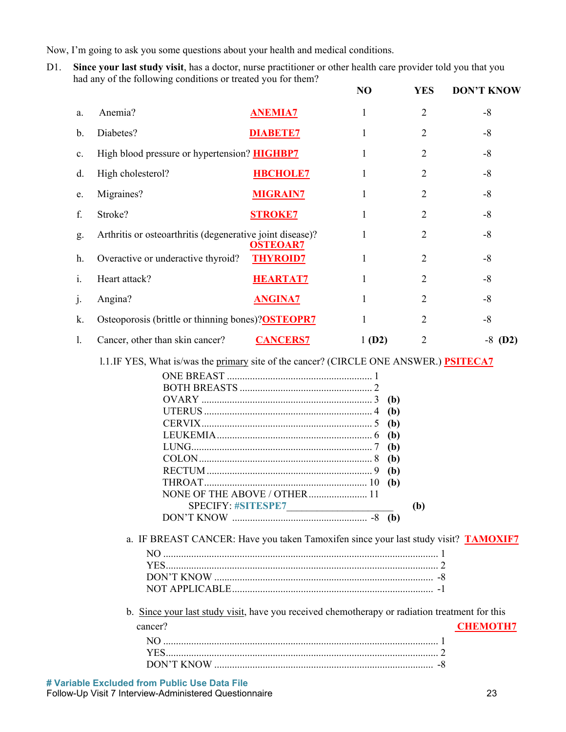Now, I'm going to ask you some questions about your health and medical conditions.

D1. **Since your last study visit**, has a doctor, nurse practitioner or other health care provider told you that you had any of the following conditions or treated you for them?

| | | | NO | YES | DON'T KNOW |
|---|---|---|---|---|---|
| a. | Anemia? | **ANEMIA7** | 1 | 2 | -8 |
| b. | Diabetes? | **DIABETE7** | 1 | 2 | -8 |
| c. | High blood pressure or hypertension? | **HIGHBP7** | 1 | 2 | -8 |
| d. | High cholesterol? | **HBCHOLE7** | 1 | 2 | -8 |
| e. | Migraines? | **MIGRAIN7** | 1 | 2 | -8 |
| f. | Stroke? | **STROKE7** | 1 | 2 | -8 |
| g. | Arthritis or osteoarthritis (degenerative joint disease)? | **OSTEOAR7** | 1 | 2 | -8 |
| h. | Overactive or underactive thyroid? | **THYROID7** | 1 | 2 | -8 |
| i. | Heart attack? | **HEARTAT7** | 1 | 2 | -8 |
| j. | Angina? | **ANGINA7** | 1 | 2 | -8 |
| k. | Osteoporosis (brittle or thinning bones)? | **OSTEOPR7** | 1 | 2 | -8 |
| l. | Cancer, other than skin cancer? | **CANCERS7** | 1 **(D2)** | 2 | -8 **(D2)** |

l.1. IF YES, What is/was the primary site of the cancer? (CIRCLE ONE ANSWER.) **PSITECA7**

- ONE BREAST .................................................... 1
- BOTH BREASTS ................................................ 2
- OVARY ............................................................ 3 **(b)**
- UTERUS ........................................................... 4 **(b)**
- CERVIX ............................................................ 5 **(b)**
- LEUKEMIA ....................................................... 6 **(b)**
- LUNG ............................................................... 7 **(b)**
- COLON ............................................................. 8 **(b)**
- RECTUM .......................................................... 9 **(b)**
- THROAT .......................................................... 10 **(b)**
- NONE OF THE ABOVE / OTHER ...................... 11
  - SPECIFY: #SITESPE7____________________ **(b)**
- DON'T KNOW ................................................... -8 **(b)**

a. IF BREAST CANCER: Have you taken Tamoxifen since your last study visit? **TAMOXIF7**

- NO ................................................................ 1
- YES ............................................................... 2
- DON'T KNOW ................................................ -8
- NOT APPLICABLE ........................................... -1

b. Since your last study visit, have you received chemotherapy or radiation treatment for this cancer? **CHEMOTH7**

- NO ................................................................ 1
- YES ............................................................... 2
- DON'T KNOW ................................................ -8

**# Variable Excluded from Public Use Data File**

Follow-Up Visit 7 Interview-Administered Questionnaire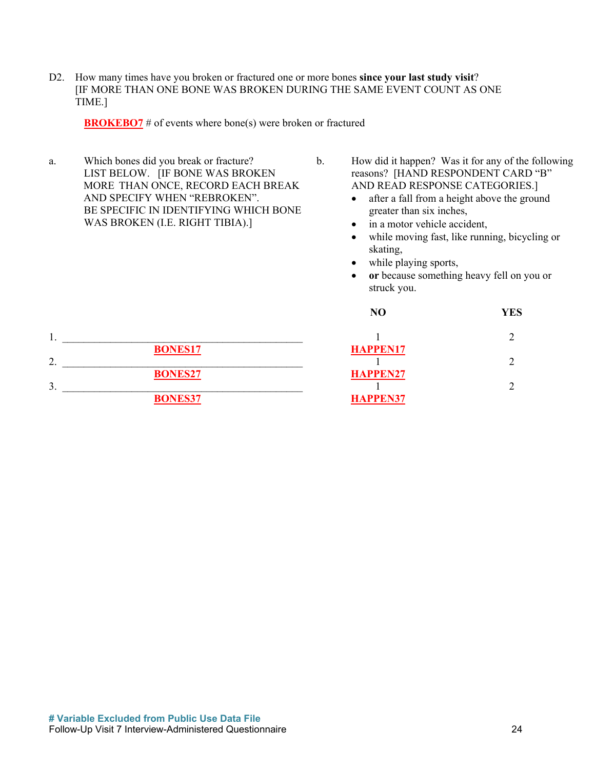D2. How many times have you broken or fractured one or more bones **since your last study visit**?
[IF MORE THAN ONE BONE WAS BROKEN DURING THE SAME EVENT COUNT AS ONE TIME.]

**BROKEBO7** # of events where bone(s) were broken or fractured

a. Which bones did you break or fracture? LIST BELOW. [IF BONE WAS BROKEN MORE THAN ONCE, RECORD EACH BREAK AND SPECIFY WHEN "REBROKEN". BE SPECIFIC IN IDENTIFYING WHICH BONE WAS BROKEN (I.E. RIGHT TIBIA).]

b. How did it happen? Was it for any of the following reasons? [HAND RESPONDENT CARD "B" AND READ RESPONSE CATEGORIES.]

- after a fall from a height above the ground greater than six inches,
- in a motor vehicle accident,
- while moving fast, like running, bicycling or skating,
- while playing sports,
- **or** because something heavy fell on you or struck you.

| | a. Bone | b. NO | b. YES |
|---|---|---|---|
| 1. | ______________ **BONES17** | 1 **HAPPEN17** | 2 |
| 2. | ______________ **BONES27** | 1 **HAPPEN27** | 2 |
| 3. | ______________ **BONES37** | 1 **HAPPEN37** | 2 |

**# Variable Excluded from Public Use Data File**
Follow-Up Visit 7 Interview-Administered Questionnaire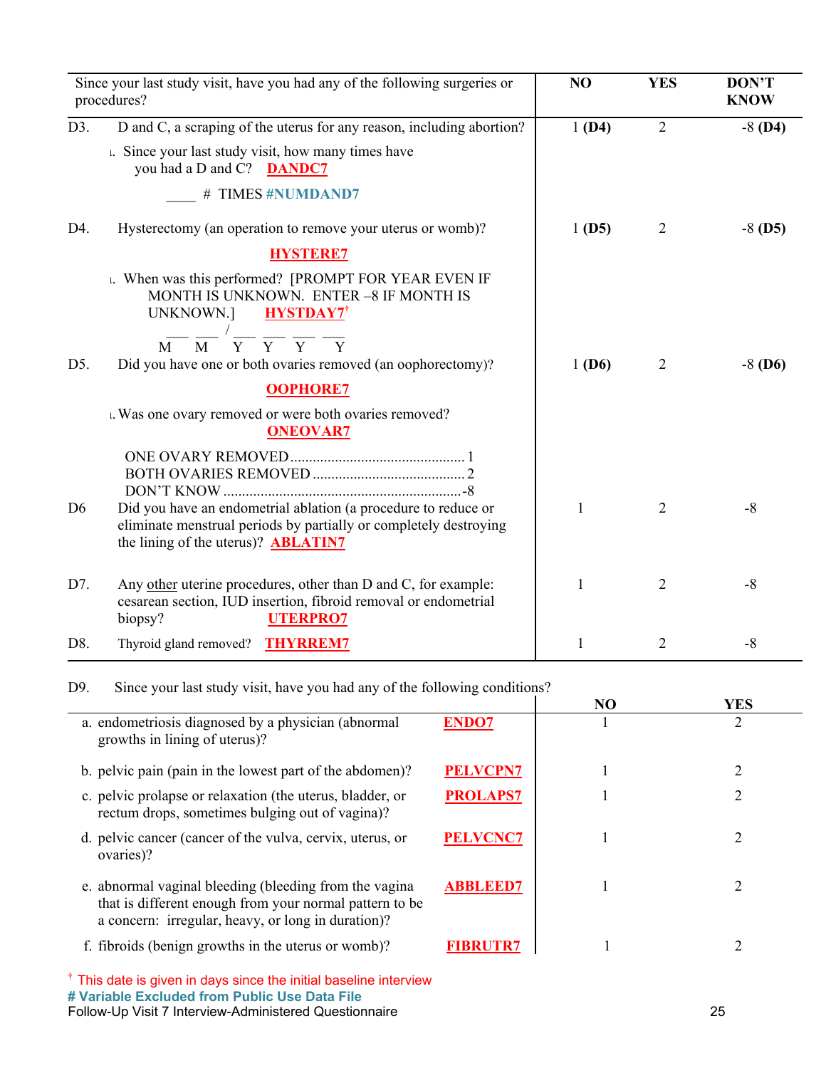| Since your last study visit, have you had any of the following surgeries or procedures? | NO | YES | DON'T KNOW |
|---|---|---|---|
| D3. D and C, a scraping of the uterus for any reason, including abortion? | 1 **(D4)** | 2 | -8 **(D4)** |
| a. Since your last study visit, how many times have you had a D and C? **DANDC7**<br>____ # TIMES **#NUMDAND7** | | | |
| D4. Hysterectomy (an operation to remove your uterus or womb)? **HYSTERE7** | 1 **(D5)** | 2 | -8 **(D5)** |
| a. When was this performed? [PROMPT FOR YEAR EVEN IF MONTH IS UNKNOWN. ENTER –8 IF MONTH IS UNKNOWN.] **HYSTDAY7**†<br>___ ___ / ___ ___ ___ ___<br>M M Y Y Y Y | | | |
| D5. Did you have one or both ovaries removed (an oophorectomy)? **OOPHORE7** | 1 **(D6)** | 2 | -8 **(D6)** |
| a. Was one ovary removed or were both ovaries removed? **ONEOVAR7**<br>ONE OVARY REMOVED .......... 1<br>BOTH OVARIES REMOVED .......... 2<br>DON'T KNOW .......... -8 | | | |
| D6 Did you have an endometrial ablation (a procedure to reduce or eliminate menstrual periods by partially or completely destroying the lining of the uterus)? **ABLATIN7** | 1 | 2 | -8 |
| D7. Any other uterine procedures, other than D and C, for example: cesarean section, IUD insertion, fibroid removal or endometrial biopsy? **UTERPRO7** | 1 | 2 | -8 |
| D8. Thyroid gland removed? **THYRREM7** | 1 | 2 | -8 |

D9. Since your last study visit, have you had any of the following conditions?

| | | NO | YES |
|---|---|---|---|
| a. endometriosis diagnosed by a physician (abnormal growths in lining of uterus)? | **ENDO7** | 1 | 2 |
| b. pelvic pain (pain in the lowest part of the abdomen)? | **PELVCPN7** | 1 | 2 |
| c. pelvic prolapse or relaxation (the uterus, bladder, or rectum drops, sometimes bulging out of vagina)? | **PROLAPS7** | 1 | 2 |
| d. pelvic cancer (cancer of the vulva, cervix, uterus, or ovaries)? | **PELVCNC7** | 1 | 2 |
| e. abnormal vaginal bleeding (bleeding from the vagina that is different enough from your normal pattern to be a concern: irregular, heavy, or long in duration)? | **ABBLEED7** | 1 | 2 |
| f. fibroids (benign growths in the uterus or womb)? | **FIBRUTR7** | 1 | 2 |

† This date is given in days since the initial baseline interview

**# Variable Excluded from Public Use Data File**

Follow-Up Visit 7 Interview-Administered Questionnaire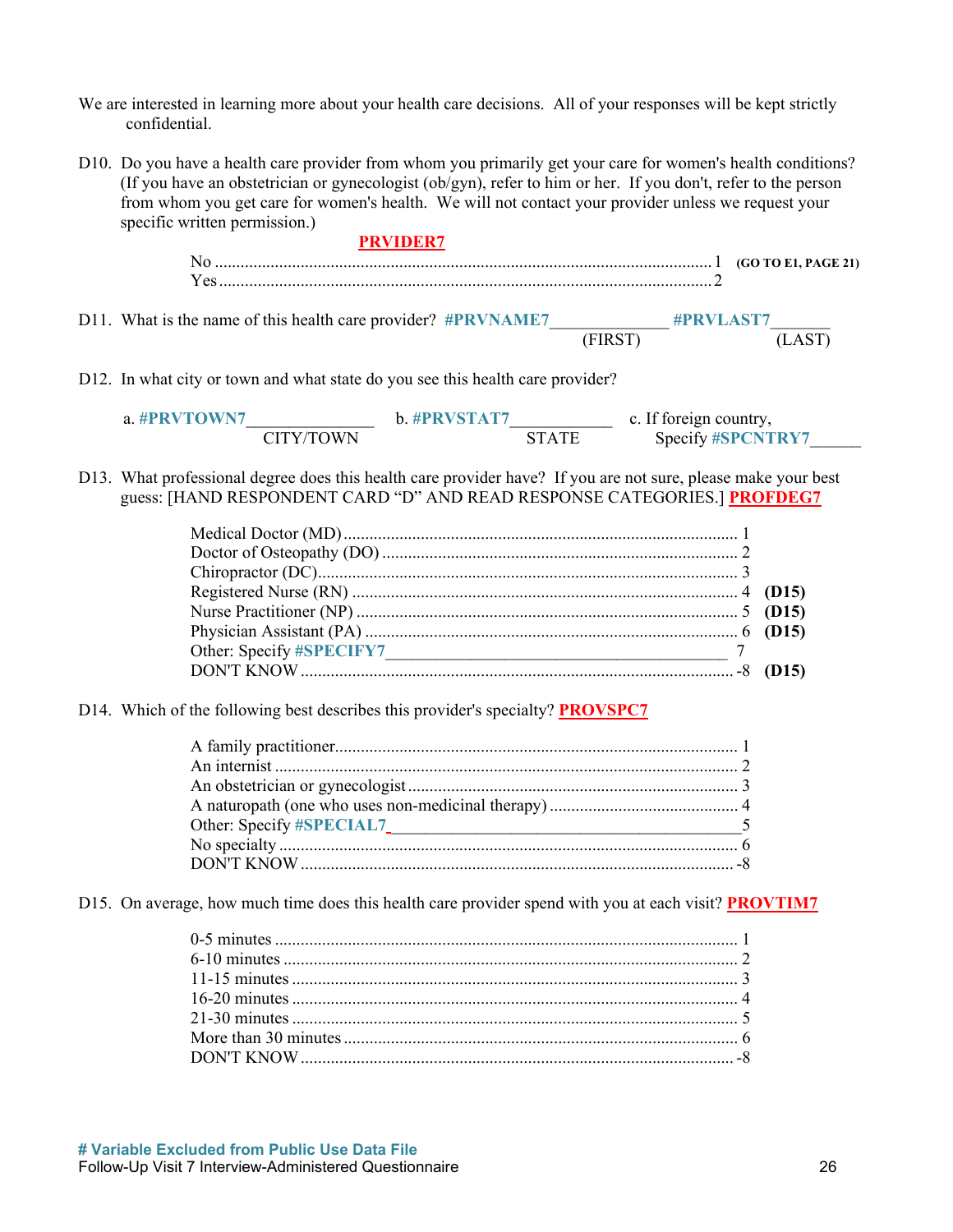We are interested in learning more about your health care decisions. All of your responses will be kept strictly confidential.

D10. Do you have a health care provider from whom you primarily get your care for women's health conditions? (If you have an obstetrician or gynecologist (ob/gyn), refer to him or her. If you don't, refer to the person from whom you get care for women's health. We will not contact your provider unless we request your specific written permission.)

**PRVIDER7**

| | | |
|---|---|---|
| No | 1 | **(GO TO E1, PAGE 21)** |
| Yes | 2 | |

D11. What is the name of this health care provider? **#PRVNAME7**_____________ **#PRVLAST7**_______
(FIRST) (LAST)

D12. In what city or town and what state do you see this health care provider?

a. **#PRVTOWN7**_______________ CITY/TOWN b. **#PRVSTAT7**____________ STATE c. If foreign country, Specify **#SPCNTRY7**______

D13. What professional degree does this health care provider have? If you are not sure, please make your best guess: [HAND RESPONDENT CARD "D" AND READ RESPONSE CATEGORIES.] **PROFDEG7**

| | | |
|---|---|---|
| Medical Doctor (MD) | 1 | |
| Doctor of Osteopathy (DO) | 2 | |
| Chiropractor (DC) | 3 | |
| Registered Nurse (RN) | 4 | **(D15)** |
| Nurse Practitioner (NP) | 5 | **(D15)** |
| Physician Assistant (PA) | 6 | **(D15)** |
| Other: Specify **#SPECIFY7**________________________________________ | 7 | |
| DON'T KNOW | -8 | **(D15)** |

D14. Which of the following best describes this provider's specialty? **PROVSPC7**

| | |
|---|---|
| A family practitioner | 1 |
| An internist | 2 |
| An obstetrician or gynecologist | 3 |
| A naturopath (one who uses non-medicinal therapy) | 4 |
| Other: Specify **#SPECIAL7**________________________________________ | 5 |
| No specialty | 6 |
| DON'T KNOW | -8 |

D15. On average, how much time does this health care provider spend with you at each visit? **PROVTIM7**

| | |
|---|---|
| 0-5 minutes | 1 |
| 6-10 minutes | 2 |
| 11-15 minutes | 3 |
| 16-20 minutes | 4 |
| 21-30 minutes | 5 |
| More than 30 minutes | 6 |
| DON'T KNOW | -8 |

**# Variable Excluded from Public Use Data File**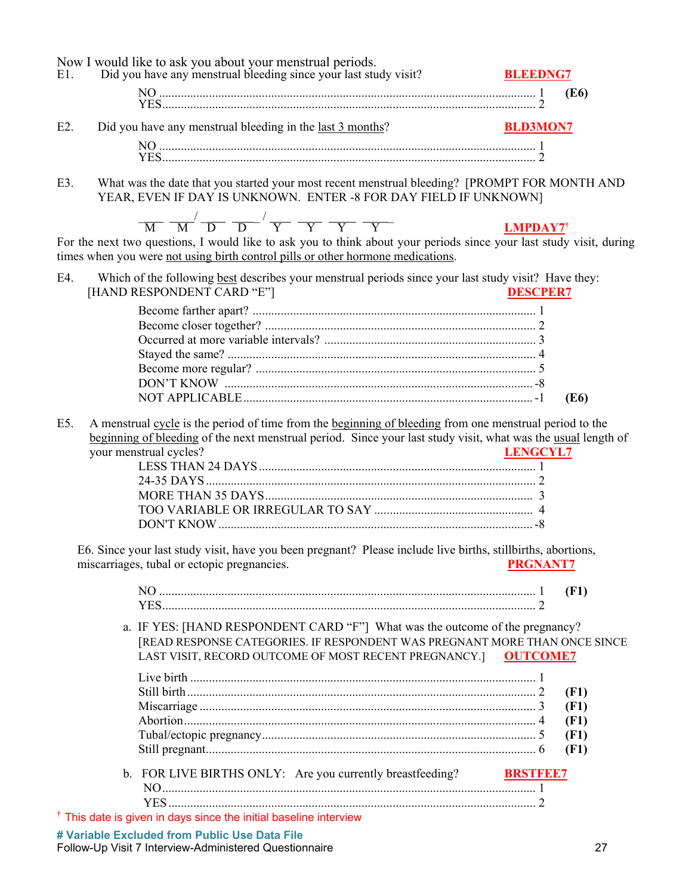Now I would like to ask you about your menstrual periods.

E1. Did you have any menstrual bleeding since your last study visit? **BLEEDNG7**

NO ........................................................................................................ 1 **(E6)**
YES........................................................................................................ 2

E2. Did you have any menstrual bleeding in the last 3 months? **BLD3MON7**

NO ........................................................................................................ 1
YES........................................................................................................ 2

E3. What was the date that you started your most recent menstrual bleeding? [PROMPT FOR MONTH AND YEAR, EVEN IF DAY IS UNKNOWN. ENTER -8 FOR DAY FIELD IF UNKNOWN]

___ ___ / ___ ___ / ___ ___ ___ ___
M M / D D / Y Y Y Y **LMPDAY7**†

For the next two questions, I would like to ask you to think about your periods since your last study visit, during times when you were not using birth control pills or other hormone medications.

E4. Which of the following best describes your menstrual periods since your last study visit? Have they: [HAND RESPONDENT CARD "E"] **DESCPER7**

Become farther apart? ........................................................................ 1
Become closer together? .................................................................... 2
Occurred at more variable intervals? .................................................. 3
Stayed the same? ................................................................................ 4
Become more regular? ........................................................................ 5
DON'T KNOW ..................................................................................... -8
NOT APPLICABLE ............................................................................. -1 **(E6)**

E5. A menstrual cycle is the period of time from the beginning of bleeding from one menstrual period to the beginning of bleeding of the next menstrual period. Since your last study visit, what was the usual length of your menstrual cycles? **LENGCYL7**

LESS THAN 24 DAYS ........................................................................ 1
24-35 DAYS ......................................................................................... 2
MORE THAN 35 DAYS ...................................................................... 3
TOO VARIABLE OR IRREGULAR TO SAY ................................... 4
DON'T KNOW ..................................................................................... -8

E6. Since your last study visit, have you been pregnant? Please include live births, stillbirths, abortions, miscarriages, tubal or ectopic pregnancies. **PRGNANT7**

NO ........................................................................................................ 1 **(F1)**
YES........................................................................................................ 2

a. IF YES: [HAND RESPONDENT CARD "F"] What was the outcome of the pregnancy? [READ RESPONSE CATEGORIES. IF RESPONDENT WAS PREGNANT MORE THAN ONCE SINCE LAST VISIT, RECORD OUTCOME OF MOST RECENT PREGNANCY.] **OUTCOME7**

Live birth ............................................................................................. 1
Still birth .............................................................................................. 2 **(F1)**
Miscarriage .......................................................................................... 3 **(F1)**
Abortion ............................................................................................... 4 **(F1)**
Tubal/ectopic pregnancy ...................................................................... 5 **(F1)**
Still pregnant ........................................................................................ 6 **(F1)**

b. FOR LIVE BIRTHS ONLY: Are you currently breastfeeding? **BRSTFEE7**

NO ........................................................................................................ 1
YES ...................................................................................................... 2

† This date is given in days since the initial baseline interview

**# Variable Excluded from Public Use Data File**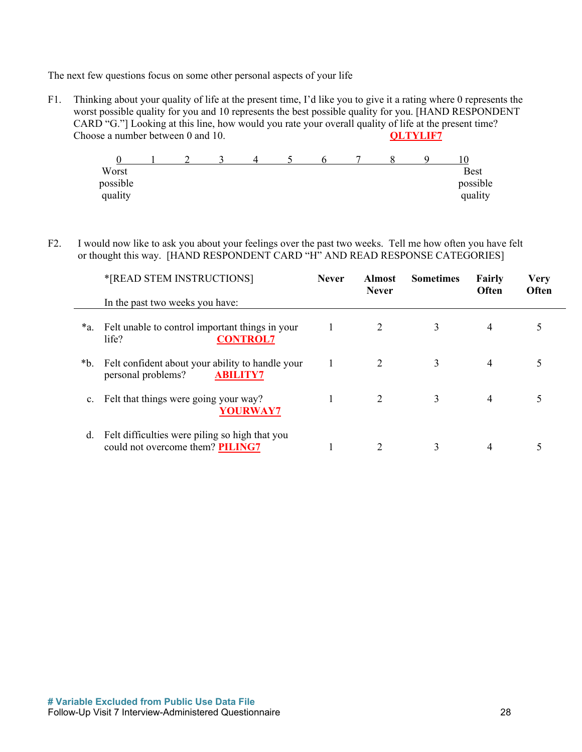The next few questions focus on some other personal aspects of your life

F1. Thinking about your quality of life at the present time, I'd like you to give it a rating where 0 represents the worst possible quality for you and 10 represents the best possible quality for you. [HAND RESPONDENT CARD "G."] Looking at this line, how would you rate your overall quality of life at the present time? Choose a number between 0 and 10. **QLTYLIF7**

| 0 | 1 | 2 | 3 | 4 | 5 | 6 | 7 | 8 | 9 | 10 |
|---|---|---|---|---|---|---|---|---|---|---|
| Worst possible quality | | | | | | | | | | Best possible quality |

F2. I would now like to ask you about your feelings over the past two weeks. Tell me how often you have felt or thought this way. [HAND RESPONDENT CARD "H" AND READ RESPONSE CATEGORIES]

| *[READ STEM INSTRUCTIONS] In the past two weeks you have: | Never | Almost Never | Sometimes | Fairly Often | Very Often |
|---|---|---|---|---|---|
| *a. Felt unable to control important things in your life? **CONTROL7** | 1 | 2 | 3 | 4 | 5 |
| *b. Felt confident about your ability to handle your personal problems? **ABILITY7** | 1 | 2 | 3 | 4 | 5 |
| c. Felt that things were going your way? **YOURWAY7** | 1 | 2 | 3 | 4 | 5 |
| d. Felt difficulties were piling so high that you could not overcome them? **PILING7** | 1 | 2 | 3 | 4 | 5 |

**# Variable Excluded from Public Use Data File**

Follow-Up Visit 7 Interview-Administered Questionnaire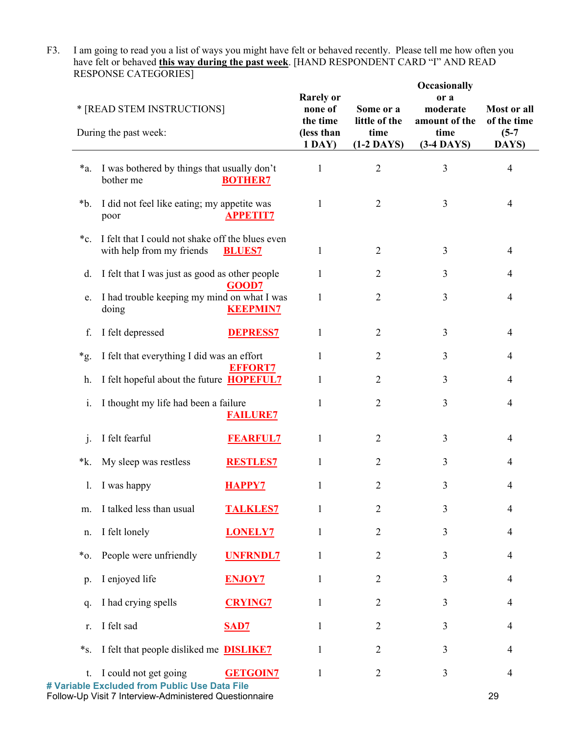F3. I am going to read you a list of ways you might have felt or behaved recently. Please tell me how often you have felt or behaved **this way during the past week**. [HAND RESPONDENT CARD "I" AND READ RESPONSE CATEGORIES]

| * [READ STEM INSTRUCTIONS] During the past week: | Rarely or none of the time (less than 1 DAY) | Some or a little of the time (1-2 DAYS) | Occasionally or a moderate amount of the time (3-4 DAYS) | Most or all of the time (5-7 DAYS) |
|---|---|---|---|---|
| *a. I was bothered by things that usually don't bother me **BOTHER7** | 1 | 2 | 3 | 4 |
| *b. I did not feel like eating; my appetite was poor **APPETIT7** | 1 | 2 | 3 | 4 |
| *c. I felt that I could not shake off the blues even with help from my friends **BLUES7** | 1 | 2 | 3 | 4 |
| d. I felt that I was just as good as other people **GOOD7** | 1 | 2 | 3 | 4 |
| e. I had trouble keeping my mind on what I was doing **KEEPMIN7** | 1 | 2 | 3 | 4 |
| f. I felt depressed **DEPRESS7** | 1 | 2 | 3 | 4 |
| *g. I felt that everything I did was an effort **EFFORT7** | 1 | 2 | 3 | 4 |
| h. I felt hopeful about the future **HOPEFUL7** | 1 | 2 | 3 | 4 |
| i. I thought my life had been a failure **FAILURE7** | 1 | 2 | 3 | 4 |
| j. I felt fearful **FEARFUL7** | 1 | 2 | 3 | 4 |
| *k. My sleep was restless **RESTLES7** | 1 | 2 | 3 | 4 |
| l. I was happy **HAPPY7** | 1 | 2 | 3 | 4 |
| m. I talked less than usual **TALKLES7** | 1 | 2 | 3 | 4 |
| n. I felt lonely **LONELY7** | 1 | 2 | 3 | 4 |
| *o. People were unfriendly **UNFRNDL7** | 1 | 2 | 3 | 4 |
| p. I enjoyed life **ENJOY7** | 1 | 2 | 3 | 4 |
| q. I had crying spells **CRYING7** | 1 | 2 | 3 | 4 |
| r. I felt sad **SAD7** | 1 | 2 | 3 | 4 |
| *s. I felt that people disliked me **DISLIKE7** | 1 | 2 | 3 | 4 |
| t. I could not get going **GETGOIN7** | 1 | 2 | 3 | 4 |

**# Variable Excluded from Public Use Data File**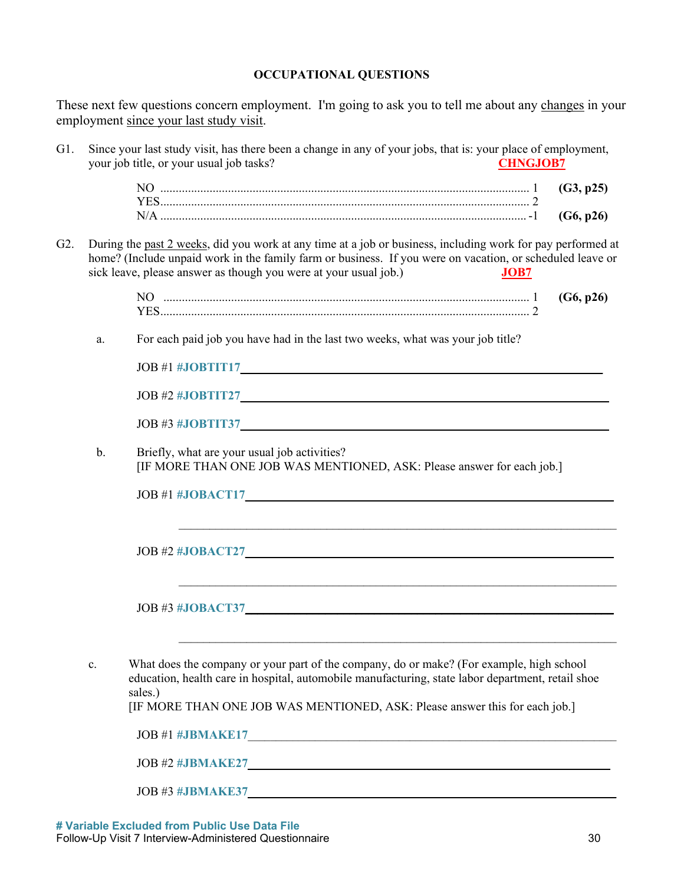## OCCUPATIONAL QUESTIONS

These next few questions concern employment. I'm going to ask you to tell me about any <u>changes</u> in your employment <u>since your last study visit</u>.

G1. Since your last study visit, has there been a change in any of your jobs, that is: your place of employment, your job title, or your usual job tasks? **CHNGJOB7**

| | | |
|---|---|---|
| NO | 1 | **(G3, p25)** |
| YES | 2 | |
| N/A | -1 | **(G6, p26)** |

G2. During the <u>past 2 weeks</u>, did you work at any time at a job or business, including work for pay performed at home? (Include unpaid work in the family farm or business. If you were on vacation, or scheduled leave or sick leave, please answer as though you were at your usual job.) **JOB7**

| | | |
|---|---|---|
| NO | 1 | **(G6, p26)** |
| YES | 2 | |

a. For each paid job you have had in the last two weeks, what was your job title?

JOB #1 **#JOBTIT17**\_\_\_\_\_\_\_\_\_\_\_\_\_\_\_\_\_\_\_\_\_\_\_\_\_\_\_\_\_\_\_\_\_\_\_\_\_\_\_\_

JOB #2 **#JOBTIT27**\_\_\_\_\_\_\_\_\_\_\_\_\_\_\_\_\_\_\_\_\_\_\_\_\_\_\_\_\_\_\_\_\_\_\_\_\_\_\_\_

JOB #3 **#JOBTIT37**\_\_\_\_\_\_\_\_\_\_\_\_\_\_\_\_\_\_\_\_\_\_\_\_\_\_\_\_\_\_\_\_\_\_\_\_\_\_\_\_

b. Briefly, what are your usual job activities?
[IF MORE THAN ONE JOB WAS MENTIONED, ASK: Please answer for each job.]

JOB #1 **#JOBACT17**\_\_\_\_\_\_\_\_\_\_\_\_\_\_\_\_\_\_\_\_\_\_\_\_\_\_\_\_\_\_\_\_\_\_\_\_\_\_\_\_

\_\_\_\_\_\_\_\_\_\_\_\_\_\_\_\_\_\_\_\_\_\_\_\_\_\_\_\_\_\_\_\_\_\_\_\_\_\_\_\_\_\_\_\_\_\_\_\_

JOB #2 **#JOBACT27**\_\_\_\_\_\_\_\_\_\_\_\_\_\_\_\_\_\_\_\_\_\_\_\_\_\_\_\_\_\_\_\_\_\_\_\_\_\_\_\_

\_\_\_\_\_\_\_\_\_\_\_\_\_\_\_\_\_\_\_\_\_\_\_\_\_\_\_\_\_\_\_\_\_\_\_\_\_\_\_\_\_\_\_\_\_\_\_\_

JOB #3 **#JOBACT37**\_\_\_\_\_\_\_\_\_\_\_\_\_\_\_\_\_\_\_\_\_\_\_\_\_\_\_\_\_\_\_\_\_\_\_\_\_\_\_\_

\_\_\_\_\_\_\_\_\_\_\_\_\_\_\_\_\_\_\_\_\_\_\_\_\_\_\_\_\_\_\_\_\_\_\_\_\_\_\_\_\_\_\_\_\_\_\_\_

c. What does the company or your part of the company, do or make? (For example, high school education, health care in hospital, automobile manufacturing, state labor department, retail shoe sales.)
[IF MORE THAN ONE JOB WAS MENTIONED, ASK: Please answer this for each job.]

JOB #1 **#JBMAKE17**\_\_\_\_\_\_\_\_\_\_\_\_\_\_\_\_\_\_\_\_\_\_\_\_\_\_\_\_\_\_\_\_\_\_\_\_\_\_\_\_

JOB #2 **#JBMAKE27**\_\_\_\_\_\_\_\_\_\_\_\_\_\_\_\_\_\_\_\_\_\_\_\_\_\_\_\_\_\_\_\_\_\_\_\_\_\_\_\_

JOB #3 **#JBMAKE37**\_\_\_\_\_\_\_\_\_\_\_\_\_\_\_\_\_\_\_\_\_\_\_\_\_\_\_\_\_\_\_\_\_\_\_\_\_\_\_\_

**# Variable Excluded from Public Use Data File**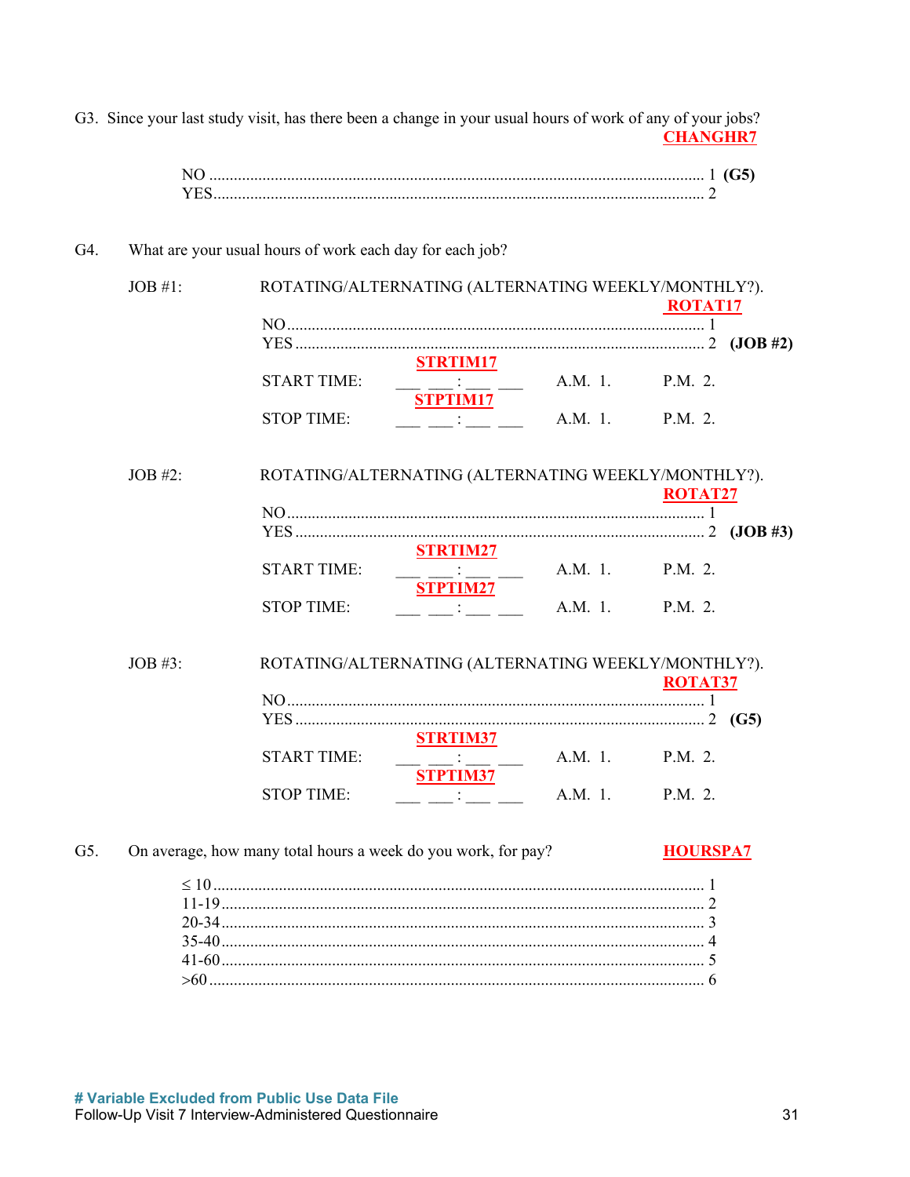G3. Since your last study visit, has there been a change in your usual hours of work of any of your jobs? **CHANGHR7**

| | | |
|---|---|---|
| NO | 1 | **(G5)** |
| YES | 2 | |

G4. What are your usual hours of work each day for each job?

JOB #1: ROTATING/ALTERNATING (ALTERNATING WEEKLY/MONTHLY?). **ROTAT17**

| | | |
|---|---|---|
| NO | 1 | |
| YES | 2 | **(JOB #2)** |

START TIME: **STRTIM17** ___ ___ : ___ ___ A.M. 1. P.M. 2.

STOP TIME: **STPTIM17** ___ ___ : ___ ___ A.M. 1. P.M. 2.

JOB #2: ROTATING/ALTERNATING (ALTERNATING WEEKLY/MONTHLY?). **ROTAT27**

| | | |
|---|---|---|
| NO | 1 | |
| YES | 2 | **(JOB #3)** |

START TIME: **STRTIM27** ___ ___ : ___ ___ A.M. 1. P.M. 2.

STOP TIME: **STPTIM27** ___ ___ : ___ ___ A.M. 1. P.M. 2.

JOB #3: ROTATING/ALTERNATING (ALTERNATING WEEKLY/MONTHLY?). **ROTAT37**

| | | |
|---|---|---|
| NO | 1 | |
| YES | 2 | **(G5)** |

START TIME: **STRTIM37** ___ ___ : ___ ___ A.M. 1. P.M. 2.

STOP TIME: **STPTIM37** ___ ___ : ___ ___ A.M. 1. P.M. 2.

G5. On average, how many total hours a week do you work, for pay? **HOURSPA7**

| | |
|---|---|
| ≤ 10 | 1 |
| 11-19 | 2 |
| 20-34 | 3 |
| 35-40 | 4 |
| 41-60 | 5 |
| >60 | 6 |

**# Variable Excluded from Public Use Data File**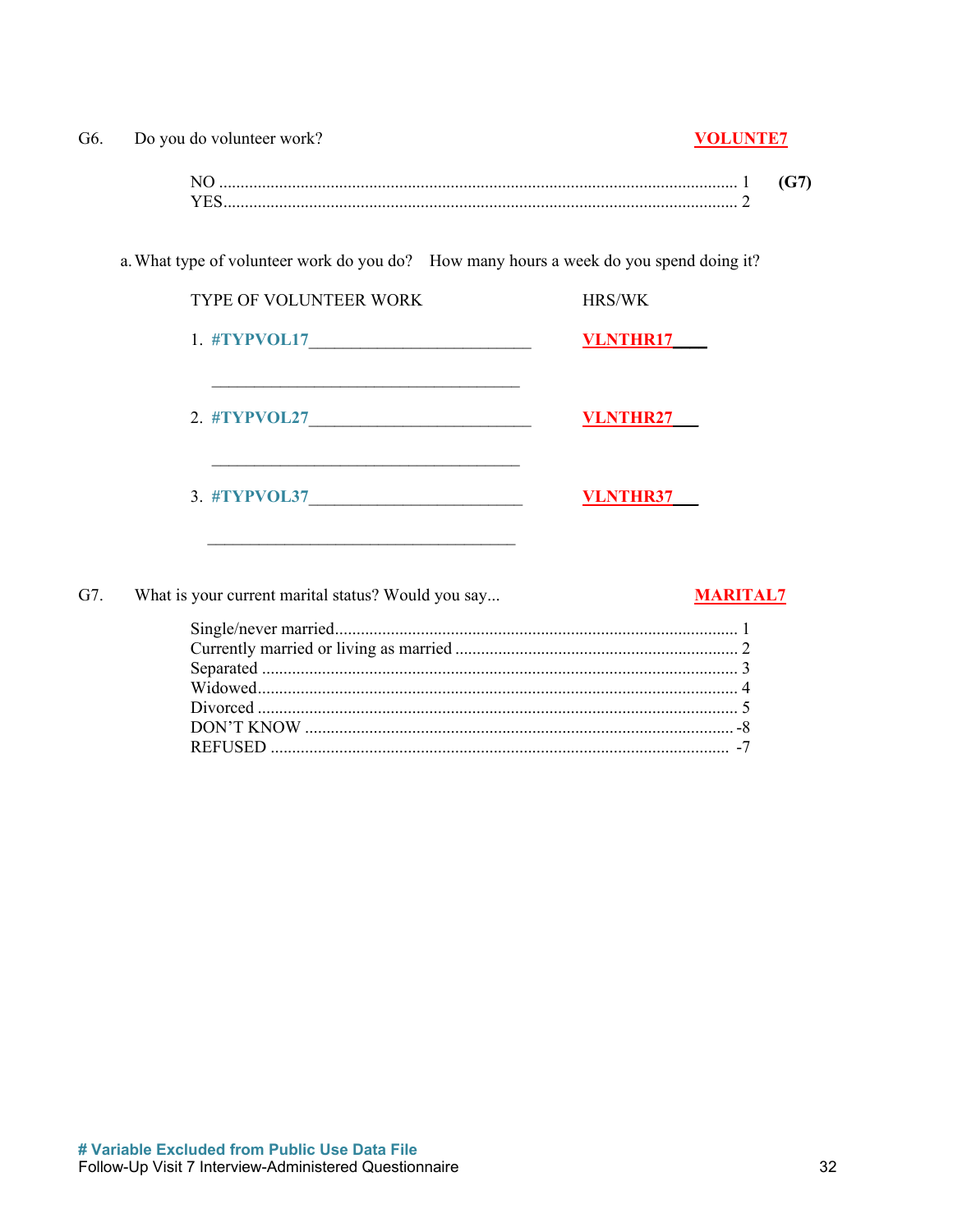G6. Do you do volunteer work? **VOLUNTE7**

NO ........................................................................................................................ 1 **(G7)**
YES........................................................................................................................ 2

a. What type of volunteer work do you do? How many hours a week do you spend doing it?

| TYPE OF VOLUNTEER WORK | HRS/WK |
|---|---|
| 1. #TYPVOL17__________________________ | VLNTHR17____ |
| 2. #TYPVOL27__________________________ | VLNTHR27___ |
| 3. #TYPVOL37_________________________ | VLNTHR37___ |

G7. What is your current marital status? Would you say... **MARITAL7**

Single/never married.............................................................................................. 1
Currently married or living as married ................................................................. 2
Separated ............................................................................................................. 3
Widowed............................................................................................................... 4
Divorced ............................................................................................................... 5
DON'T KNOW .................................................................................................... -8
REFUSED .......................................................................................................... -7

**# Variable Excluded from Public Use Data File**
Follow-Up Visit 7 Interview-Administered Questionnaire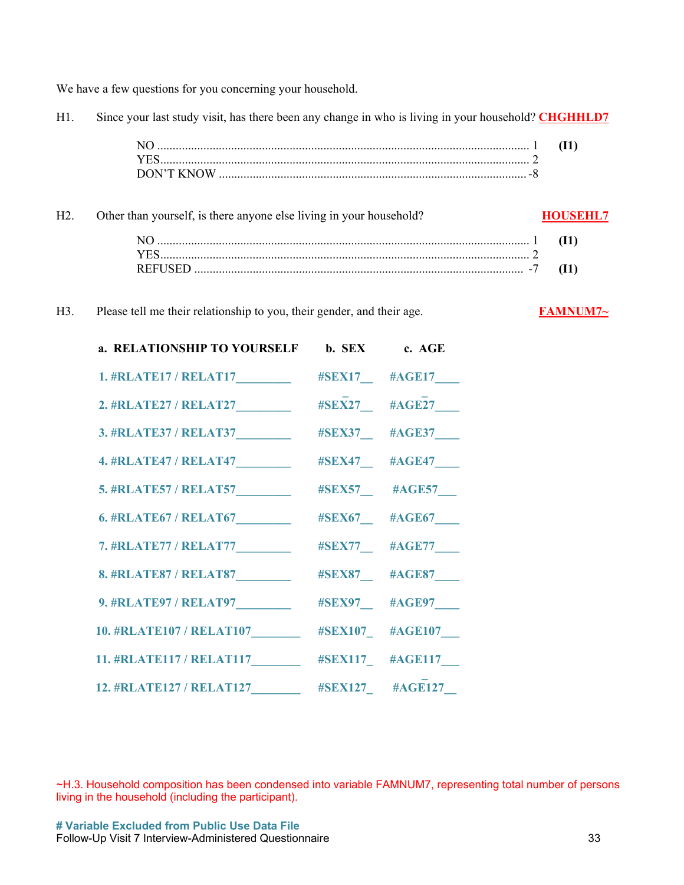We have a few questions for you concerning your household.

H1. Since your last study visit, has there been any change in who is living in your household? **CHGHHLD7**

| | | |
|---|---|---|
| NO | 1 | **(I1)** |
| YES | 2 | |
| DON'T KNOW | -8 | |

H2. Other than yourself, is there anyone else living in your household? **HOUSEHL7**

| | | |
|---|---|---|
| NO | 1 | **(I1)** |
| YES | 2 | |
| REFUSED | -7 | **(I1)** |

H3. Please tell me their relationship to you, their gender, and their age. **FAMNUM7~**

| a. RELATIONSHIP TO YOURSELF | b. SEX | c. AGE |
|---|---|---|
| 1. #RLATE17 / RELAT17________ | #SEX17__ | #AGE17____ |
| 2. #RLATE27 / RELAT27________ | #SEX27__ | #AGE27____ |
| 3. #RLATE37 / RELAT37________ | #SEX37__ | #AGE37____ |
| 4. #RLATE47 / RELAT47________ | #SEX47__ | #AGE47____ |
| 5. #RLATE57 / RELAT57________ | #SEX57__ | #AGE57___ |
| 6. #RLATE67 / RELAT67________ | #SEX67__ | #AGE67____ |
| 7. #RLATE77 / RELAT77________ | #SEX77__ | #AGE77____ |
| 8. #RLATE87 / RELAT87________ | #SEX87__ | #AGE87____ |
| 9. #RLATE97 / RELAT97________ | #SEX97__ | #AGE97____ |
| 10. #RLATE107 / RELAT107________ | #SEX107_ | #AGE107___ |
| 11. #RLATE117 / RELAT117________ | #SEX117_ | #AGE117___ |
| 12. #RLATE127 / RELAT127________ | #SEX127_ | #AGE127__ |

~H.3. Household composition has been condensed into variable FAMNUM7, representing total number of persons living in the household (including the participant).

**# Variable Excluded from Public Use Data File**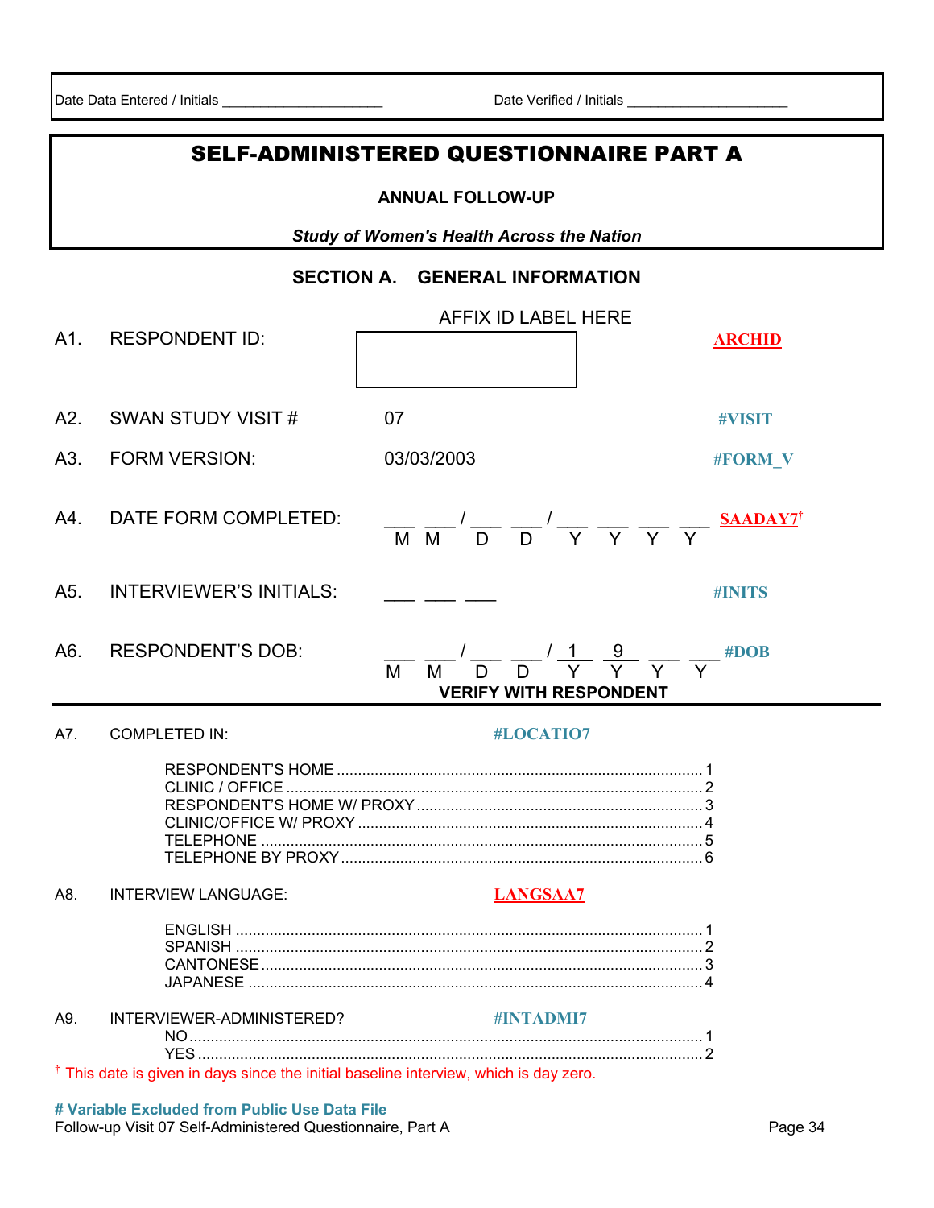Date Data Entered / Initials ____________________ Date Verified / Initials ____________________

# SELF-ADMINISTERED QUESTIONNAIRE PART A

**ANNUAL FOLLOW-UP**

***Study of Women's Health Across the Nation***

## SECTION A. GENERAL INFORMATION

A1. RESPONDENT ID: AFFIX ID LABEL HERE **ARCHID**

A2. SWAN STUDY VISIT # 07 **#VISIT**

A3. FORM VERSION: 03/03/2003 **#FORM_V**

A4. DATE FORM COMPLETED: ___ ___ / ___ ___ / ___ ___ ___ ___ (M M / D D / Y Y Y Y) **SAADAY7**†

A5. INTERVIEWER'S INITIALS: ___ ___ ___ **#INITS**

A6. RESPONDENT'S DOB: ___ ___ / ___ ___ / 1 9 ___ ___ (M M / D D / Y Y Y Y) **#DOB**
**VERIFY WITH RESPONDENT**

---

A7. COMPLETED IN: **#LOCATIO7**

- RESPONDENT'S HOME .......... 1
- CLINIC / OFFICE .......... 2
- RESPONDENT'S HOME W/ PROXY .......... 3
- CLINIC/OFFICE W/ PROXY .......... 4
- TELEPHONE .......... 5
- TELEPHONE BY PROXY .......... 6

A8. INTERVIEW LANGUAGE: **LANGSAA7**

- ENGLISH .......... 1
- SPANISH .......... 2
- CANTONESE .......... 3
- JAPANESE .......... 4

A9. INTERVIEWER-ADMINISTERED? **#INTADMI7**

- NO .......... 1
- YES .......... 2

† This date is given in days since the initial baseline interview, which is day zero.

**# Variable Excluded from Public Use Data File**
Follow-up Visit 07 Self-Administered Questionnaire, Part A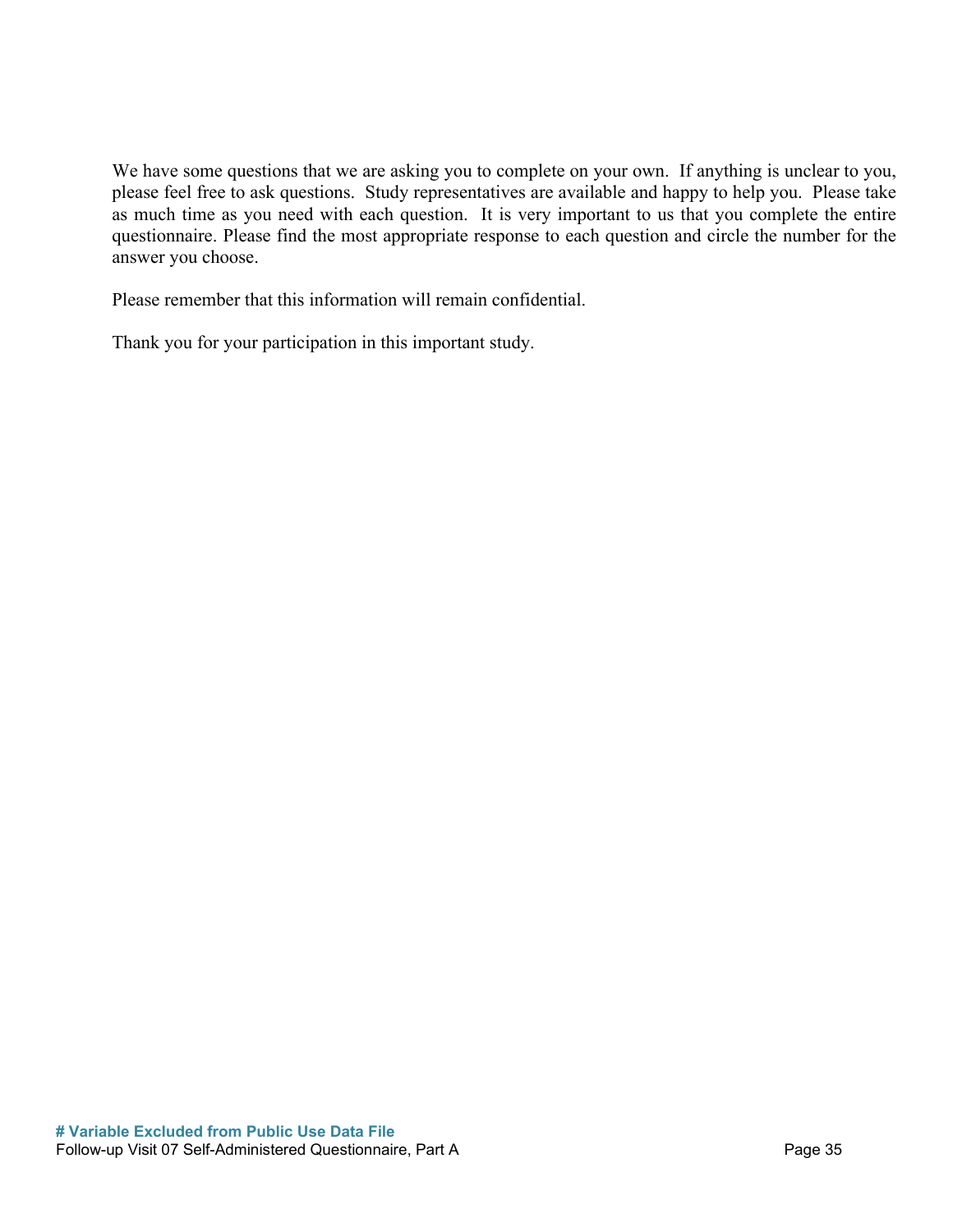We have some questions that we are asking you to complete on your own. If anything is unclear to you, please feel free to ask questions. Study representatives are available and happy to help you. Please take as much time as you need with each question. It is very important to us that you complete the entire questionnaire. Please find the most appropriate response to each question and circle the number for the answer you choose.

Please remember that this information will remain confidential.

Thank you for your participation in this important study.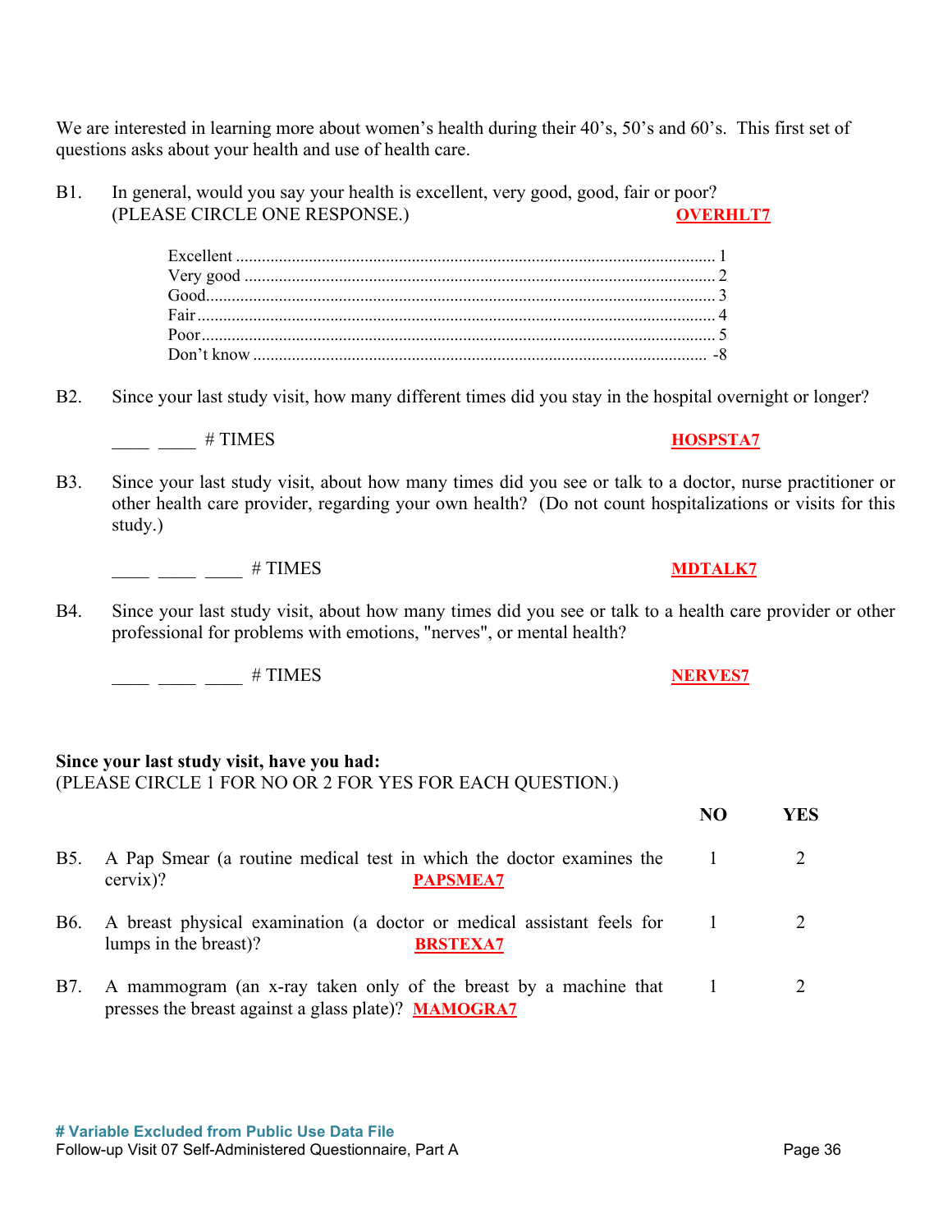We are interested in learning more about women's health during their 40's, 50's and 60's. This first set of questions asks about your health and use of health care.

B1. In general, would you say your health is excellent, very good, good, fair or poor? (PLEASE CIRCLE ONE RESPONSE.) **OVERHLT7**

| | |
|---|---|
| Excellent | 1 |
| Very good | 2 |
| Good | 3 |
| Fair | 4 |
| Poor | 5 |
| Don't know | -8 |

B2. Since your last study visit, how many different times did you stay in the hospital overnight or longer?

____ ____ # TIMES **HOSPSTA7**

B3. Since your last study visit, about how many times did you see or talk to a doctor, nurse practitioner or other health care provider, regarding your own health? (Do not count hospitalizations or visits for this study.)

____ ____ ____ # TIMES **MDTALK7**

B4. Since your last study visit, about how many times did you see or talk to a health care provider or other professional for problems with emotions, "nerves", or mental health?

____ ____ ____ # TIMES **NERVES7**

**Since your last study visit, have you had:**
(PLEASE CIRCLE 1 FOR NO OR 2 FOR YES FOR EACH QUESTION.)

| | | NO | YES |
|---|---|---|---|
| B5. | A Pap Smear (a routine medical test in which the doctor examines the cervix)? **PAPSMEA7** | 1 | 2 |
| B6. | A breast physical examination (a doctor or medical assistant feels for lumps in the breast)? **BRSTEXA7** | 1 | 2 |
| B7. | A mammogram (an x-ray taken only of the breast by a machine that presses the breast against a glass plate)? **MAMOGRA7** | 1 | 2 |

**# Variable Excluded from Public Use Data File**
Follow-up Visit 07 Self-Administered Questionnaire, Part A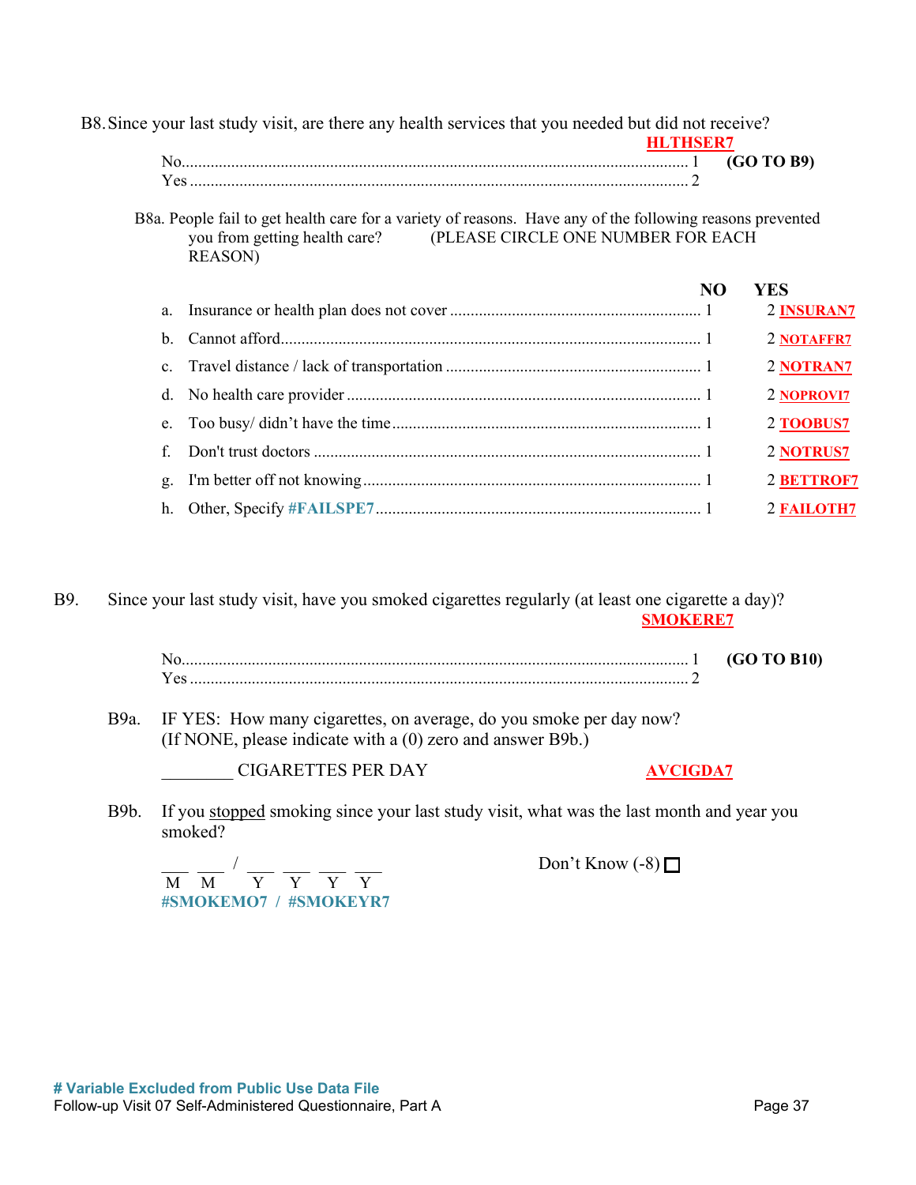B8. Since your last study visit, are there any health services that you needed but did not receive?

**HLTHSER7**

No........................................................................................................................ 1 **(GO TO B9)**
Yes ...................................................................................................................... 2

B8a. People fail to get health care for a variety of reasons. Have any of the following reasons prevented you from getting health care? (PLEASE CIRCLE ONE NUMBER FOR EACH REASON)

| | | NO | YES | |
|---|---|---|---|---|
| a. | Insurance or health plan does not cover | 1 | 2 | **INSURAN7** |
| b. | Cannot afford | 1 | 2 | **NOTAFFR7** |
| c. | Travel distance / lack of transportation | 1 | 2 | **NOTRAN7** |
| d. | No health care provider | 1 | 2 | **NOPROVI7** |
| e. | Too busy/ didn't have the time | 1 | 2 | **TOOBUS7** |
| f. | Don't trust doctors | 1 | 2 | **NOTRUS7** |
| g. | I'm better off not knowing | 1 | 2 | **BETTROF7** |
| h. | Other, Specify **#FAILSPE7** | 1 | 2 | **FAILOTH7** |

B9. Since your last study visit, have you smoked cigarettes regularly (at least one cigarette a day)?

**SMOKERE7**

No........................................................................................................................ 1 **(GO TO B10)**
Yes ...................................................................................................................... 2

B9a. IF YES: How many cigarettes, on average, do you smoke per day now? (If NONE, please indicate with a (0) zero and answer B9b.)

________ CIGARETTES PER DAY **AVCIGDA7**

B9b. If you stopped smoking since your last study visit, what was the last month and year you smoked?

___ ___ / ___ ___ ___ ___
M M Y Y Y Y
**#SMOKEMO7 / #SMOKEYR7**

Don't Know (-8) ☐

**# Variable Excluded from Public Use Data File**
Follow-up Visit 07 Self-Administered Questionnaire, Part A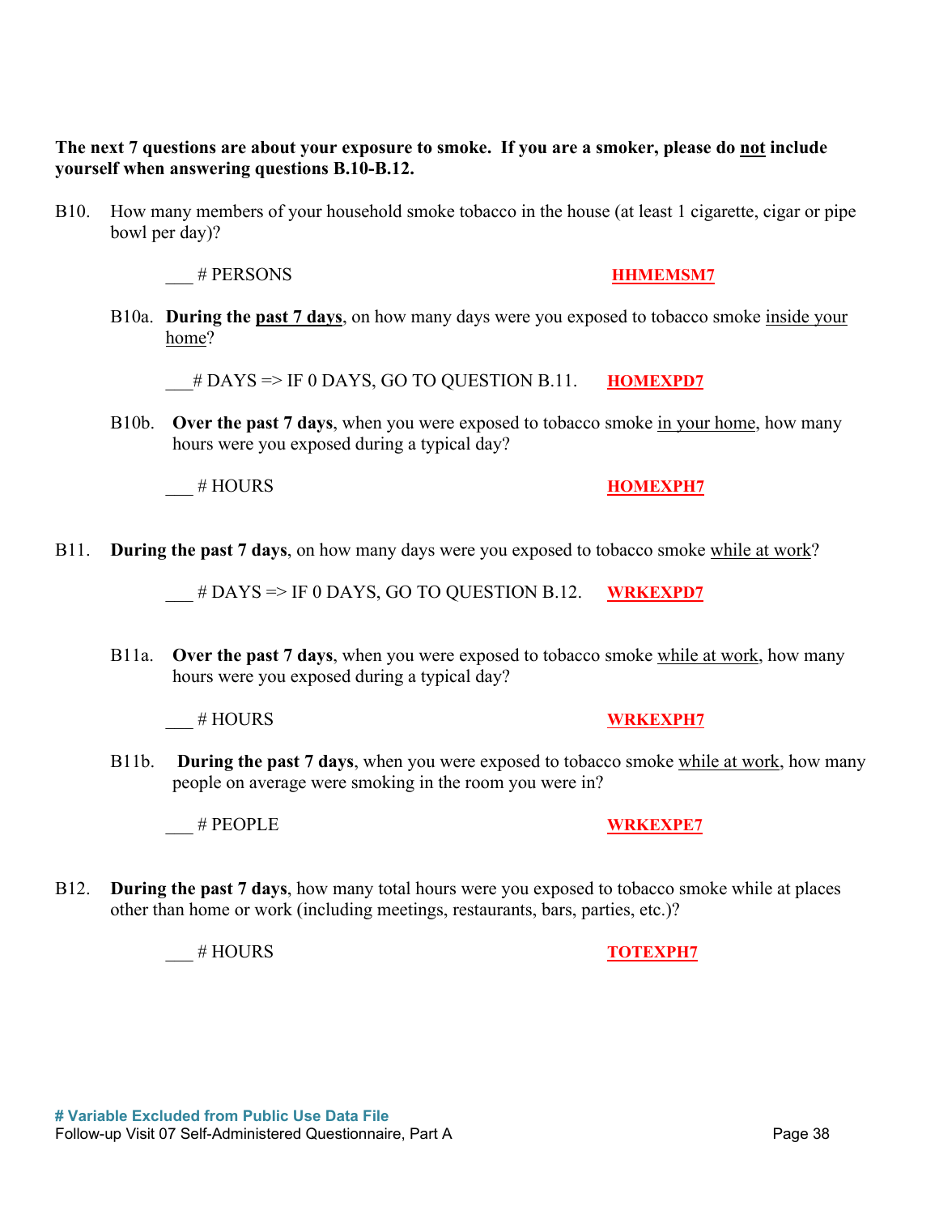**The next 7 questions are about your exposure to smoke. If you are a smoker, please do not include yourself when answering questions B.10-B.12.**

B10. How many members of your household smoke tobacco in the house (at least 1 cigarette, cigar or pipe bowl per day)?

___ # PERSONS **HHMEMSM7**

B10a. **During the past 7 days**, on how many days were you exposed to tobacco smoke inside your home?

___# DAYS => IF 0 DAYS, GO TO QUESTION B.11. **HOMEXPD7**

B10b. **Over the past 7 days**, when you were exposed to tobacco smoke in your home, how many hours were you exposed during a typical day?

___ # HOURS **HOMEXPH7**

B11. **During the past 7 days**, on how many days were you exposed to tobacco smoke while at work?

___ # DAYS => IF 0 DAYS, GO TO QUESTION B.12. **WRKEXPD7**

B11a. **Over the past 7 days**, when you were exposed to tobacco smoke while at work, how many hours were you exposed during a typical day?

___ # HOURS **WRKEXPH7**

B11b. **During the past 7 days**, when you were exposed to tobacco smoke while at work, how many people on average were smoking in the room you were in?

___ # PEOPLE **WRKEXPE7**

B12. **During the past 7 days**, how many total hours were you exposed to tobacco smoke while at places other than home or work (including meetings, restaurants, bars, parties, etc.)?

___ # HOURS **TOTEXPH7**

**# Variable Excluded from Public Use Data File**

Follow-up Visit 07 Self-Administered Questionnaire, Part A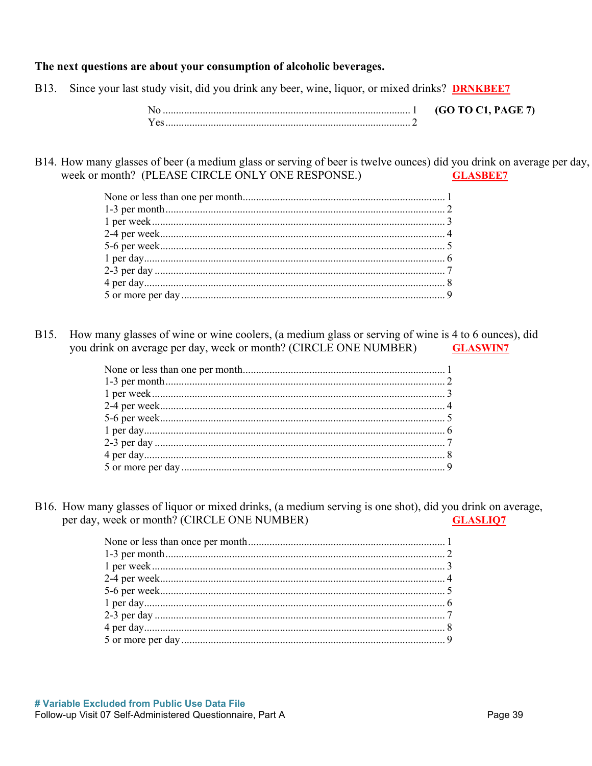**The next questions are about your consumption of alcoholic beverages.**

B13. Since your last study visit, did you drink any beer, wine, liquor, or mixed drinks? **DRNKBEE7**

No ............................................................................................ 1 **(GO TO C1, PAGE 7)**
Yes ........................................................................................... 2

B14. How many glasses of beer (a medium glass or serving of beer is twelve ounces) did you drink on average per day, week or month? (PLEASE CIRCLE ONLY ONE RESPONSE.) **GLASBEE7**

None or less than one per month........................................................................ 1
1-3 per month....................................................................................................... 2
1 per week ........................................................................................................... 3
2-4 per week........................................................................................................ 4
5-6 per week........................................................................................................ 5
1 per day.............................................................................................................. 6
2-3 per day .......................................................................................................... 7
4 per day.............................................................................................................. 8
5 or more per day ................................................................................................ 9

B15. How many glasses of wine or wine coolers, (a medium glass or serving of wine is 4 to 6 ounces), did you drink on average per day, week or month? (CIRCLE ONE NUMBER) **GLASWIN7**

None or less than one per month........................................................................ 1
1-3 per month....................................................................................................... 2
1 per week ........................................................................................................... 3
2-4 per week........................................................................................................ 4
5-6 per week........................................................................................................ 5
1 per day.............................................................................................................. 6
2-3 per day .......................................................................................................... 7
4 per day.............................................................................................................. 8
5 or more per day ................................................................................................ 9

B16. How many glasses of liquor or mixed drinks, (a medium serving is one shot), did you drink on average, per day, week or month? (CIRCLE ONE NUMBER) **GLASLIQ7**

None or less than once per month ...................................................................... 1
1-3 per month....................................................................................................... 2
1 per week ........................................................................................................... 3
2-4 per week........................................................................................................ 4
5-6 per week........................................................................................................ 5
1 per day.............................................................................................................. 6
2-3 per day .......................................................................................................... 7
4 per day.............................................................................................................. 8
5 or more per day ................................................................................................ 9

**# Variable Excluded from Public Use Data File**
Follow-up Visit 07 Self-Administered Questionnaire, Part A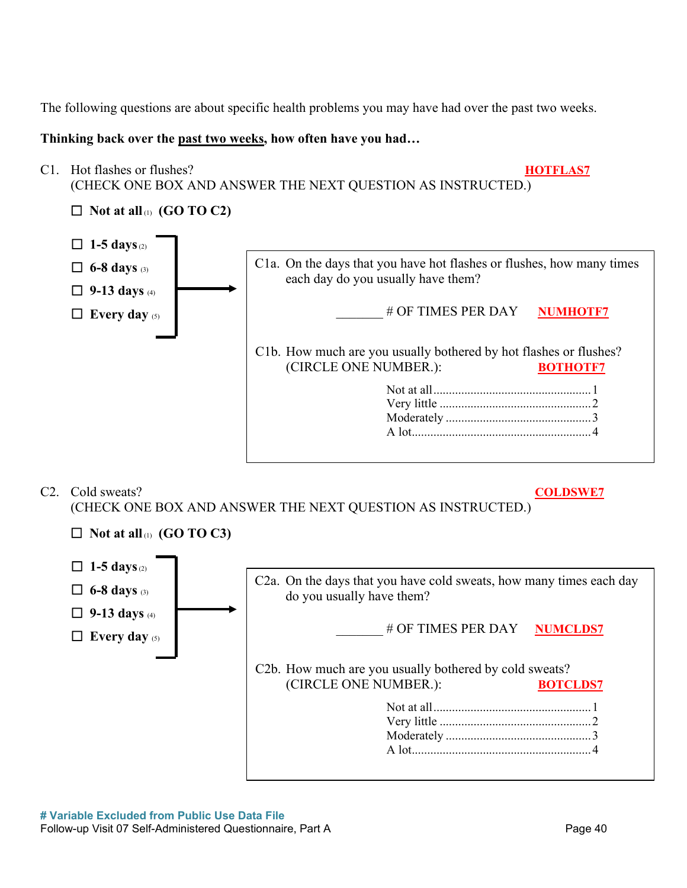The following questions are about specific health problems you may have had over the past two weeks.

**Thinking back over the <u>past two weeks</u>, how often have you had…**

C1. Hot flashes or flushes? **HOTFLAS7**
(CHECK ONE BOX AND ANSWER THE NEXT QUESTION AS INSTRUCTED.)

☐ **Not at all** (1) **(GO TO C2)**

☐ **1-5 days** (2)
☐ **6-8 days** (3)
☐ **9-13 days** (4)
☐ **Every day** (5)

→

C1a. On the days that you have hot flashes or flushes, how many times each day do you usually have them?

_______ # OF TIMES PER DAY **NUMHOTF7**

C1b. How much are you usually bothered by hot flashes or flushes? (CIRCLE ONE NUMBER.): **BOTHOTF7**

Not at all .................................................. 1
Very little ................................................ 2
Moderately ............................................... 3
A lot......................................................... 4

C2. Cold sweats? **COLDSWE7**
(CHECK ONE BOX AND ANSWER THE NEXT QUESTION AS INSTRUCTED.)

☐ **Not at all** (1) **(GO TO C3)**

☐ **1-5 days** (2)
☐ **6-8 days** (3)
☐ **9-13 days** (4)
☐ **Every day** (5)

→

C2a. On the days that you have cold sweats, how many times each day do you usually have them?

_______ # OF TIMES PER DAY **NUMCLDS7**

C2b. How much are you usually bothered by cold sweats? (CIRCLE ONE NUMBER.): **BOTCLDS7**

Not at all .................................................. 1
Very little ................................................ 2
Moderately ............................................... 3
A lot......................................................... 4

**# Variable Excluded from Public Use Data File**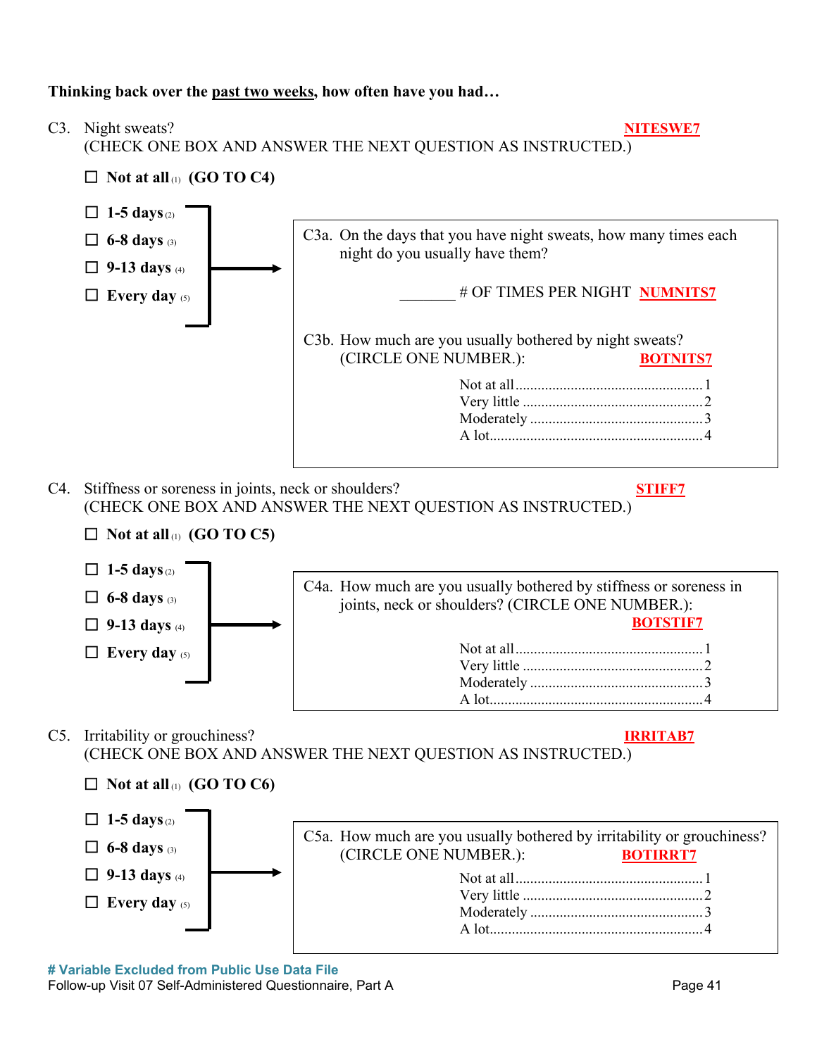**Thinking back over the past two weeks, how often have you had…**

C3. Night sweats? **NITESWE7**
(CHECK ONE BOX AND ANSWER THE NEXT QUESTION AS INSTRUCTED.)

☐ **Not at all** (1) **(GO TO C4)**

☐ **1-5 days** (2)
☐ **6-8 days** (3)
☐ **9-13 days** (4)
☐ **Every day** (5)

→ C3a. On the days that you have night sweats, how many times each night do you usually have them?

_______ # OF TIMES PER NIGHT **NUMNITS7**

C3b. How much are you usually bothered by night sweats? (CIRCLE ONE NUMBER.): **BOTNITS7**

Not at all .................................................. 1
Very little .................................................. 2
Moderately ................................................ 3
A lot.......................................................... 4

C4. Stiffness or soreness in joints, neck or shoulders? **STIFF7**
(CHECK ONE BOX AND ANSWER THE NEXT QUESTION AS INSTRUCTED.)

☐ **Not at all** (1) **(GO TO C5)**

☐ **1-5 days** (2)
☐ **6-8 days** (3)
☐ **9-13 days** (4)
☐ **Every day** (5)

→ C4a. How much are you usually bothered by stiffness or soreness in joints, neck or shoulders? (CIRCLE ONE NUMBER.): **BOTSTIF7**

Not at all .................................................. 1
Very little .................................................. 2
Moderately ................................................ 3
A lot.......................................................... 4

C5. Irritability or grouchiness? **IRRITAB7**
(CHECK ONE BOX AND ANSWER THE NEXT QUESTION AS INSTRUCTED.)

☐ **Not at all** (1) **(GO TO C6)**

☐ **1-5 days** (2)
☐ **6-8 days** (3)
☐ **9-13 days** (4)
☐ **Every day** (5)

→ C5a. How much are you usually bothered by irritability or grouchiness? (CIRCLE ONE NUMBER.): **BOTIRRT7**

Not at all .................................................. 1
Very little .................................................. 2
Moderately ................................................ 3
A lot.......................................................... 4

**# Variable Excluded from Public Use Data File**
Follow-up Visit 07 Self-Administered Questionnaire, Part A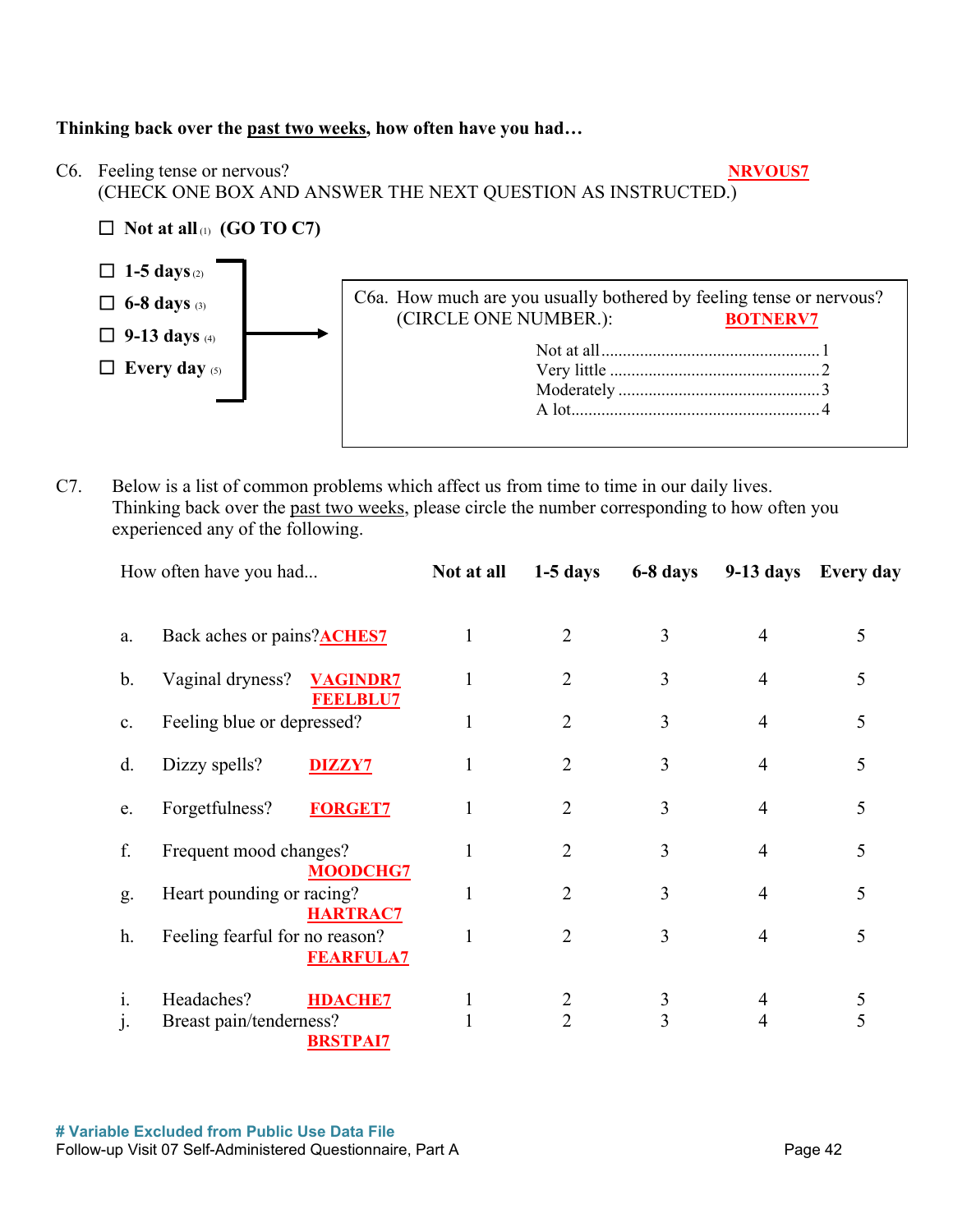**Thinking back over the past two weeks, how often have you had…**

C6. Feeling tense or nervous? **NRVOUS7**
(CHECK ONE BOX AND ANSWER THE NEXT QUESTION AS INSTRUCTED.)

☐ **Not at all** (1) **(GO TO C7)**

☐ **1-5 days** (2)
☐ **6-8 days** (3)
☐ **9-13 days** (4)
☐ **Every day** (5)

→ C6a. How much are you usually bothered by feeling tense or nervous? (CIRCLE ONE NUMBER.): **BOTNERV7**

Not at all....................................1
Very little....................................2
Moderately..................................3
A lot...........................................4

C7. Below is a list of common problems which affect us from time to time in our daily lives. Thinking back over the past two weeks, please circle the number corresponding to how often you experienced any of the following.

| How often have you had... | | Not at all | 1-5 days | 6-8 days | 9-13 days | Every day |
|---|---|---|---|---|---|---|
| a. | Back aches or pains? **ACHES7** | 1 | 2 | 3 | 4 | 5 |
| b. | Vaginal dryness? **VAGINDR7** | 1 | 2 | 3 | 4 | 5 |
| c. | Feeling blue or depressed? **FEELBLU7** | 1 | 2 | 3 | 4 | 5 |
| d. | Dizzy spells? **DIZZY7** | 1 | 2 | 3 | 4 | 5 |
| e. | Forgetfulness? **FORGET7** | 1 | 2 | 3 | 4 | 5 |
| f. | Frequent mood changes? **MOODCHG7** | 1 | 2 | 3 | 4 | 5 |
| g. | Heart pounding or racing? **HARTRAC7** | 1 | 2 | 3 | 4 | 5 |
| h. | Feeling fearful for no reason? **FEARFULA7** | 1 | 2 | 3 | 4 | 5 |
| i. | Headaches? **HDACHE7** | 1 | 2 | 3 | 4 | 5 |
| j. | Breast pain/tenderness? **BRSTPAI7** | 1 | 2 | 3 | 4 | 5 |

**# Variable Excluded from Public Use Data File**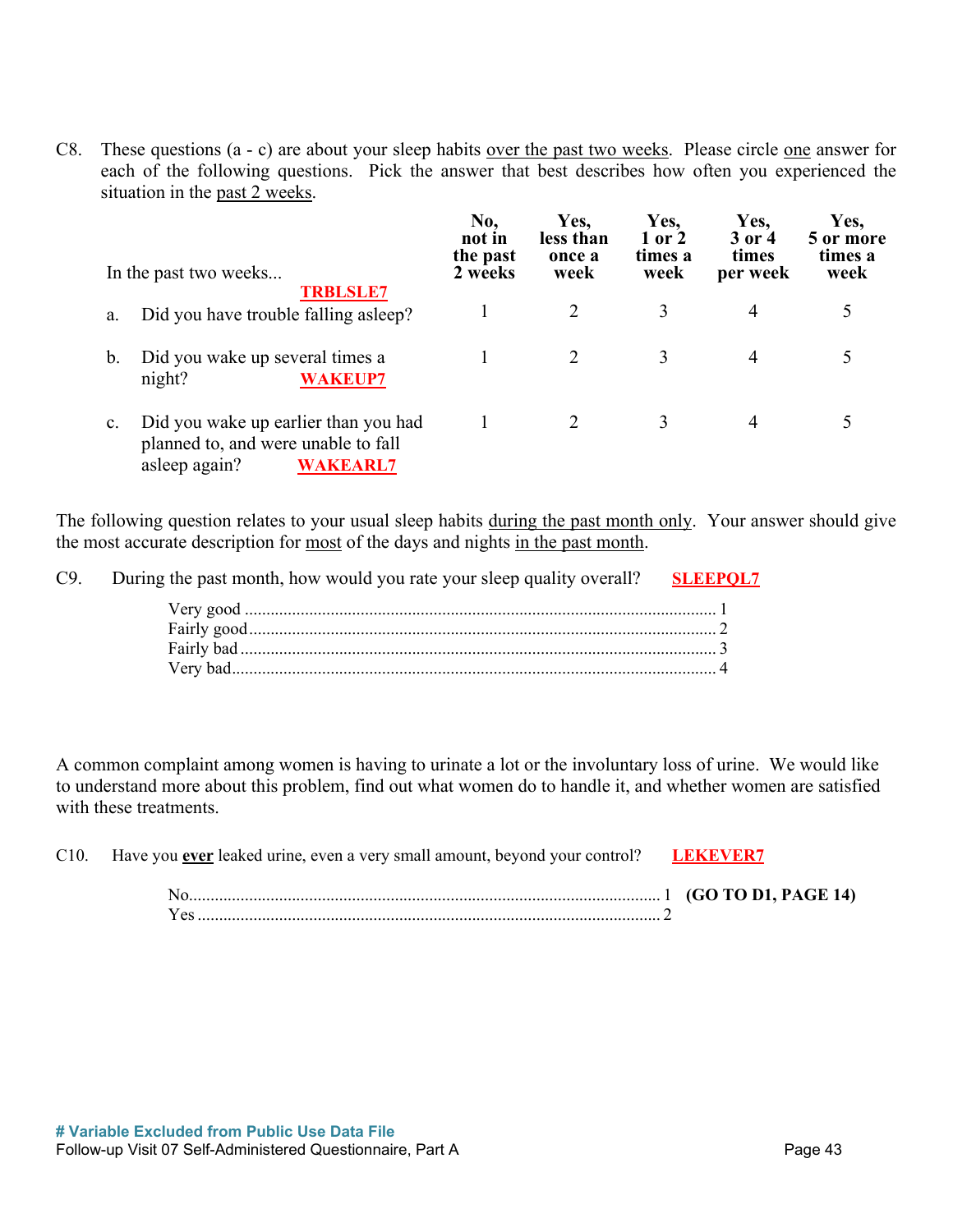C8. These questions (a - c) are about your sleep habits over the past two weeks. Please circle one answer for each of the following questions. Pick the answer that best describes how often you experienced the situation in the past 2 weeks.

| In the past two weeks... | No, not in the past 2 weeks | Yes, less than once a week | Yes, 1 or 2 times a week | Yes, 3 or 4 times per week | Yes, 5 or more times a week |
|---|---|---|---|---|---|
| a. Did you have trouble falling asleep? **TRBLSLE7** | 1 | 2 | 3 | 4 | 5 |
| b. Did you wake up several times a night? **WAKEUP7** | 1 | 2 | 3 | 4 | 5 |
| c. Did you wake up earlier than you had planned to, and were unable to fall asleep again? **WAKEARL7** | 1 | 2 | 3 | 4 | 5 |

The following question relates to your usual sleep habits during the past month only. Your answer should give the most accurate description for most of the days and nights in the past month.

C9. During the past month, how would you rate your sleep quality overall? **SLEEPQL7**

- Very good ........ 1
- Fairly good ........ 2
- Fairly bad ........ 3
- Very bad ........ 4

A common complaint among women is having to urinate a lot or the involuntary loss of urine. We would like to understand more about this problem, find out what women do to handle it, and whether women are satisfied with these treatments.

C10. Have you **ever** leaked urine, even a very small amount, beyond your control? **LEKEVER7**

- No ........ 1 **(GO TO D1, PAGE 14)**
- Yes ........ 2

**# Variable Excluded from Public Use Data File**

Follow-up Visit 07 Self-Administered Questionnaire, Part A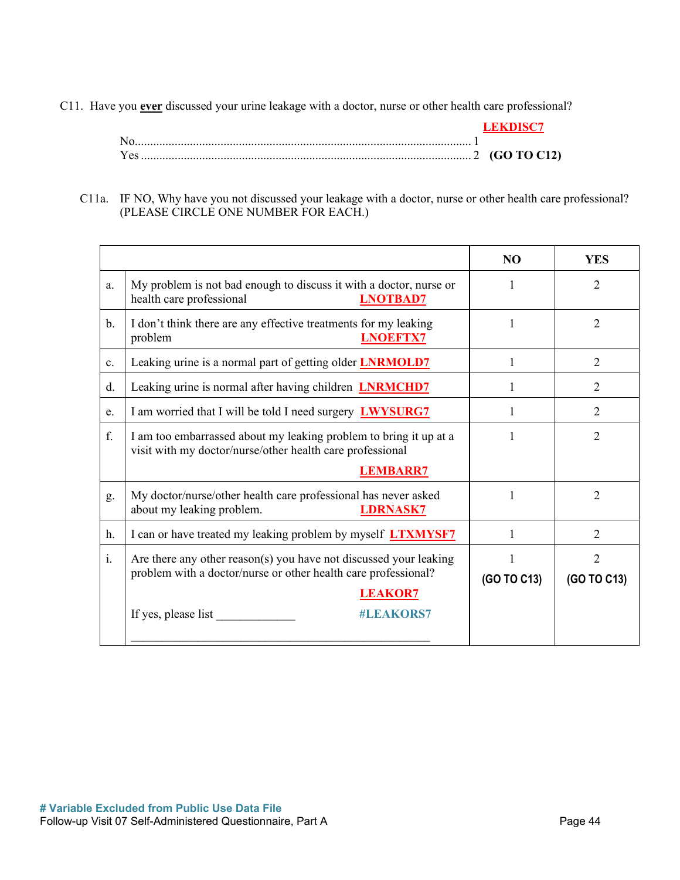C11. Have you **ever** discussed your urine leakage with a doctor, nurse or other health care professional?

**LEKDISC7**

No.............................................................................................................. 1
Yes ............................................................................................................ 2 **(GO TO C12)**

C11a. IF NO, Why have you not discussed your leakage with a doctor, nurse or other health care professional? (PLEASE CIRCLE ONE NUMBER FOR EACH.)

| | | NO | YES |
|---|---|---|---|
| a. | My problem is not bad enough to discuss it with a doctor, nurse or health care professional **LNOTBAD7** | 1 | 2 |
| b. | I don't think there are any effective treatments for my leaking problem **LNOEFTX7** | 1 | 2 |
| c. | Leaking urine is a normal part of getting older **LNRMOLD7** | 1 | 2 |
| d. | Leaking urine is normal after having children **LNRMCHD7** | 1 | 2 |
| e. | I am worried that I will be told I need surgery **LWYSURG7** | 1 | 2 |
| f. | I am too embarrassed about my leaking problem to bring it up at a visit with my doctor/nurse/other health care professional **LEMBARR7** | 1 | 2 |
| g. | My doctor/nurse/other health care professional has never asked about my leaking problem. **LDRNASK7** | 1 | 2 |
| h. | I can or have treated my leaking problem by myself **LTXMYSF7** | 1 | 2 |
| i. | Are there any other reason(s) you have not discussed your leaking problem with a doctor/nurse or other health care professional? **LEAKOR7**<br><br>If yes, please list _____________ **#LEAKORS7**<br><br>_______________________________________________ | 1<br>**(GO TO C13)** | 2<br>**(GO TO C13)** |

**# Variable Excluded from Public Use Data File**

Follow-up Visit 07 Self-Administered Questionnaire, Part A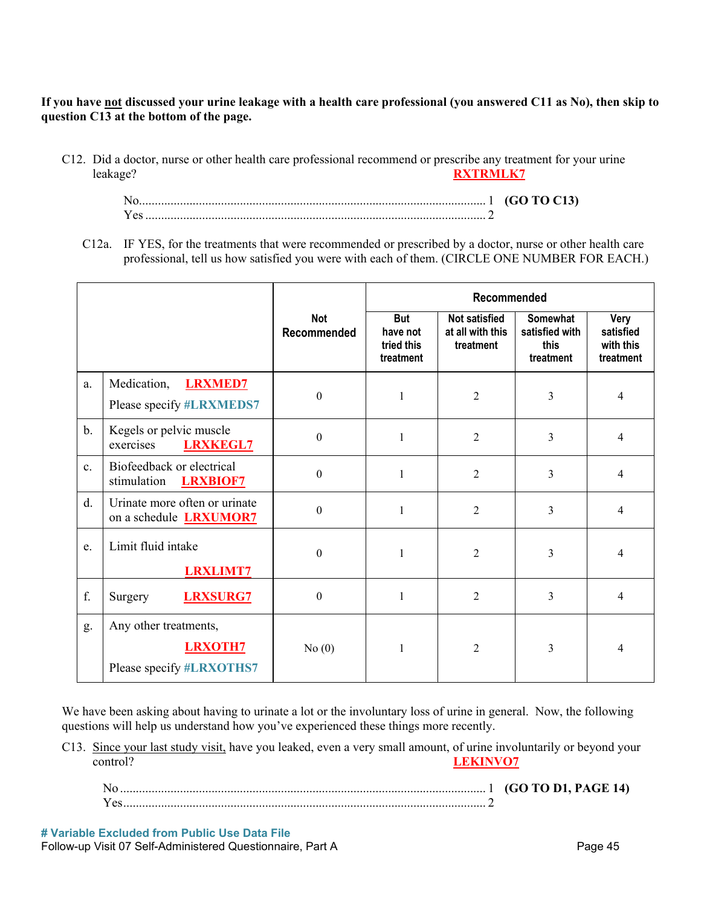**If you have not discussed your urine leakage with a health care professional (you answered C11 as No), then skip to question C13 at the bottom of the page.**

C12. Did a doctor, nurse or other health care professional recommend or prescribe any treatment for your urine leakage? **RXTRMLK7**

No............................................................................................................. 1 **(GO TO C13)**
Yes ........................................................................................................... 2

C12a. IF YES, for the treatments that were recommended or prescribed by a doctor, nurse or other health care professional, tell us how satisfied you were with each of them. (CIRCLE ONE NUMBER FOR EACH.)

| | | Not Recommended | Recommended | | | |
|---|---|---|---|---|---|---|
| | | | But have not tried this treatment | Not satisfied at all with this treatment | Somewhat satisfied with this treatment | Very satisfied with this treatment |
| a. | Medication, **LRXMED7** Please specify **#LRXMEDS7** | 0 | 1 | 2 | 3 | 4 |
| b. | Kegels or pelvic muscle exercises **LRXKEGL7** | 0 | 1 | 2 | 3 | 4 |
| c. | Biofeedback or electrical stimulation **LRXBIOF7** | 0 | 1 | 2 | 3 | 4 |
| d. | Urinate more often or urinate on a schedule **LRXUMOR7** | 0 | 1 | 2 | 3 | 4 |
| e. | Limit fluid intake **LRXLIMT7** | 0 | 1 | 2 | 3 | 4 |
| f. | Surgery **LRXSURG7** | 0 | 1 | 2 | 3 | 4 |
| g. | Any other treatments, **LRXOTH7** Please specify **#LRXOTHS7** | No (0) | 1 | 2 | 3 | 4 |

We have been asking about having to urinate a lot or the involuntary loss of urine in general. Now, the following questions will help us understand how you've experienced these things more recently.

C13. Since your last study visit, have you leaked, even a very small amount, of urine involuntarily or beyond your control? **LEKINVO7**

No ............................................................................................................ 1 **(GO TO D1, PAGE 14)**
Yes........................................................................................................... 2

**# Variable Excluded from Public Use Data File**
Follow-up Visit 07 Self-Administered Questionnaire, Part A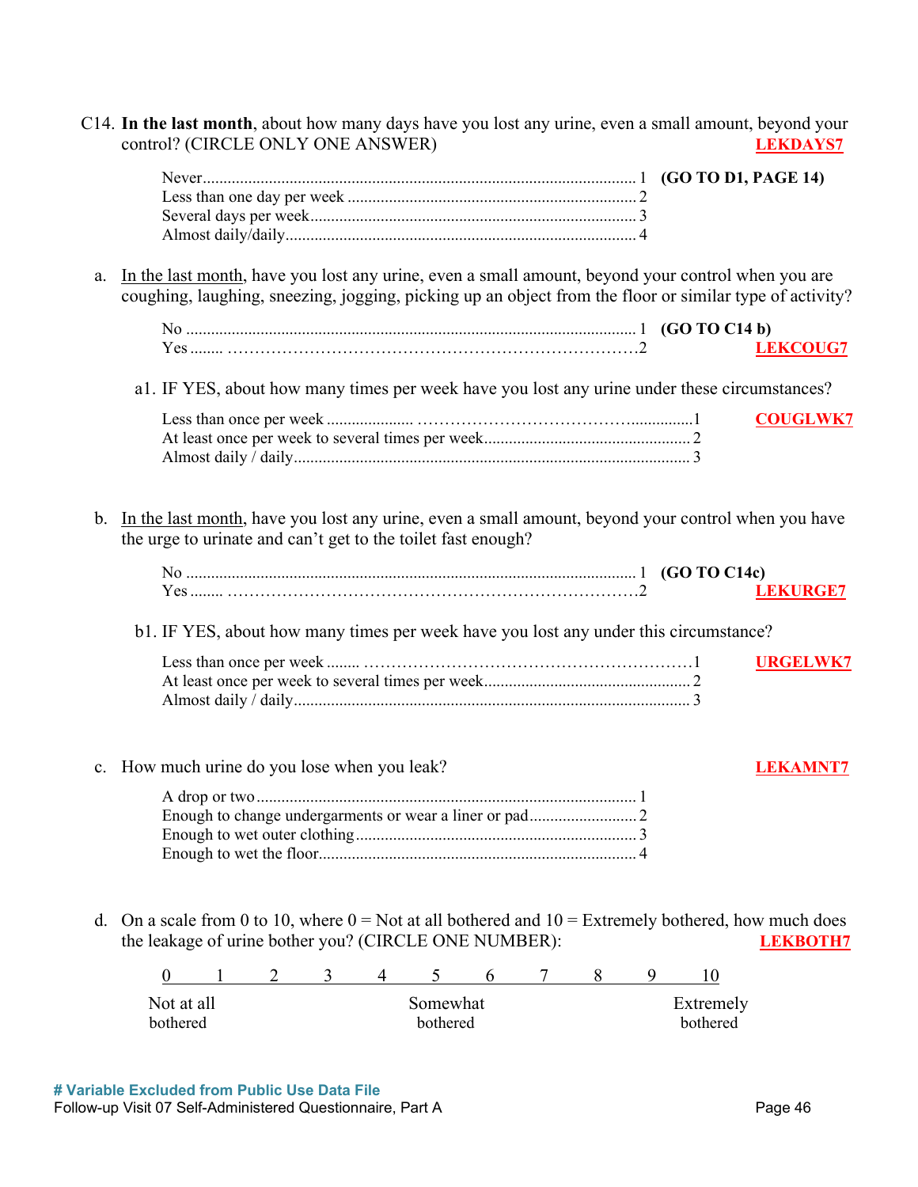C14. **In the last month**, about how many days have you lost any urine, even a small amount, beyond your control? (CIRCLE ONLY ONE ANSWER) **LEKDAYS7**

| | | |
|---|---|---|
| Never | 1 | **(GO TO D1, PAGE 14)** |
| Less than one day per week | 2 | |
| Several days per week | 3 | |
| Almost daily/daily | 4 | |

a. In the last month, have you lost any urine, even a small amount, beyond your control when you are coughing, laughing, sneezing, jogging, picking up an object from the floor or similar type of activity?

| | | |
|---|---|---|
| No | 1 | **(GO TO C14 b)** |
| Yes | 2 | **LEKCOUG7** |

a1. IF YES, about how many times per week have you lost any urine under these circumstances? **COUGLWK7**

| | |
|---|---|
| Less than once per week | 1 |
| At least once per week to several times per week | 2 |
| Almost daily / daily | 3 |

b. In the last month, have you lost any urine, even a small amount, beyond your control when you have the urge to urinate and can't get to the toilet fast enough?

| | | |
|---|---|---|
| No | 1 | **(GO TO C14c)** |
| Yes | 2 | **LEKURGE7** |

b1. IF YES, about how many times per week have you lost any under this circumstance? **URGELWK7**

| | |
|---|---|
| Less than once per week | 1 |
| At least once per week to several times per week | 2 |
| Almost daily / daily | 3 |

c. How much urine do you lose when you leak? **LEKAMNT7**

| | |
|---|---|
| A drop or two | 1 |
| Enough to change undergarments or wear a liner or pad | 2 |
| Enough to wet outer clothing | 3 |
| Enough to wet the floor | 4 |

d. On a scale from 0 to 10, where 0 = Not at all bothered and 10 = Extremely bothered, how much does the leakage of urine bother you? (CIRCLE ONE NUMBER): **LEKBOTH7**

| 0 | 1 | 2 | 3 | 4 | 5 | 6 | 7 | 8 | 9 | 10 |
|---|---|---|---|---|---|---|---|---|---|---|
| Not at all bothered | | | | | Somewhat bothered | | | | | Extremely bothered |

**# Variable Excluded from Public Use Data File**

Follow-up Visit 07 Self-Administered Questionnaire, Part A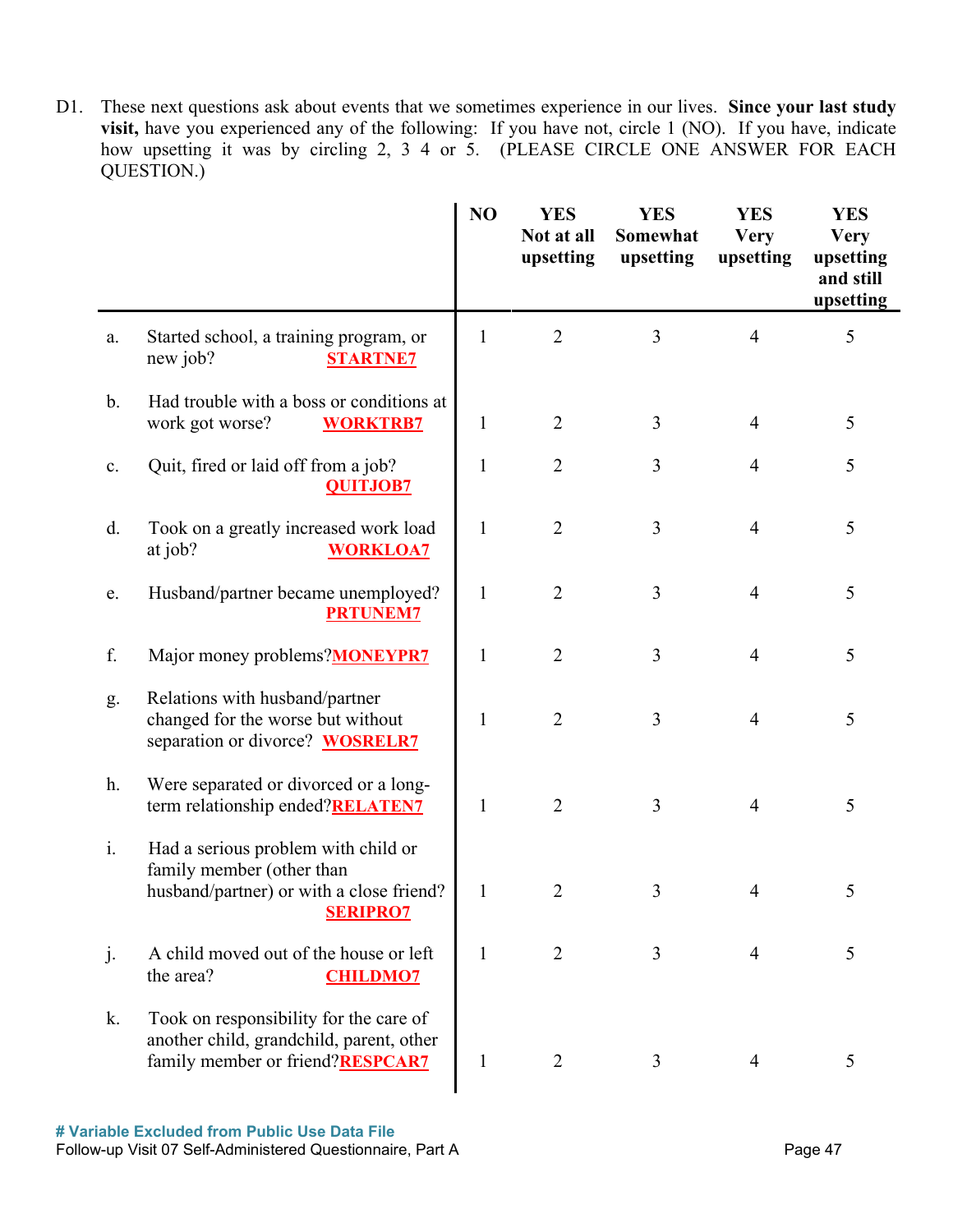D1. These next questions ask about events that we sometimes experience in our lives. **Since your last study visit,** have you experienced any of the following: If you have not, circle 1 (NO). If you have, indicate how upsetting it was by circling 2, 3 4 or 5. (PLEASE CIRCLE ONE ANSWER FOR EACH QUESTION.)

| | NO | YES Not at all upsetting | YES Somewhat upsetting | YES Very upsetting | YES Very upsetting and still upsetting |
|---|---|---|---|---|---|
| a. Started school, a training program, or new job? STARTNE7 | 1 | 2 | 3 | 4 | 5 |
| b. Had trouble with a boss or conditions at work got worse? WORKTRB7 | 1 | 2 | 3 | 4 | 5 |
| c. Quit, fired or laid off from a job? QUITJOB7 | 1 | 2 | 3 | 4 | 5 |
| d. Took on a greatly increased work load at job? WORKLOA7 | 1 | 2 | 3 | 4 | 5 |
| e. Husband/partner became unemployed? PRTUNEM7 | 1 | 2 | 3 | 4 | 5 |
| f. Major money problems? MONEYPR7 | 1 | 2 | 3 | 4 | 5 |
| g. Relations with husband/partner changed for the worse but without separation or divorce? WOSRELR7 | 1 | 2 | 3 | 4 | 5 |
| h. Were separated or divorced or a long-term relationship ended? RELATEN7 | 1 | 2 | 3 | 4 | 5 |
| i. Had a serious problem with child or family member (other than husband/partner) or with a close friend? SERIPRO7 | 1 | 2 | 3 | 4 | 5 |
| j. A child moved out of the house or left the area? CHILDMO7 | 1 | 2 | 3 | 4 | 5 |
| k. Took on responsibility for the care of another child, grandchild, parent, other family member or friend? RESPCAR7 | 1 | 2 | 3 | 4 | 5 |

# Variable Excluded from Public Use Data File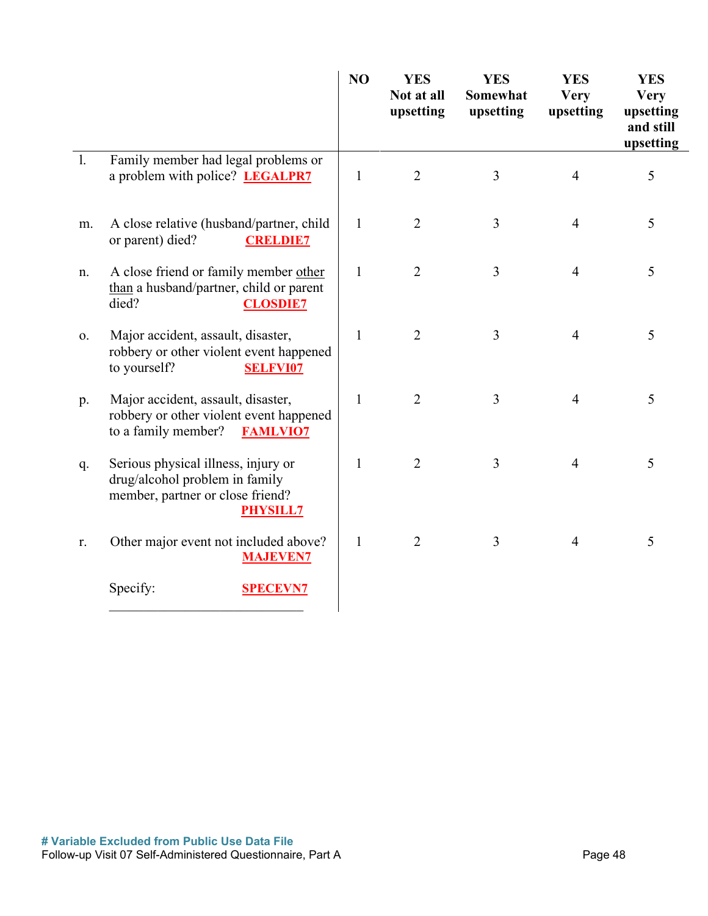| | | NO | YES Not at all upsetting | YES Somewhat upsetting | YES Very upsetting | YES Very upsetting and still upsetting |
|---|---|---|---|---|---|---|
| l. | Family member had legal problems or a problem with police? **LEGALPR7** | 1 | 2 | 3 | 4 | 5 |
| m. | A close relative (husband/partner, child or parent) died? **CRELDIE7** | 1 | 2 | 3 | 4 | 5 |
| n. | A close friend or family member other than a husband/partner, child or parent died? **CLOSDIE7** | 1 | 2 | 3 | 4 | 5 |
| o. | Major accident, assault, disaster, robbery or other violent event happened to yourself? **SELFVI07** | 1 | 2 | 3 | 4 | 5 |
| p. | Major accident, assault, disaster, robbery or other violent event happened to a family member? **FAMLVIO7** | 1 | 2 | 3 | 4 | 5 |
| q. | Serious physical illness, injury or drug/alcohol problem in family member, partner or close friend? **PHYSILL7** | 1 | 2 | 3 | 4 | 5 |
| r. | Other major event not included above? **MAJEVEN7** | 1 | 2 | 3 | 4 | 5 |
| | Specify: **SPECEVN7** ___________________________ | | | | | |

**# Variable Excluded from Public Use Data File**

Follow-up Visit 07 Self-Administered Questionnaire, Part A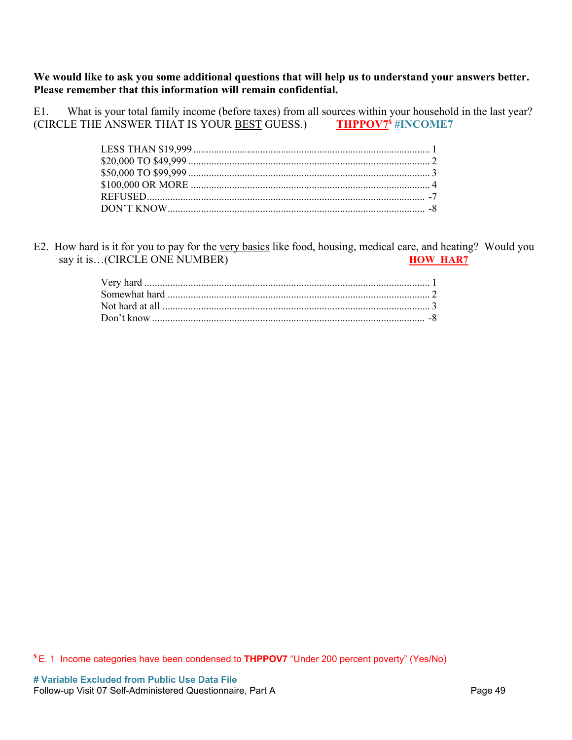**We would like to ask you some additional questions that will help us to understand your answers better. Please remember that this information will remain confidential.**

E1. What is your total family income (before taxes) from all sources within your household in the last year? (CIRCLE THE ANSWER THAT IS YOUR BEST GUESS.) **THPPOV7**[$] **#INCOME7**

| | |
|---|---|
| LESS THAN $19,999 | 1 |
| $20,000 TO $49,999 | 2 |
| $50,000 TO $99,999 | 3 |
| $100,000 OR MORE | 4 |
| REFUSED | -7 |
| DON'T KNOW | -8 |

E2. How hard is it for you to pay for the very basics like food, housing, medical care, and heating? Would you say it is…(CIRCLE ONE NUMBER) **HOW_HAR7**

| | |
|---|---|
| Very hard | 1 |
| Somewhat hard | 2 |
| Not hard at all | 3 |
| Don't know | -8 |

[$] E. 1 Income categories have been condensed to **THPPOV7** "Under 200 percent poverty" (Yes/No)

**# Variable Excluded from Public Use Data File**

Follow-up Visit 07 Self-Administered Questionnaire, Part A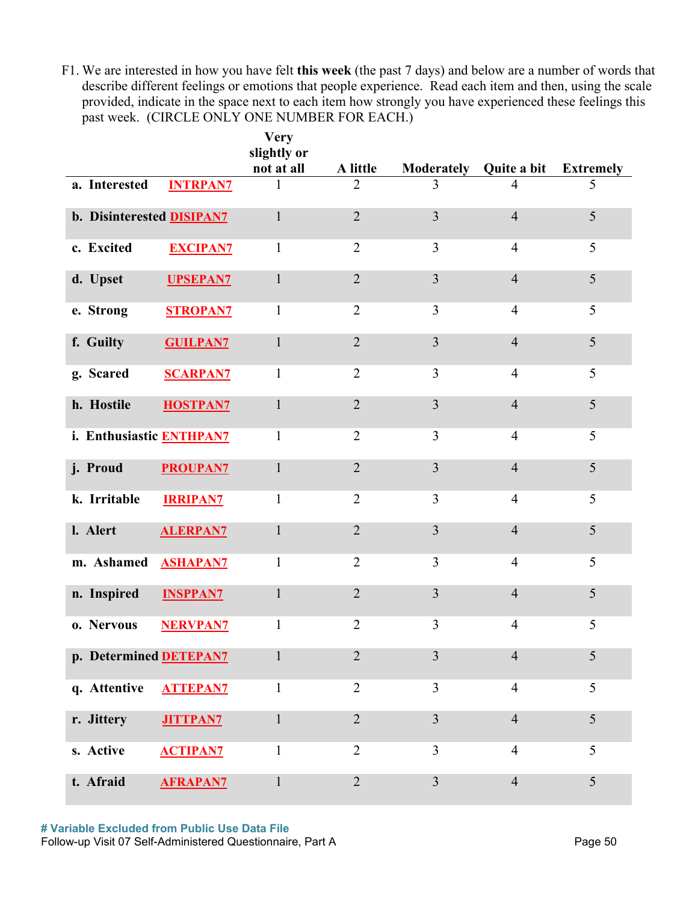F1. We are interested in how you have felt **this week** (the past 7 days) and below are a number of words that describe different feelings or emotions that people experience. Read each item and then, using the scale provided, indicate in the space next to each item how strongly you have experienced these feelings this past week. (CIRCLE ONLY ONE NUMBER FOR EACH.)

| | | Very slightly or not at all | A little | Moderately | Quite a bit | Extremely |
|---|---|---|---|---|---|---|
| **a. Interested** | INTRPAN7 | 1 | 2 | 3 | 4 | 5 |
| **b. Disinterested** | DISIPAN7 | 1 | 2 | 3 | 4 | 5 |
| **c. Excited** | EXCIPAN7 | 1 | 2 | 3 | 4 | 5 |
| **d. Upset** | UPSEPAN7 | 1 | 2 | 3 | 4 | 5 |
| **e. Strong** | STROPAN7 | 1 | 2 | 3 | 4 | 5 |
| **f. Guilty** | GUILPAN7 | 1 | 2 | 3 | 4 | 5 |
| **g. Scared** | SCARPAN7 | 1 | 2 | 3 | 4 | 5 |
| **h. Hostile** | HOSTPAN7 | 1 | 2 | 3 | 4 | 5 |
| **i. Enthusiastic** | ENTHPAN7 | 1 | 2 | 3 | 4 | 5 |
| **j. Proud** | PROUPAN7 | 1 | 2 | 3 | 4 | 5 |
| **k. Irritable** | IRRIPAN7 | 1 | 2 | 3 | 4 | 5 |
| **l. Alert** | ALERPAN7 | 1 | 2 | 3 | 4 | 5 |
| **m. Ashamed** | ASHAPAN7 | 1 | 2 | 3 | 4 | 5 |
| **n. Inspired** | INSPPAN7 | 1 | 2 | 3 | 4 | 5 |
| **o. Nervous** | NERVPAN7 | 1 | 2 | 3 | 4 | 5 |
| **p. Determined** | DETEPAN7 | 1 | 2 | 3 | 4 | 5 |
| **q. Attentive** | ATTEPAN7 | 1 | 2 | 3 | 4 | 5 |
| **r. Jittery** | JITTPAN7 | 1 | 2 | 3 | 4 | 5 |
| **s. Active** | ACTIPAN7 | 1 | 2 | 3 | 4 | 5 |
| **t. Afraid** | AFRAPAN7 | 1 | 2 | 3 | 4 | 5 |

**# Variable Excluded from Public Use Data File**

Follow-up Visit 07 Self-Administered Questionnaire, Part A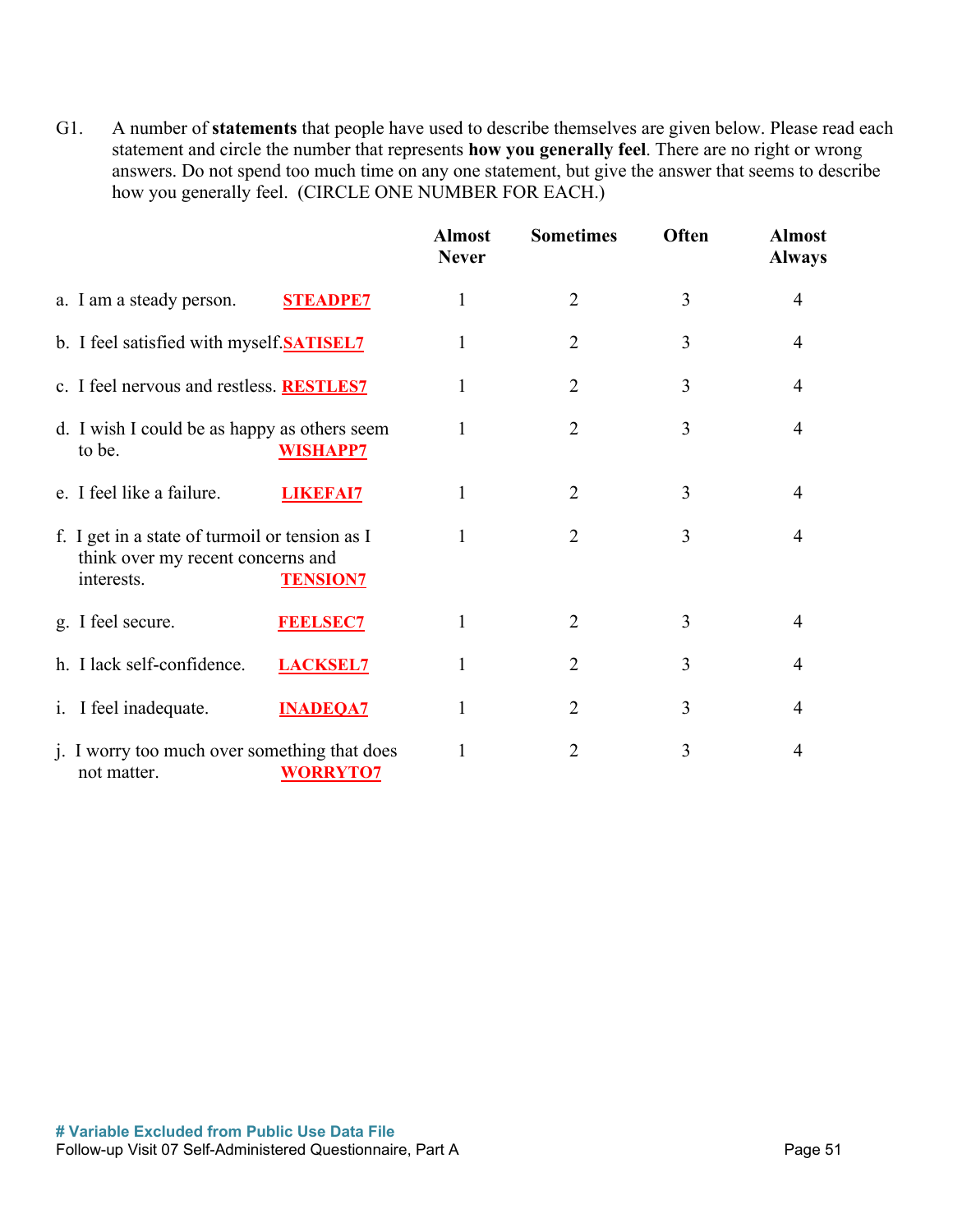G1. A number of **statements** that people have used to describe themselves are given below. Please read each statement and circle the number that represents **how you generally feel**. There are no right or wrong answers. Do not spend too much time on any one statement, but give the answer that seems to describe how you generally feel. (CIRCLE ONE NUMBER FOR EACH.)

| | Almost Never | Sometimes | Often | Almost Always |
|---|---|---|---|---|
| a. I am a steady person. **STEADPE7** | 1 | 2 | 3 | 4 |
| b. I feel satisfied with myself. **SATISEL7** | 1 | 2 | 3 | 4 |
| c. I feel nervous and restless. **RESTLES7** | 1 | 2 | 3 | 4 |
| d. I wish I could be as happy as others seem to be. **WISHAPP7** | 1 | 2 | 3 | 4 |
| e. I feel like a failure. **LIKEFAI7** | 1 | 2 | 3 | 4 |
| f. I get in a state of turmoil or tension as I think over my recent concerns and interests. **TENSION7** | 1 | 2 | 3 | 4 |
| g. I feel secure. **FEELSEC7** | 1 | 2 | 3 | 4 |
| h. I lack self-confidence. **LACKSEL7** | 1 | 2 | 3 | 4 |
| i. I feel inadequate. **INADEQA7** | 1 | 2 | 3 | 4 |
| j. I worry too much over something that does not matter. **WORRYTO7** | 1 | 2 | 3 | 4 |

**# Variable Excluded from Public Use Data File**

Follow-up Visit 07 Self-Administered Questionnaire, Part A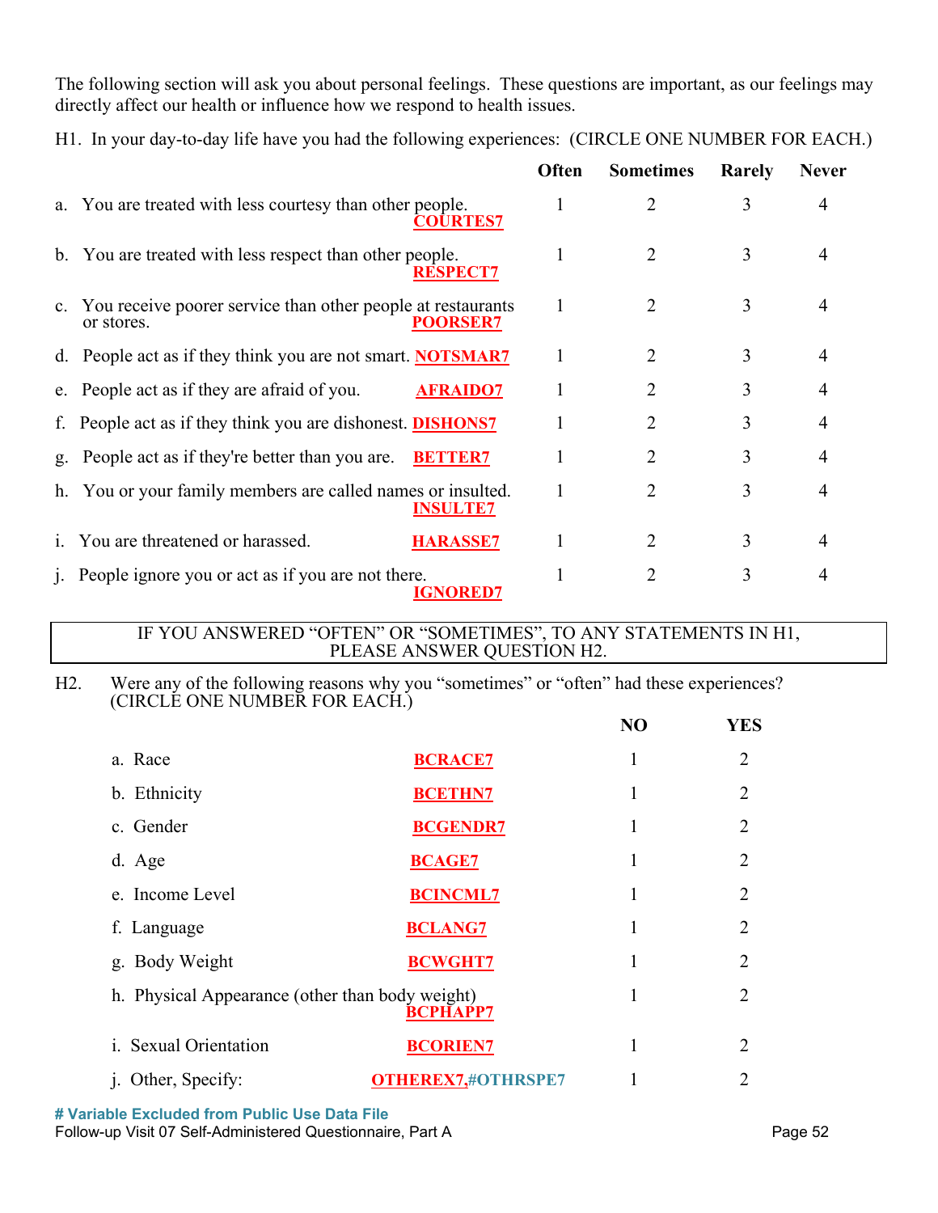The following section will ask you about personal feelings. These questions are important, as our feelings may directly affect our health or influence how we respond to health issues.

H1. In your day-to-day life have you had the following experiences: (CIRCLE ONE NUMBER FOR EACH.)

| | Often | Sometimes | Rarely | Never |
|---|---|---|---|---|
| a. You are treated with less courtesy than other people. **COURTES7** | 1 | 2 | 3 | 4 |
| b. You are treated with less respect than other people. **RESPECT7** | 1 | 2 | 3 | 4 |
| c. You receive poorer service than other people at restaurants or stores. **POORSER7** | 1 | 2 | 3 | 4 |
| d. People act as if they think you are not smart. **NOTSMAR7** | 1 | 2 | 3 | 4 |
| e. People act as if they are afraid of you. **AFRAIDO7** | 1 | 2 | 3 | 4 |
| f. People act as if they think you are dishonest. **DISHONS7** | 1 | 2 | 3 | 4 |
| g. People act as if they're better than you are. **BETTER7** | 1 | 2 | 3 | 4 |
| h. You or your family members are called names or insulted. **INSULTE7** | 1 | 2 | 3 | 4 |
| i. You are threatened or harassed. **HARASSE7** | 1 | 2 | 3 | 4 |
| j. People ignore you or act as if you are not there. **IGNORED7** | 1 | 2 | 3 | 4 |

IF YOU ANSWERED "OFTEN" OR "SOMETIMES", TO ANY STATEMENTS IN H1, PLEASE ANSWER QUESTION H2.

H2. Were any of the following reasons why you "sometimes" or "often" had these experiences? (CIRCLE ONE NUMBER FOR EACH.)

| | | NO | YES |
|---|---|---|---|
| a. Race | **BCRACE7** | 1 | 2 |
| b. Ethnicity | **BCETHN7** | 1 | 2 |
| c. Gender | **BCGENDR7** | 1 | 2 |
| d. Age | **BCAGE7** | 1 | 2 |
| e. Income Level | **BCINCML7** | 1 | 2 |
| f. Language | **BCLANG7** | 1 | 2 |
| g. Body Weight | **BCWGHT7** | 1 | 2 |
| h. Physical Appearance (other than body weight) | **BCPHAPP7** | 1 | 2 |
| i. Sexual Orientation | **BCORIEN7** | 1 | 2 |
| j. Other, Specify: | **OTHEREX7**, **#OTHRSPE7** | 1 | 2 |

**# Variable Excluded from Public Use Data File**

Follow-up Visit 07 Self-Administered Questionnaire, Part A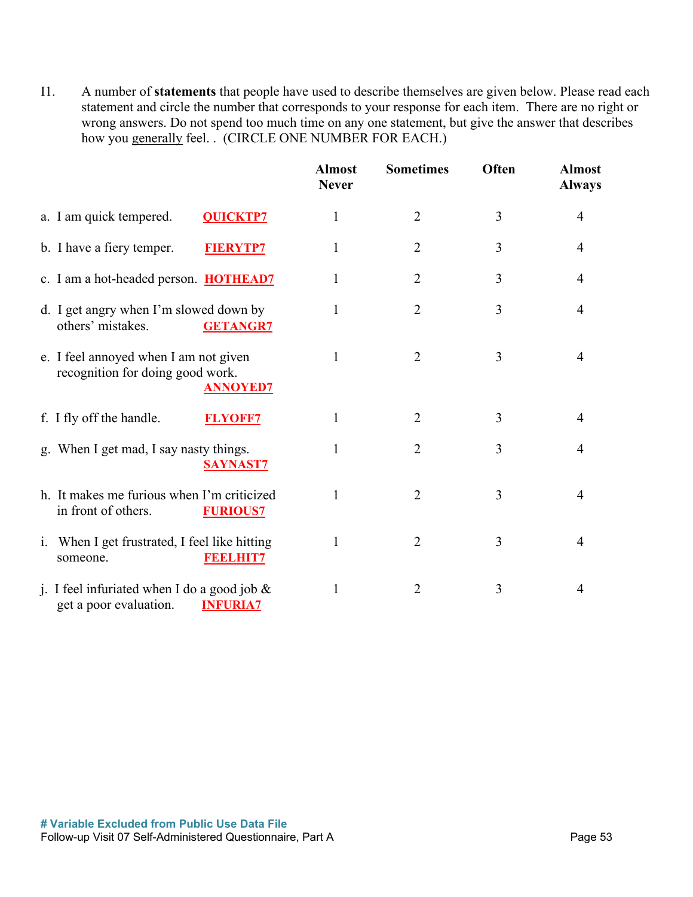I1. A number of **statements** that people have used to describe themselves are given below. Please read each statement and circle the number that corresponds to your response for each item. There are no right or wrong answers. Do not spend too much time on any one statement, but give the answer that describes how you generally feel. . (CIRCLE ONE NUMBER FOR EACH.)

| | Almost Never | Sometimes | Often | Almost Always |
|---|---|---|---|---|
| a. I am quick tempered. **QUICKTP7** | 1 | 2 | 3 | 4 |
| b. I have a fiery temper. **FIERYTP7** | 1 | 2 | 3 | 4 |
| c. I am a hot-headed person. **HOTHEAD7** | 1 | 2 | 3 | 4 |
| d. I get angry when I'm slowed down by others' mistakes. **GETANGR7** | 1 | 2 | 3 | 4 |
| e. I feel annoyed when I am not given recognition for doing good work. **ANNOYED7** | 1 | 2 | 3 | 4 |
| f. I fly off the handle. **FLYOFF7** | 1 | 2 | 3 | 4 |
| g. When I get mad, I say nasty things. **SAYNAST7** | 1 | 2 | 3 | 4 |
| h. It makes me furious when I'm criticized in front of others. **FURIOUS7** | 1 | 2 | 3 | 4 |
| i. When I get frustrated, I feel like hitting someone. **FEELHIT7** | 1 | 2 | 3 | 4 |
| j. I feel infuriated when I do a good job & get a poor evaluation. **INFURIA7** | 1 | 2 | 3 | 4 |

**# Variable Excluded from Public Use Data File**

Follow-up Visit 07 Self-Administered Questionnaire, Part A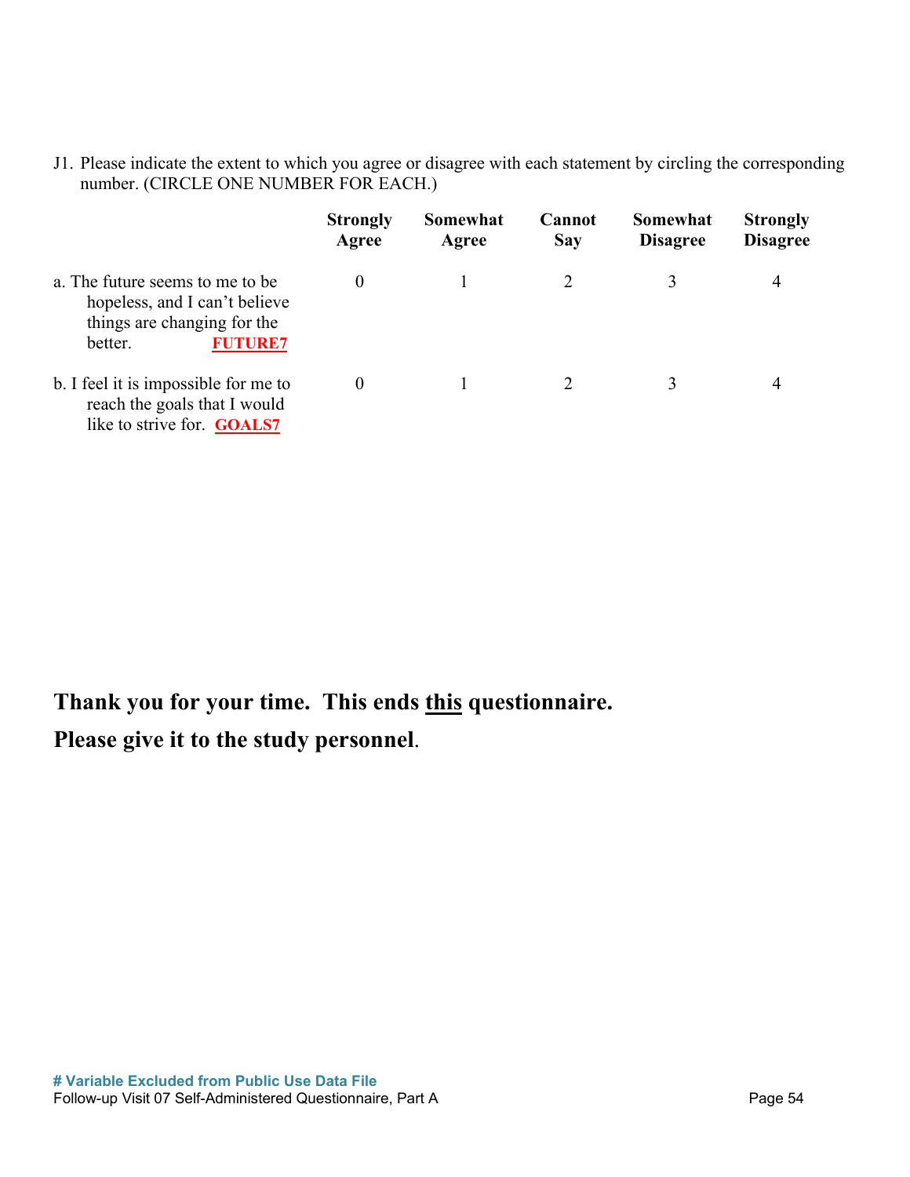J1. Please indicate the extent to which you agree or disagree with each statement by circling the corresponding number. (CIRCLE ONE NUMBER FOR EACH.)

| | Strongly Agree | Somewhat Agree | Cannot Say | Somewhat Disagree | Strongly Disagree |
|---|---|---|---|---|---|
| a. The future seems to me to be hopeless, and I can't believe things are changing for the better. **FUTURE7** | 0 | 1 | 2 | 3 | 4 |
| b. I feel it is impossible for me to reach the goals that I would like to strive for. **GOALS7** | 0 | 1 | 2 | 3 | 4 |

**Thank you for your time. This ends this questionnaire.**

**Please give it to the study personnel.**

**# Variable Excluded from Public Use Data File**

Follow-up Visit 07 Self-Administered Questionnaire, Part A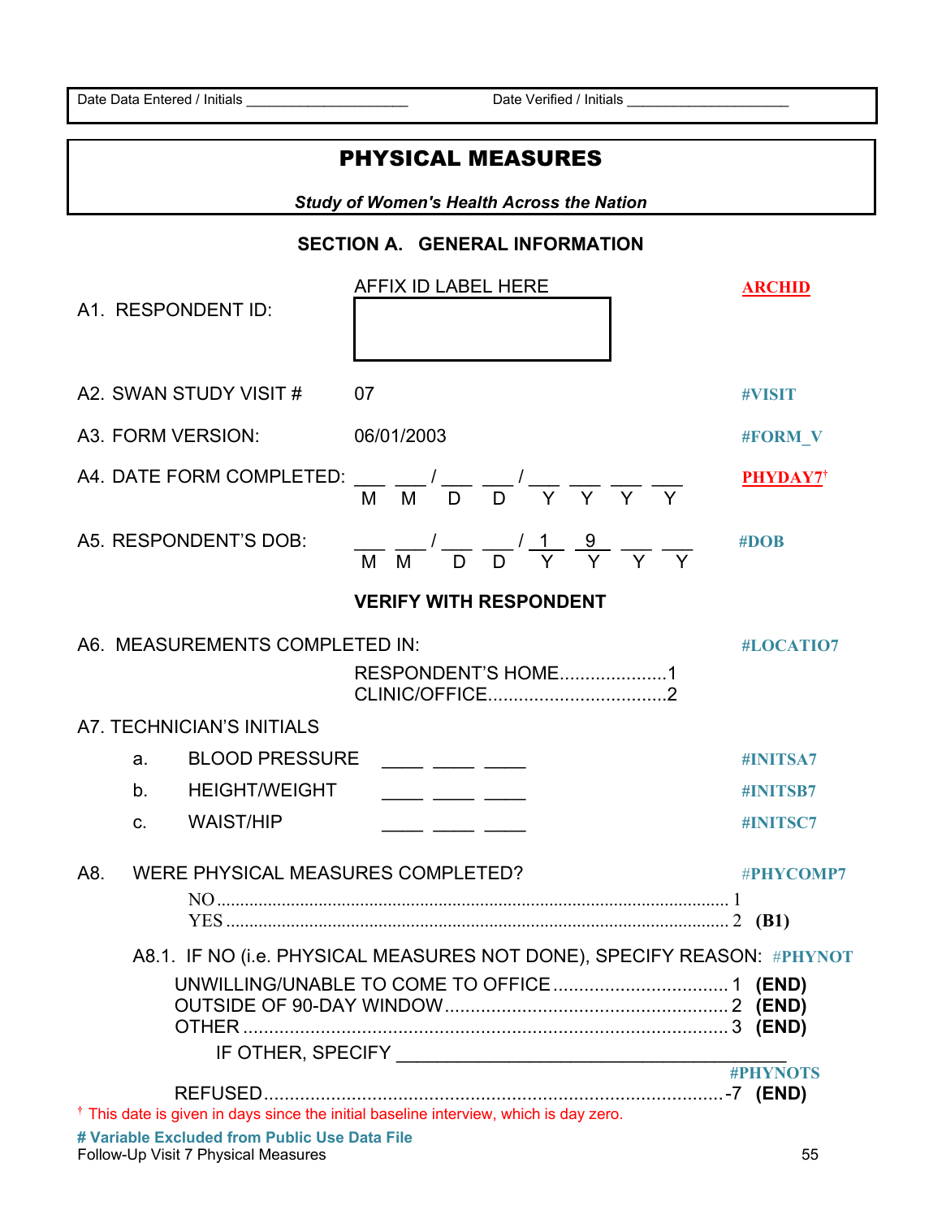Date Data Entered / Initials ____________________ Date Verified / Initials ____________________

# PHYSICAL MEASURES

***Study of Women's Health Across the Nation***

## SECTION A. GENERAL INFORMATION

A1. RESPONDENT ID: AFFIX ID LABEL HERE **ARCHID**

A2. SWAN STUDY VISIT # 07 **#VISIT**

A3. FORM VERSION: 06/01/2003 **#FORM_V**

A4. DATE FORM COMPLETED: ___ ___ / ___ ___ / ___ ___ ___ ___ (M M / D D / Y Y Y Y) **PHYDAY7**†

A5. RESPONDENT'S DOB: ___ ___ / ___ ___ / 1 9 ___ ___ (M M / D D / Y Y Y Y) **#DOB**

**VERIFY WITH RESPONDENT**

A6. MEASUREMENTS COMPLETED IN: **#LOCATIO7**

- RESPONDENT'S HOME....................1
- CLINIC/OFFICE..................................2

A7. TECHNICIAN'S INITIALS

- a. BLOOD PRESSURE ____ ____ ____ **#INITSA7**
- b. HEIGHT/WEIGHT ____ ____ ____ **#INITSB7**
- c. WAIST/HIP ____ ____ ____ **#INITSC7**

A8. WERE PHYSICAL MEASURES COMPLETED? **#PHYCOMP7**

- NO ........................................................................................................ 1
- YES ...................................................................................................... 2 **(B1)**

A8.1. IF NO (i.e. PHYSICAL MEASURES NOT DONE), SPECIFY REASON: **#PHYNOT**

- UNWILLING/UNABLE TO COME TO OFFICE .................................. 1 **(END)**
- OUTSIDE OF 90-DAY WINDOW ........................................................ 2 **(END)**
- OTHER ................................................................................................ 3 **(END)**

  IF OTHER, SPECIFY ________________________________________ **#PHYNOTS**

- REFUSED.............................................................................................-7 **(END)**

† This date is given in days since the initial baseline interview, which is day zero.

**# Variable Excluded from Public Use Data File**

Follow-Up Visit 7 Physical Measures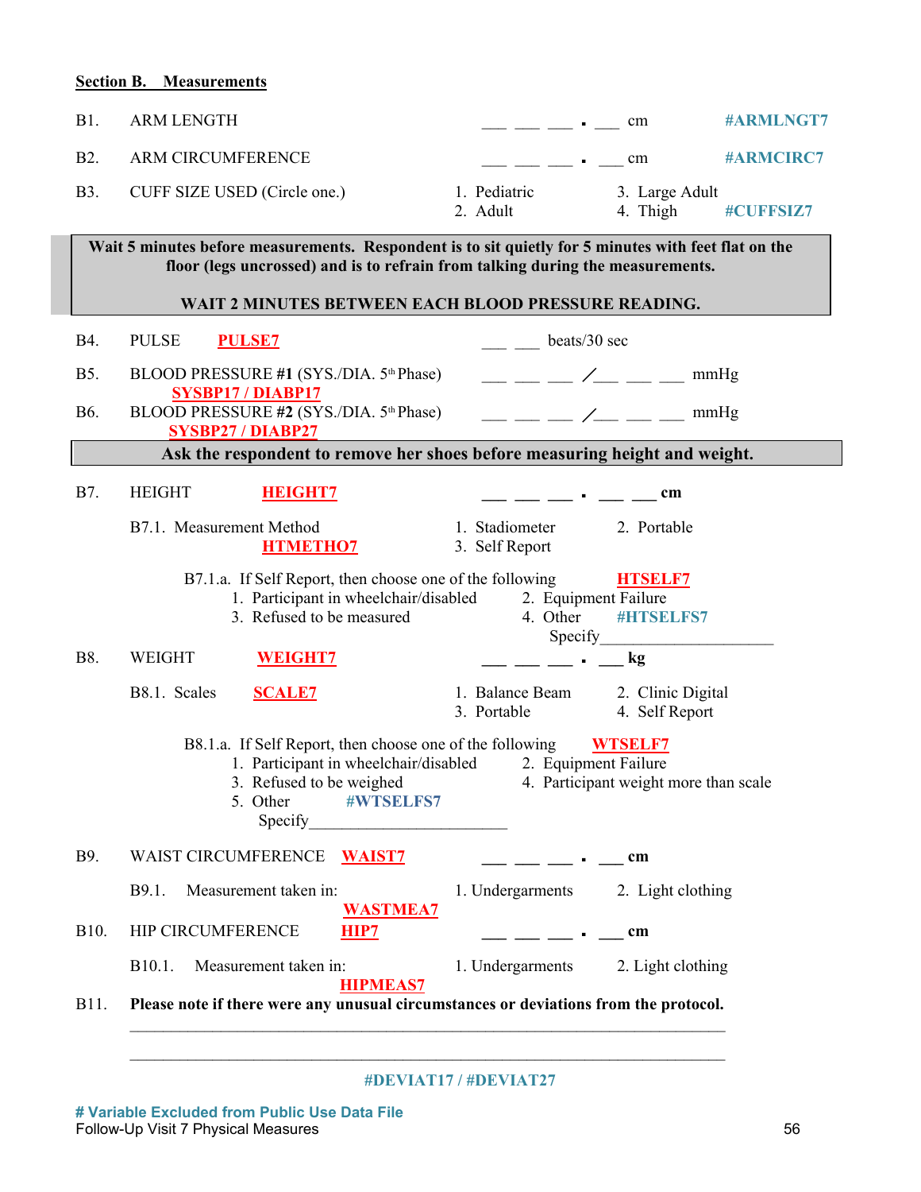**Section B. Measurements**

B1. ARM LENGTH ___ ___ ___ . ___ cm **#ARMLNGT7**

B2. ARM CIRCUMFERENCE ___ ___ ___ . ___ cm **#ARMCIRC7**

B3. CUFF SIZE USED (Circle one.)
1. Pediatric
2. Adult
3. Large Adult
4. Thigh

**#CUFFSIZ7**

> **Wait 5 minutes before measurements. Respondent is to sit quietly for 5 minutes with feet flat on the floor (legs uncrossed) and is to refrain from talking during the measurements.**
>
> **WAIT 2 MINUTES BETWEEN EACH BLOOD PRESSURE READING.**

B4. PULSE **PULSE7** ___ ___ beats/30 sec

B5. BLOOD PRESSURE **#1** (SYS./DIA. 5th Phase) ___ ___ ___ /___ ___ ___ mmHg
**SYSBP17 / DIABP17**

B6. BLOOD PRESSURE **#2** (SYS./DIA. 5th Phase) ___ ___ ___ /___ ___ ___ mmHg
**SYSBP27 / DIABP27**

> **Ask the respondent to remove her shoes before measuring height and weight.**

B7. HEIGHT **HEIGHT7** ___ ___ ___ . ___ ___ **cm**

B7.1. Measurement Method **HTMETHO7**
1. Stadiometer
2. Portable
3. Self Report

B7.1.a. If Self Report, then choose one of the following **HTSELF7**
1. Participant in wheelchair/disabled
2. Equipment Failure
3. Refused to be measured
4. Other **#HTSELFS7**
Specify____________________

B8. WEIGHT **WEIGHT7** ___ ___ ___ . ___ **kg**

B8.1. Scales **SCALE7**
1. Balance Beam
2. Clinic Digital
3. Portable
4. Self Report

B8.1.a. If Self Report, then choose one of the following **WTSELF7**
1. Participant in wheelchair/disabled
2. Equipment Failure
3. Refused to be weighed
4. Participant weight more than scale
5. Other **#WTSELFS7**
Specify______________________

B9. WAIST CIRCUMFERENCE **WAIST7** ___ ___ ___ . ___ **cm**

B9.1. Measurement taken in: **WASTMEA7**
1. Undergarments
2. Light clothing

B10. HIP CIRCUMFERENCE **HIP7** ___ ___ ___ . ___ **cm**

B10.1. Measurement taken in: **HIPMEAS7**
1. Undergarments
2. Light clothing

B11. **Please note if there were any unusual circumstances or deviations from the protocol.**

______________________________________________________________________

______________________________________________________________________

**#DEVIAT17 / #DEVIAT27**

**# Variable Excluded from Public Use Data File**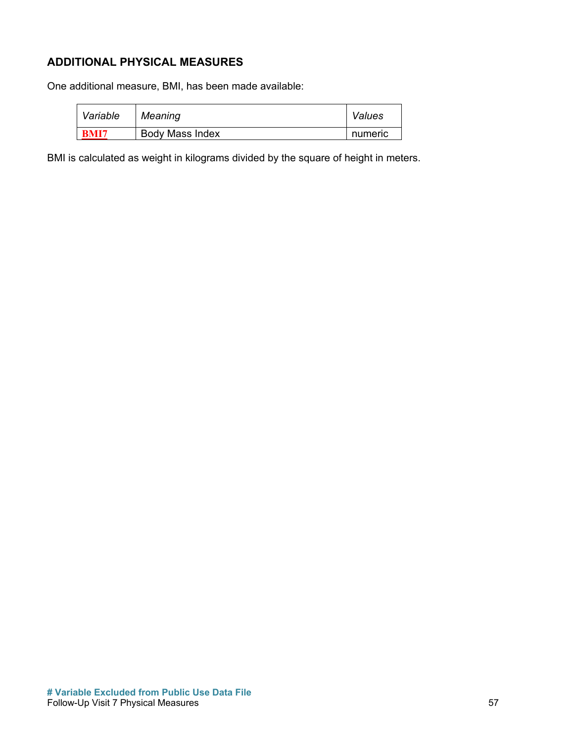## ADDITIONAL PHYSICAL MEASURES

One additional measure, BMI, has been made available:

| *Variable* | *Meaning* | *Values* |
|---|---|---|
| **BMI7** | Body Mass Index | numeric |

BMI is calculated as weight in kilograms divided by the square of height in meters.

**# Variable Excluded from Public Use Data File**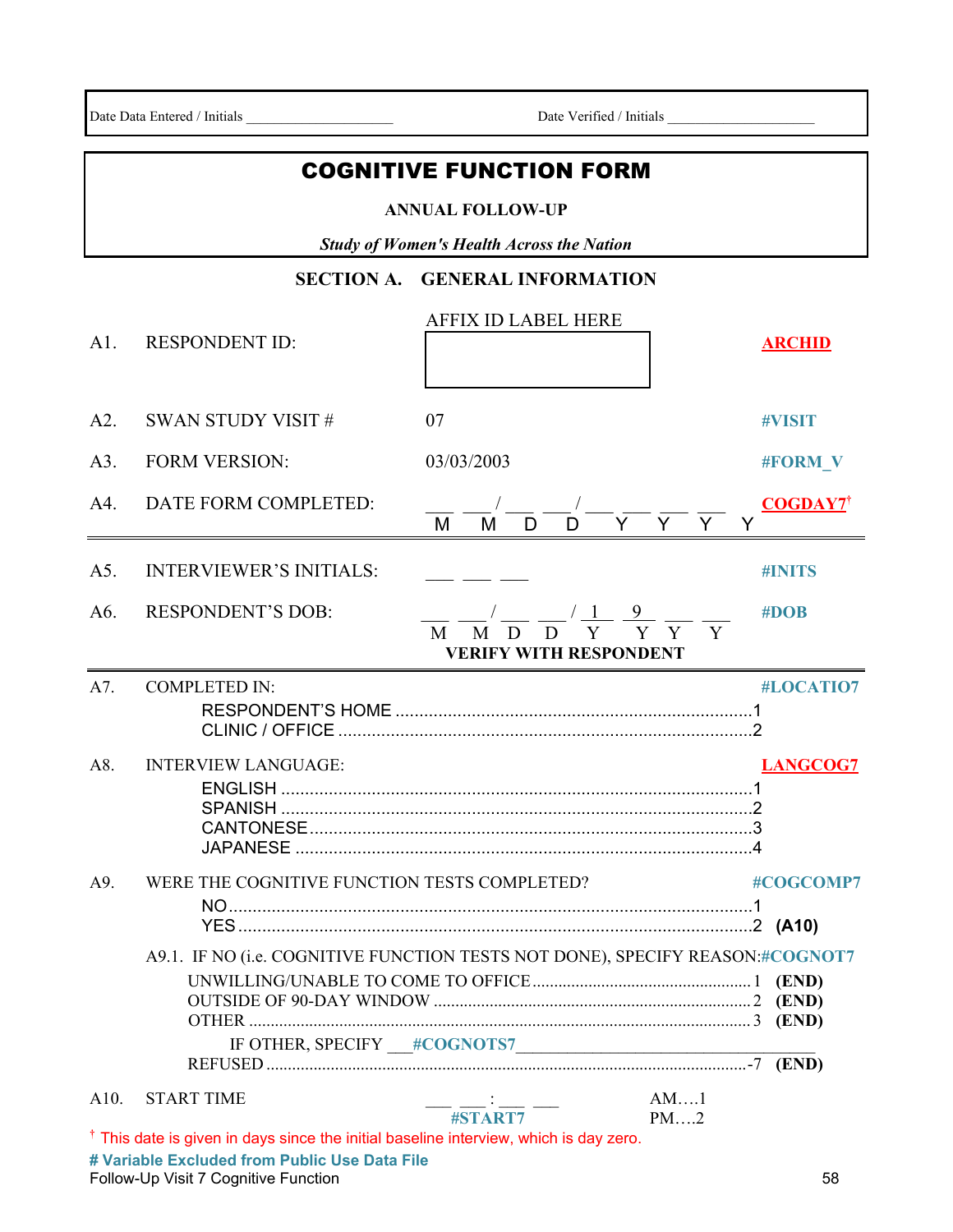Date Data Entered / Initials ____________________ Date Verified / Initials ____________________

# COGNITIVE FUNCTION FORM

**ANNUAL FOLLOW-UP**

***Study of Women's Health Across the Nation***

## SECTION A. GENERAL INFORMATION

| | | | |
|---|---|---|---|
| A1. | RESPONDENT ID: | AFFIX ID LABEL HERE [ ] | ARCHID |
| A2. | SWAN STUDY VISIT # | 07 | #VISIT |
| A3. | FORM VERSION: | 03/03/2003 | #FORM_V |
| A4. | DATE FORM COMPLETED: | ___ ___ / ___ ___ / ___ ___ ___ ___ (M M D D Y Y Y Y) | COGDAY7† |
| A5. | INTERVIEWER'S INITIALS: | ___ ___ ___ | #INITS |
| A6. | RESPONDENT'S DOB: | ___ ___ / ___ ___ / 1 9 ___ ___ (M M D D Y Y Y Y) **VERIFY WITH RESPONDENT** | #DOB |

A7. COMPLETED IN: **#LOCATIO7**

- RESPONDENT'S HOME .......... 1
- CLINIC / OFFICE .......... 2

A8. INTERVIEW LANGUAGE: **LANGCOG7**

- ENGLISH .......... 1
- SPANISH .......... 2
- CANTONESE .......... 3
- JAPANESE .......... 4

A9. WERE THE COGNITIVE FUNCTION TESTS COMPLETED? **#COGCOMP7**

- NO .......... 1
- YES .......... 2 **(A10)**

A9.1. IF NO (i.e. COGNITIVE FUNCTION TESTS NOT DONE), SPECIFY REASON: **#COGNOT7**

- UNWILLING/UNABLE TO COME TO OFFICE .......... 1 **(END)**
- OUTSIDE OF 90-DAY WINDOW .......... 2 **(END)**
- OTHER .......... 3 **(END)**
  - IF OTHER, SPECIFY ___#COGNOTS7___________________________________
- REFUSED .......... -7 **(END)**

A10. START TIME ___ ___ : ___ ___ **#START7** AM....1 PM....2

† This date is given in days since the initial baseline interview, which is day zero.

**# Variable Excluded from Public Use Data File**

Follow-Up Visit 7 Cognitive Function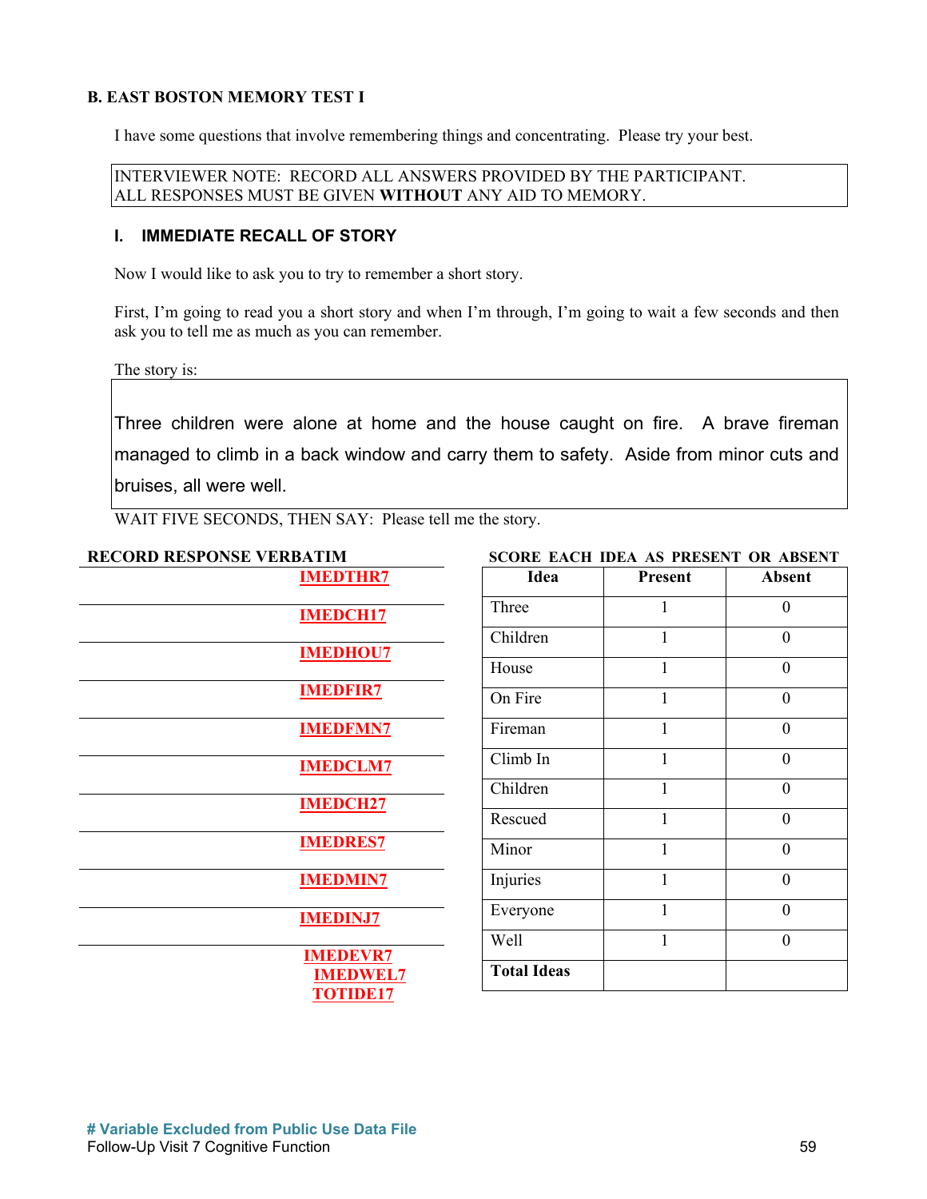**B. EAST BOSTON MEMORY TEST I**

I have some questions that involve remembering things and concentrating. Please try your best.

INTERVIEWER NOTE: RECORD ALL ANSWERS PROVIDED BY THE PARTICIPANT. ALL RESPONSES MUST BE GIVEN **WITHOUT** ANY AID TO MEMORY.

### I. IMMEDIATE RECALL OF STORY

Now I would like to ask you to try to remember a short story.

First, I'm going to read you a short story and when I'm through, I'm going to wait a few seconds and then ask you to tell me as much as you can remember.

The story is:

> Three children were alone at home and the house caught on fire. A brave fireman managed to climb in a back window and carry them to safety. Aside from minor cuts and bruises, all were well.

WAIT FIVE SECONDS, THEN SAY: Please tell me the story.

**RECORD RESPONSE VERBATIM** / **SCORE EACH IDEA AS PRESENT OR ABSENT**

| Record Response Verbatim | Idea | Present | Absent |
|---|---|---|---|
| IMEDTHR7 | Three | 1 | 0 |
| IMEDCH17 | Children | 1 | 0 |
| IMEDHOU7 | House | 1 | 0 |
| IMEDFIR7 | On Fire | 1 | 0 |
| IMEDFMN7 | Fireman | 1 | 0 |
| IMEDCLM7 | Climb In | 1 | 0 |
| IMEDCH27 | Children | 1 | 0 |
| IMEDRES7 | Rescued | 1 | 0 |
| IMEDMIN7 | Minor | 1 | 0 |
| IMEDINJ7 | Injuries | 1 | 0 |
| IMEDEVR7 | Everyone | 1 | 0 |
| IMEDWEL7 | Well | 1 | 0 |
| TOTIDE17 | **Total Ideas** | | |

**# Variable Excluded from Public Use Data File**

Follow-Up Visit 7 Cognitive Function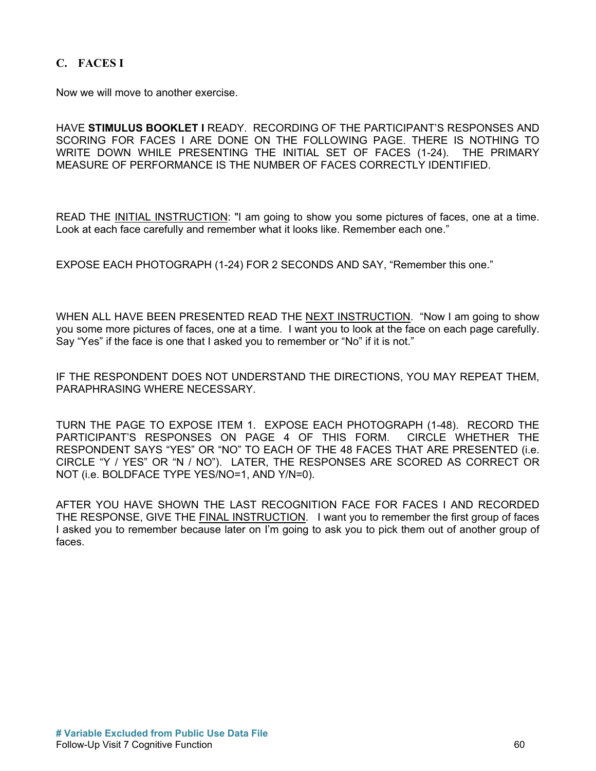## C. FACES I

Now we will move to another exercise.

HAVE **STIMULUS BOOKLET I** READY. RECORDING OF THE PARTICIPANT'S RESPONSES AND SCORING FOR FACES I ARE DONE ON THE FOLLOWING PAGE. THERE IS NOTHING TO WRITE DOWN WHILE PRESENTING THE INITIAL SET OF FACES (1-24). THE PRIMARY MEASURE OF PERFORMANCE IS THE NUMBER OF FACES CORRECTLY IDENTIFIED.

READ THE INITIAL INSTRUCTION: "I am going to show you some pictures of faces, one at a time. Look at each face carefully and remember what it looks like. Remember each one."

EXPOSE EACH PHOTOGRAPH (1-24) FOR 2 SECONDS AND SAY, "Remember this one."

WHEN ALL HAVE BEEN PRESENTED READ THE NEXT INSTRUCTION. "Now I am going to show you some more pictures of faces, one at a time. I want you to look at the face on each page carefully. Say "Yes" if the face is one that I asked you to remember or "No" if it is not."

IF THE RESPONDENT DOES NOT UNDERSTAND THE DIRECTIONS, YOU MAY REPEAT THEM, PARAPHRASING WHERE NECESSARY.

TURN THE PAGE TO EXPOSE ITEM 1. EXPOSE EACH PHOTOGRAPH (1-48). RECORD THE PARTICIPANT'S RESPONSES ON PAGE 4 OF THIS FORM. CIRCLE WHETHER THE RESPONDENT SAYS "YES" OR "NO" TO EACH OF THE 48 FACES THAT ARE PRESENTED (i.e. CIRCLE "Y / YES" OR "N / NO"). LATER, THE RESPONSES ARE SCORED AS CORRECT OR NOT (i.e. BOLDFACE TYPE YES/NO=1, AND Y/N=0).

AFTER YOU HAVE SHOWN THE LAST RECOGNITION FACE FOR FACES I AND RECORDED THE RESPONSE, GIVE THE FINAL INSTRUCTION. I want you to remember the first group of faces I asked you to remember because later on I'm going to ask you to pick them out of another group of faces.

**# Variable Excluded from Public Use Data File**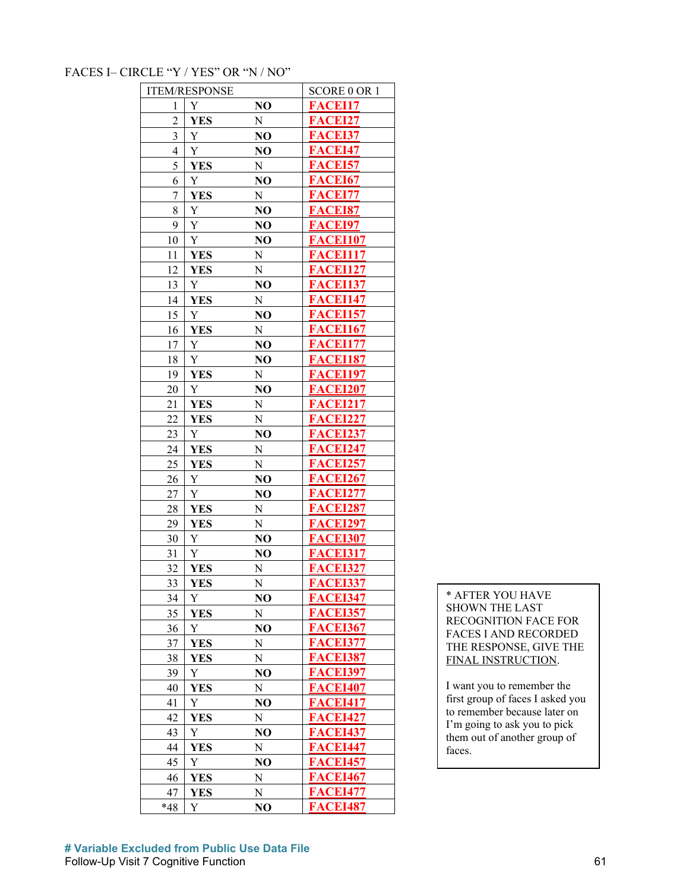FACES I– CIRCLE "Y / YES" OR "N / NO"

| ITEM/RESPONSE | | | SCORE 0 OR 1 |
|---|---|---|---|
| 1 | Y | **NO** | **FACEI17** |
| 2 | **YES** | N | **FACEI27** |
| 3 | Y | **NO** | **FACEI37** |
| 4 | Y | **NO** | **FACEI47** |
| 5 | **YES** | N | **FACEI57** |
| 6 | Y | **NO** | **FACEI67** |
| 7 | **YES** | N | **FACEI77** |
| 8 | Y | **NO** | **FACEI87** |
| 9 | Y | **NO** | **FACEI97** |
| 10 | Y | **NO** | **FACEI107** |
| 11 | **YES** | N | **FACEI117** |
| 12 | **YES** | N | **FACEI127** |
| 13 | Y | **NO** | **FACEI137** |
| 14 | **YES** | N | **FACEI147** |
| 15 | Y | **NO** | **FACEI157** |
| 16 | **YES** | N | **FACEI167** |
| 17 | Y | **NO** | **FACEI177** |
| 18 | Y | **NO** | **FACEI187** |
| 19 | **YES** | N | **FACEI197** |
| 20 | Y | **NO** | **FACEI207** |
| 21 | **YES** | N | **FACEI217** |
| 22 | **YES** | N | **FACEI227** |
| 23 | Y | **NO** | **FACEI237** |
| 24 | **YES** | N | **FACEI247** |
| 25 | **YES** | N | **FACEI257** |
| 26 | Y | **NO** | **FACEI267** |
| 27 | Y | **NO** | **FACEI277** |
| 28 | **YES** | N | **FACEI287** |
| 29 | **YES** | N | **FACEI297** |
| 30 | Y | **NO** | **FACEI307** |
| 31 | Y | **NO** | **FACEI317** |
| 32 | **YES** | N | **FACEI327** |
| 33 | **YES** | N | **FACEI337** |
| 34 | Y | **NO** | **FACEI347** |
| 35 | **YES** | N | **FACEI357** |
| 36 | Y | **NO** | **FACEI367** |
| 37 | **YES** | N | **FACEI377** |
| 38 | **YES** | N | **FACEI387** |
| 39 | Y | **NO** | **FACEI397** |
| 40 | **YES** | N | **FACEI407** |
| 41 | Y | **NO** | **FACEI417** |
| 42 | **YES** | N | **FACEI427** |
| 43 | Y | **NO** | **FACEI437** |
| 44 | **YES** | N | **FACEI447** |
| 45 | Y | **NO** | **FACEI457** |
| 46 | **YES** | N | **FACEI467** |
| 47 | **YES** | N | **FACEI477** |
| *48 | Y | **NO** | **FACEI487** |

\* AFTER YOU HAVE SHOWN THE LAST RECOGNITION FACE FOR FACES I AND RECORDED THE RESPONSE, GIVE THE FINAL INSTRUCTION.

I want you to remember the first group of faces I asked you to remember because later on I'm going to ask you to pick them out of another group of faces.

**# Variable Excluded from Public Use Data File**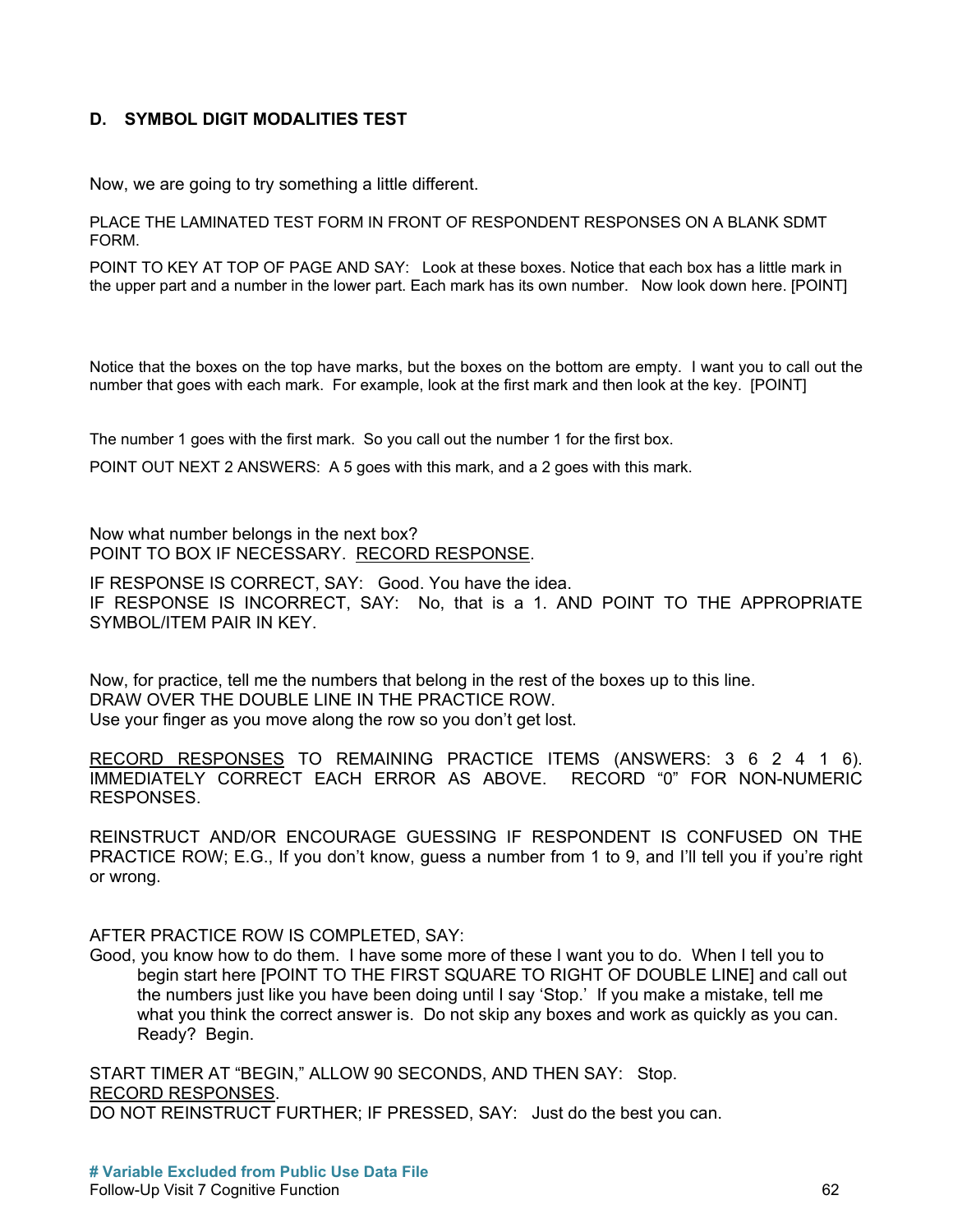## D. SYMBOL DIGIT MODALITIES TEST

Now, we are going to try something a little different.

PLACE THE LAMINATED TEST FORM IN FRONT OF RESPONDENT RESPONSES ON A BLANK SDMT FORM.

POINT TO KEY AT TOP OF PAGE AND SAY: Look at these boxes. Notice that each box has a little mark in the upper part and a number in the lower part. Each mark has its own number. Now look down here. [POINT]

Notice that the boxes on the top have marks, but the boxes on the bottom are empty. I want you to call out the number that goes with each mark. For example, look at the first mark and then look at the key. [POINT]

The number 1 goes with the first mark. So you call out the number 1 for the first box.

POINT OUT NEXT 2 ANSWERS: A 5 goes with this mark, and a 2 goes with this mark.

Now what number belongs in the next box?
POINT TO BOX IF NECESSARY. RECORD RESPONSE.

IF RESPONSE IS CORRECT, SAY: Good. You have the idea.
IF RESPONSE IS INCORRECT, SAY: No, that is a 1. AND POINT TO THE APPROPRIATE SYMBOL/ITEM PAIR IN KEY.

Now, for practice, tell me the numbers that belong in the rest of the boxes up to this line.
DRAW OVER THE DOUBLE LINE IN THE PRACTICE ROW.
Use your finger as you move along the row so you don't get lost.

RECORD RESPONSES TO REMAINING PRACTICE ITEMS (ANSWERS: 3 6 2 4 1 6). IMMEDIATELY CORRECT EACH ERROR AS ABOVE. RECORD "0" FOR NON-NUMERIC RESPONSES.

REINSTRUCT AND/OR ENCOURAGE GUESSING IF RESPONDENT IS CONFUSED ON THE PRACTICE ROW; E.G., If you don't know, guess a number from 1 to 9, and I'll tell you if you're right or wrong.

AFTER PRACTICE ROW IS COMPLETED, SAY:
Good, you know how to do them. I have some more of these I want you to do. When I tell you to begin start here [POINT TO THE FIRST SQUARE TO RIGHT OF DOUBLE LINE] and call out the numbers just like you have been doing until I say 'Stop.' If you make a mistake, tell me what you think the correct answer is. Do not skip any boxes and work as quickly as you can. Ready? Begin.

START TIMER AT "BEGIN," ALLOW 90 SECONDS, AND THEN SAY: Stop.
RECORD RESPONSES.
DO NOT REINSTRUCT FURTHER; IF PRESSED, SAY: Just do the best you can.

**# Variable Excluded from Public Use Data File**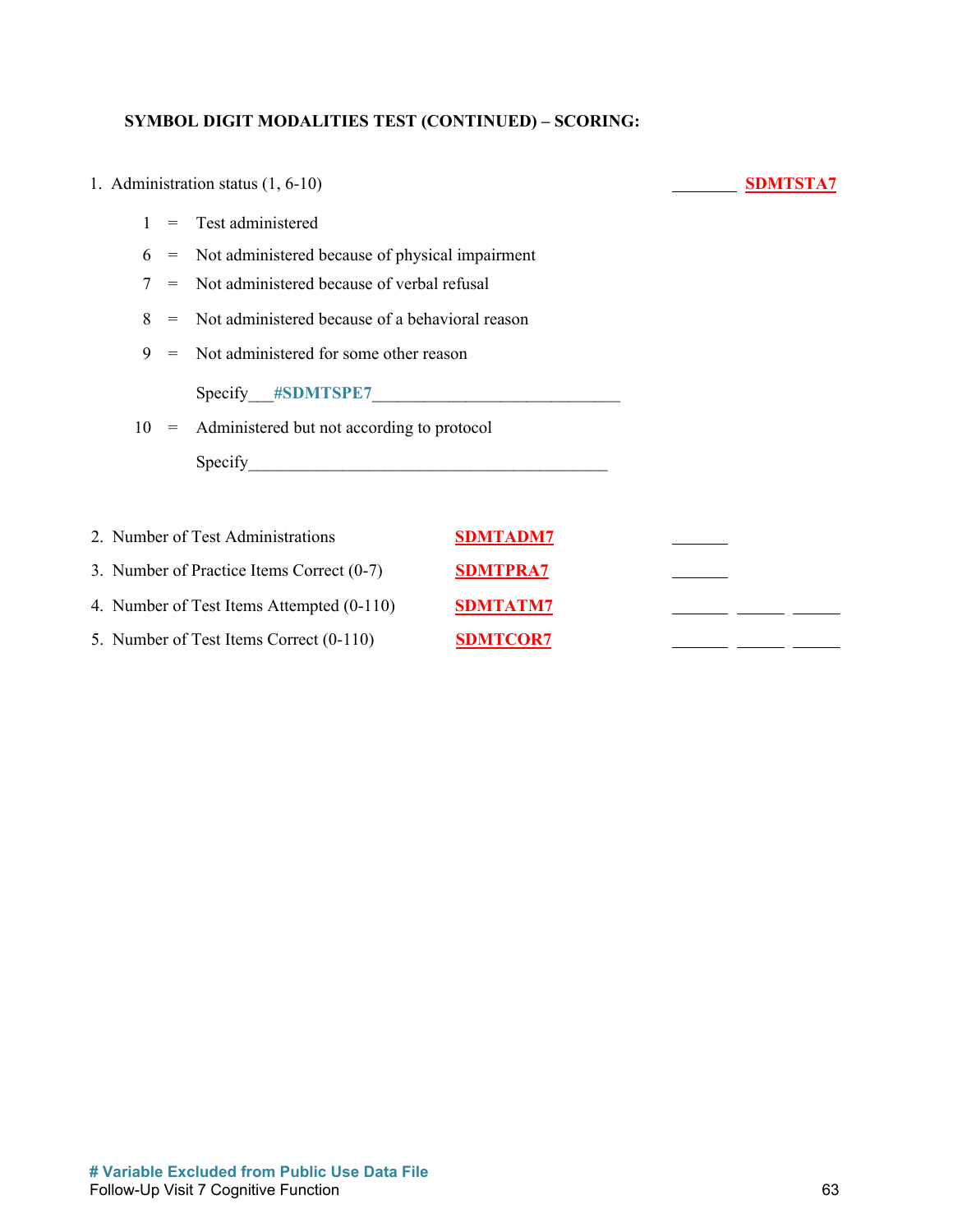**SYMBOL DIGIT MODALITIES TEST (CONTINUED) – SCORING:**

1. Administration status (1, 6-10) ________ **SDMTSTA7**

   1 = Test administered

   6 = Not administered because of physical impairment

   7 = Not administered because of verbal refusal

   8 = Not administered because of a behavioral reason

   9 = Not administered for some other reason

   Specify___**#SDMTSPE7**_____________________________

   10 = Administered but not according to protocol

   Specify___________________________________________

| | | |
|---|---|---|
| 2. Number of Test Administrations | **SDMTADM7** | _______ |
| 3. Number of Practice Items Correct (0-7) | **SDMTPRA7** | _______ |
| 4. Number of Test Items Attempted (0-110) | **SDMTATM7** | _______ ______ ______ |
| 5. Number of Test Items Correct (0-110) | **SDMTCOR7** | _______ ______ ______ |

**# Variable Excluded from Public Use Data File**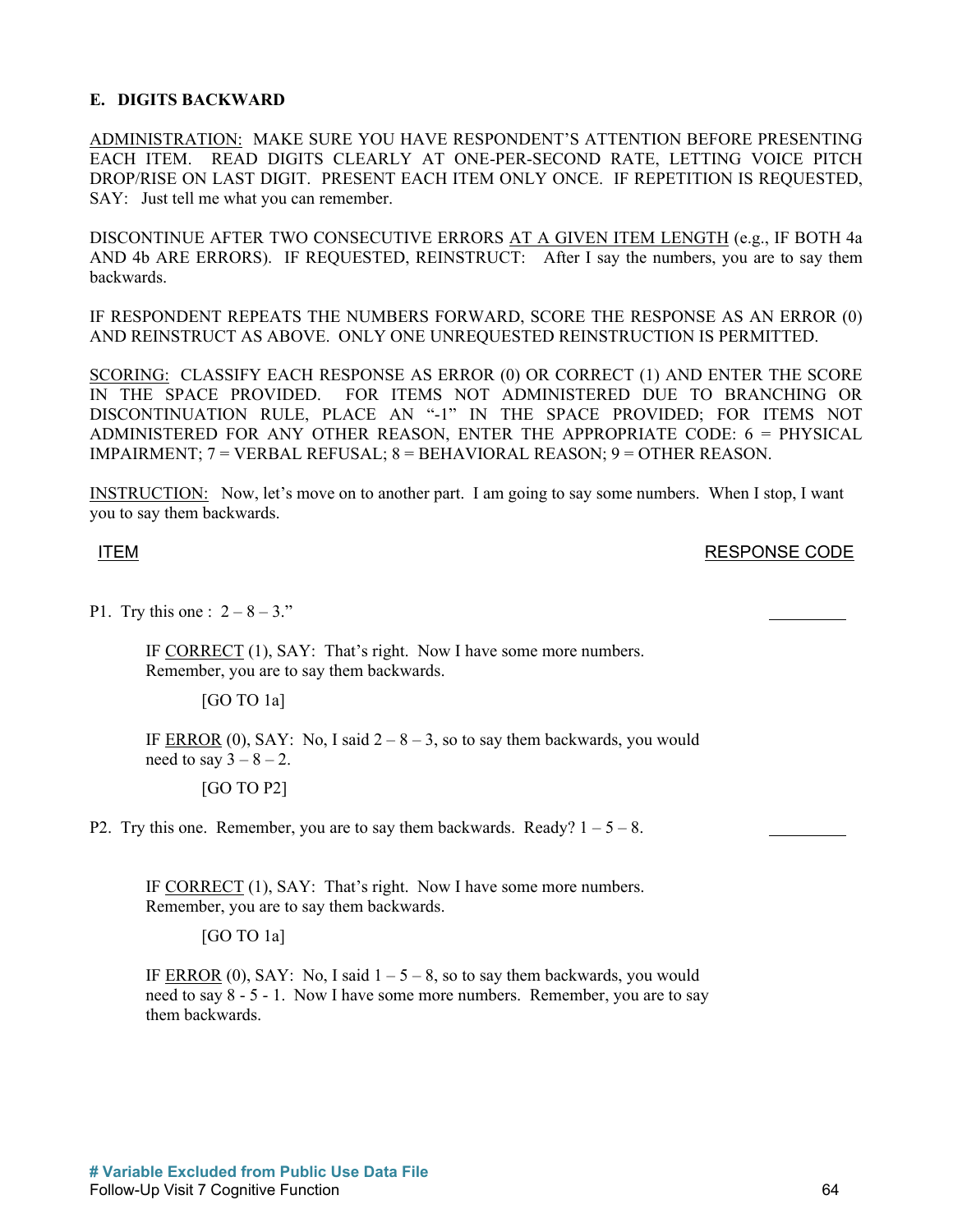**E. DIGITS BACKWARD**

ADMINISTRATION: MAKE SURE YOU HAVE RESPONDENT'S ATTENTION BEFORE PRESENTING EACH ITEM. READ DIGITS CLEARLY AT ONE-PER-SECOND RATE, LETTING VOICE PITCH DROP/RISE ON LAST DIGIT. PRESENT EACH ITEM ONLY ONCE. IF REPETITION IS REQUESTED, SAY: Just tell me what you can remember.

DISCONTINUE AFTER TWO CONSECUTIVE ERRORS AT A GIVEN ITEM LENGTH (e.g., IF BOTH 4a AND 4b ARE ERRORS). IF REQUESTED, REINSTRUCT: After I say the numbers, you are to say them backwards.

IF RESPONDENT REPEATS THE NUMBERS FORWARD, SCORE THE RESPONSE AS AN ERROR (0) AND REINSTRUCT AS ABOVE. ONLY ONE UNREQUESTED REINSTRUCTION IS PERMITTED.

SCORING: CLASSIFY EACH RESPONSE AS ERROR (0) OR CORRECT (1) AND ENTER THE SCORE IN THE SPACE PROVIDED. FOR ITEMS NOT ADMINISTERED DUE TO BRANCHING OR DISCONTINUATION RULE, PLACE AN "-1" IN THE SPACE PROVIDED; FOR ITEMS NOT ADMINISTERED FOR ANY OTHER REASON, ENTER THE APPROPRIATE CODE: 6 = PHYSICAL IMPAIRMENT; 7 = VERBAL REFUSAL; 8 = BEHAVIORAL REASON; 9 = OTHER REASON.

INSTRUCTION: Now, let's move on to another part. I am going to say some numbers. When I stop, I want you to say them backwards.

| ITEM | RESPONSE CODE |
|---|---|

P1. Try this one : 2 – 8 – 3." \_\_\_\_\_\_\_\_\_

IF CORRECT (1), SAY: That's right. Now I have some more numbers. Remember, you are to say them backwards.

[GO TO 1a]

IF ERROR (0), SAY: No, I said 2 – 8 – 3, so to say them backwards, you would need to say 3 – 8 – 2.

[GO TO P2]

P2. Try this one. Remember, you are to say them backwards. Ready? 1 – 5 – 8. \_\_\_\_\_\_\_\_\_

IF CORRECT (1), SAY: That's right. Now I have some more numbers. Remember, you are to say them backwards.

[GO TO 1a]

IF ERROR (0), SAY: No, I said 1 – 5 – 8, so to say them backwards, you would need to say 8 - 5 - 1. Now I have some more numbers. Remember, you are to say them backwards.

**# Variable Excluded from Public Use Data File**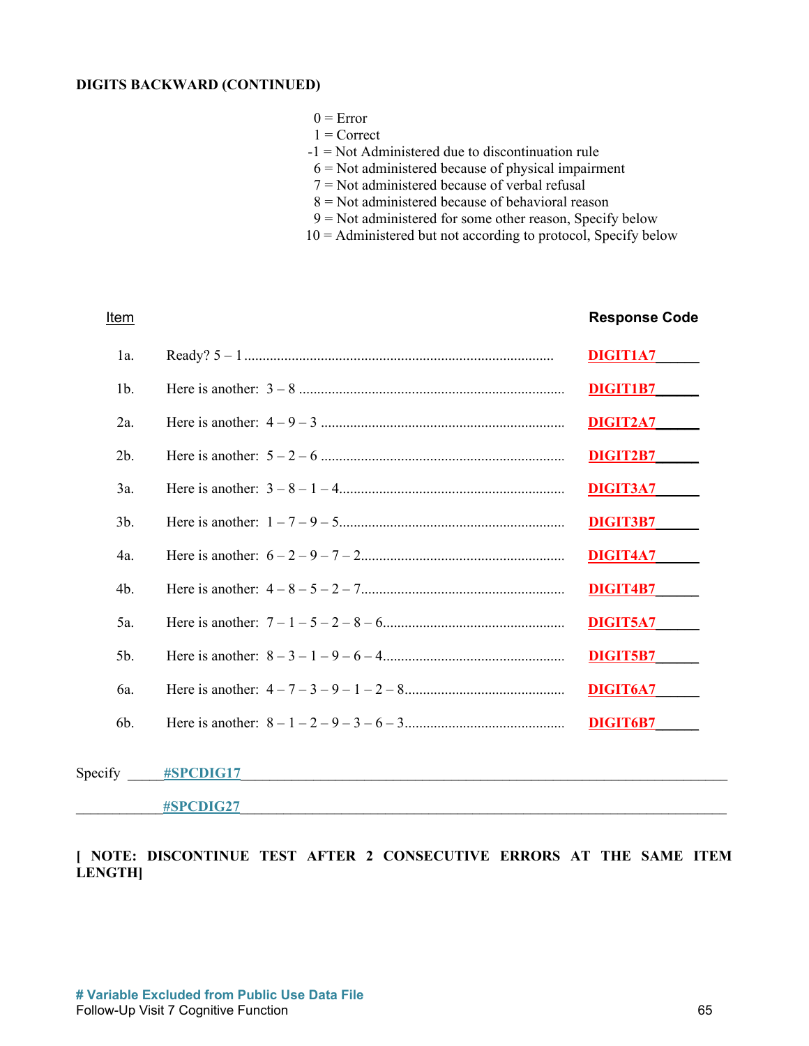**DIGITS BACKWARD (CONTINUED)**

0 = Error
1 = Correct
-1 = Not Administered due to discontinuation rule
6 = Not administered because of physical impairment
7 = Not administered because of verbal refusal
8 = Not administered because of behavioral reason
9 = Not administered for some other reason, Specify below
10 = Administered but not according to protocol, Specify below

| Item | | Response Code |
|---|---|---|
| 1a. | Ready? 5 – 1 | DIGIT1A7_____ |
| 1b. | Here is another: 3 – 8 | DIGIT1B7_____ |
| 2a. | Here is another: 4 – 9 – 3 | DIGIT2A7_____ |
| 2b. | Here is another: 5 – 2 – 6 | DIGIT2B7_____ |
| 3a. | Here is another: 3 – 8 – 1 – 4 | DIGIT3A7_____ |
| 3b. | Here is another: 1 – 7 – 9 – 5 | DIGIT3B7_____ |
| 4a. | Here is another: 6 – 2 – 9 – 7 – 2 | DIGIT4A7_____ |
| 4b. | Here is another: 4 – 8 – 5 – 2 – 7 | DIGIT4B7_____ |
| 5a. | Here is another: 7 – 1 – 5 – 2 – 8 – 6 | DIGIT5A7_____ |
| 5b. | Here is another: 8 – 3 – 1 – 9 – 6 – 4 | DIGIT5B7_____ |
| 6a. | Here is another: 4 – 7 – 3 – 9 – 1 – 2 – 8 | DIGIT6A7_____ |
| 6b. | Here is another: 8 – 1 – 2 – 9 – 3 – 6 – 3 | DIGIT6B7_____ |

Specify _____#SPCDIG17________________________________________

___________#SPCDIG27________________________________________

**[ NOTE: DISCONTINUE TEST AFTER 2 CONSECUTIVE ERRORS AT THE SAME ITEM LENGTH]**

**# Variable Excluded from Public Use Data File**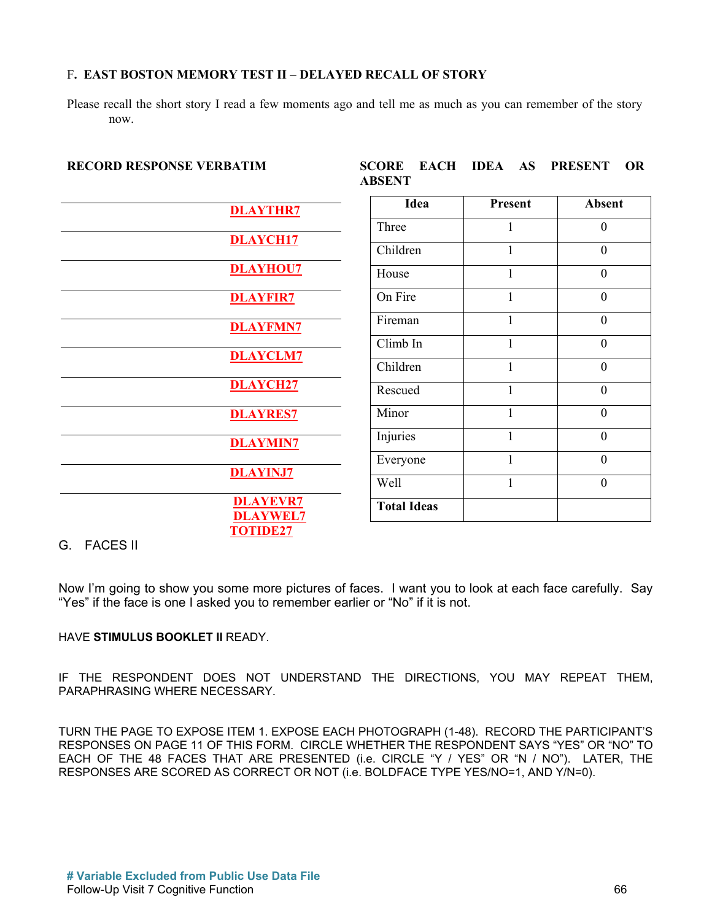### F. EAST BOSTON MEMORY TEST II – DELAYED RECALL OF STORY

Please recall the short story I read a few moments ago and tell me as much as you can remember of the story now.

**RECORD RESPONSE VERBATIM**

**SCORE EACH IDEA AS PRESENT OR ABSENT**

| Variable | Idea | Present | Absent |
|---|---|---|---|
| DLAYTHR7 | Three | 1 | 0 |
| DLAYCH17 | Children | 1 | 0 |
| DLAYHOU7 | House | 1 | 0 |
| DLAYFIR7 | On Fire | 1 | 0 |
| DLAYFMN7 | Fireman | 1 | 0 |
| DLAYCLM7 | Climb In | 1 | 0 |
| DLAYCH27 | Children | 1 | 0 |
| DLAYRES7 | Rescued | 1 | 0 |
| DLAYMIN7 | Minor | 1 | 0 |
| DLAYINJ7 | Injuries | 1 | 0 |
| DLAYEVR7 | Everyone | 1 | 0 |
| DLAYWEL7 | Well | 1 | 0 |
| TOTIDE27 | **Total Ideas** | | |

### G. FACES II

Now I'm going to show you some more pictures of faces. I want you to look at each face carefully. Say "Yes" if the face is one I asked you to remember earlier or "No" if it is not.

HAVE **STIMULUS BOOKLET II** READY.

IF THE RESPONDENT DOES NOT UNDERSTAND THE DIRECTIONS, YOU MAY REPEAT THEM, PARAPHRASING WHERE NECESSARY.

TURN THE PAGE TO EXPOSE ITEM 1. EXPOSE EACH PHOTOGRAPH (1-48). RECORD THE PARTICIPANT'S RESPONSES ON PAGE 11 OF THIS FORM. CIRCLE WHETHER THE RESPONDENT SAYS "YES" OR "NO" TO EACH OF THE 48 FACES THAT ARE PRESENTED (i.e. CIRCLE "Y / YES" OR "N / NO"). LATER, THE RESPONSES ARE SCORED AS CORRECT OR NOT (i.e. BOLDFACE TYPE YES/NO=1, AND Y/N=0).

**# Variable Excluded from Public Use Data File**

Follow-Up Visit 7 Cognitive Function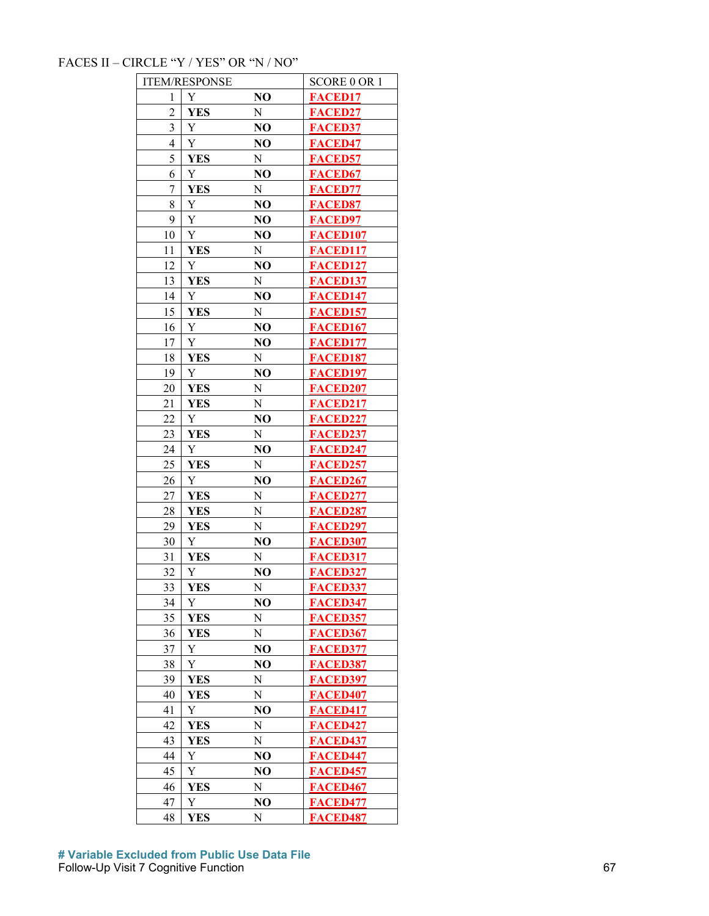FACES II – CIRCLE "Y / YES" OR "N / NO"

| ITEM/RESPONSE | | | SCORE 0 OR 1 |
|---|---|---|---|
| 1 | Y | **NO** | FACED17 |
| 2 | **YES** | N | FACED27 |
| 3 | Y | **NO** | FACED37 |
| 4 | Y | **NO** | FACED47 |
| 5 | **YES** | N | FACED57 |
| 6 | Y | **NO** | FACED67 |
| 7 | **YES** | N | FACED77 |
| 8 | Y | **NO** | FACED87 |
| 9 | Y | **NO** | FACED97 |
| 10 | Y | **NO** | FACED107 |
| 11 | **YES** | N | FACED117 |
| 12 | Y | **NO** | FACED127 |
| 13 | **YES** | N | FACED137 |
| 14 | Y | **NO** | FACED147 |
| 15 | **YES** | N | FACED157 |
| 16 | Y | **NO** | FACED167 |
| 17 | Y | **NO** | FACED177 |
| 18 | **YES** | N | FACED187 |
| 19 | Y | **NO** | FACED197 |
| 20 | **YES** | N | FACED207 |
| 21 | **YES** | N | FACED217 |
| 22 | Y | **NO** | FACED227 |
| 23 | **YES** | N | FACED237 |
| 24 | Y | **NO** | FACED247 |
| 25 | **YES** | N | FACED257 |
| 26 | Y | **NO** | FACED267 |
| 27 | **YES** | N | FACED277 |
| 28 | **YES** | N | FACED287 |
| 29 | **YES** | N | FACED297 |
| 30 | Y | **NO** | FACED307 |
| 31 | **YES** | N | FACED317 |
| 32 | Y | **NO** | FACED327 |
| 33 | **YES** | N | FACED337 |
| 34 | Y | **NO** | FACED347 |
| 35 | **YES** | N | FACED357 |
| 36 | **YES** | N | FACED367 |
| 37 | Y | **NO** | FACED377 |
| 38 | Y | **NO** | FACED387 |
| 39 | **YES** | N | FACED397 |
| 40 | **YES** | N | FACED407 |
| 41 | Y | **NO** | FACED417 |
| 42 | **YES** | N | FACED427 |
| 43 | **YES** | N | FACED437 |
| 44 | Y | **NO** | FACED447 |
| 45 | Y | **NO** | FACED457 |
| 46 | **YES** | N | FACED467 |
| 47 | Y | **NO** | FACED477 |
| 48 | **YES** | N | FACED487 |

**# Variable Excluded from Public Use Data File**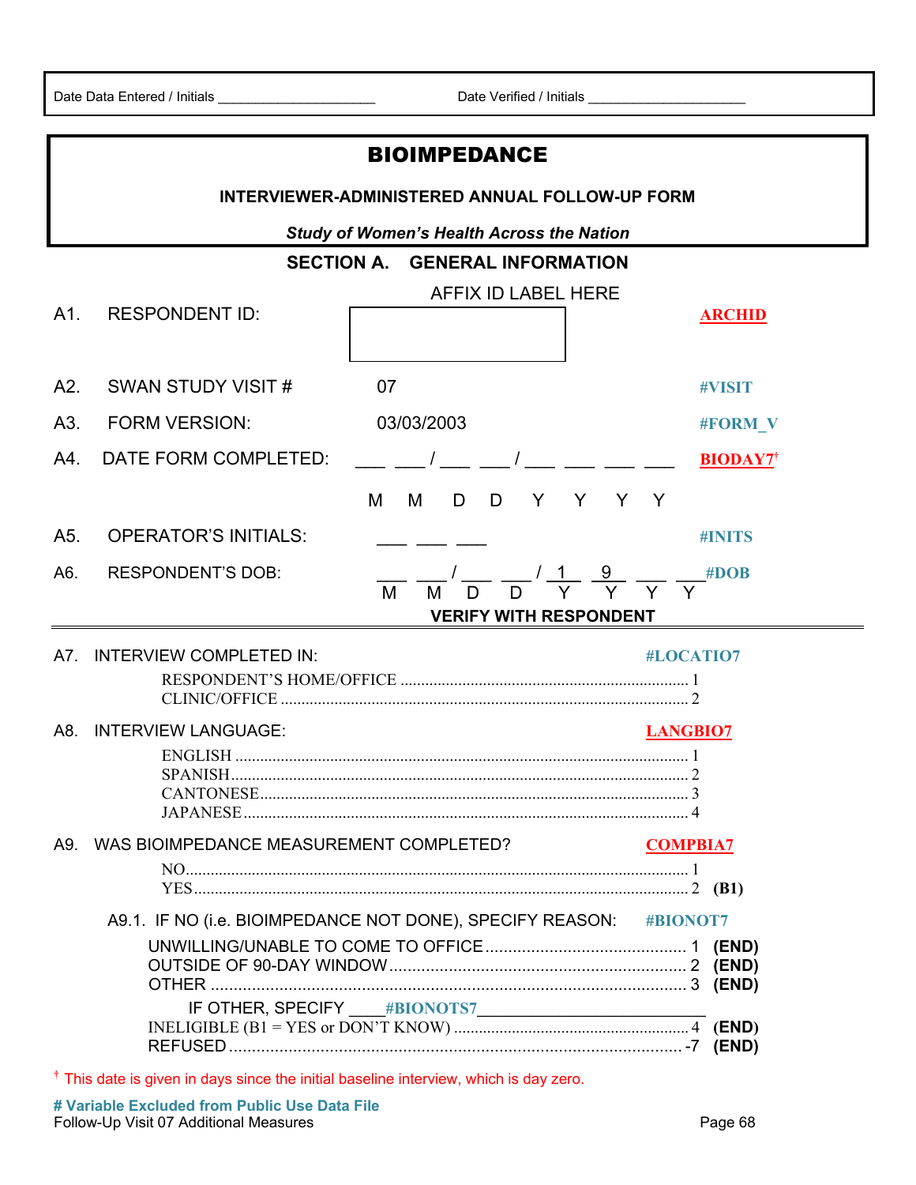Date Data Entered / Initials ____________________ Date Verified / Initials ____________________

# BIOIMPEDANCE

**INTERVIEWER-ADMINISTERED ANNUAL FOLLOW-UP FORM**

***Study of Women's Health Across the Nation***

## SECTION A. GENERAL INFORMATION

A1. RESPONDENT ID: AFFIX ID LABEL HERE **ARCHID**

A2. SWAN STUDY VISIT # 07 **#VISIT**

A3. FORM VERSION: 03/03/2003 **#FORM_V**

A4. DATE FORM COMPLETED: ___ ___ / ___ ___ / ___ ___ ___ ___ **BIODAY7**†
M M D D Y Y Y Y

A5. OPERATOR'S INITIALS: ___ ___ ___ **#INITS**

A6. RESPONDENT'S DOB: ___ ___ / ___ ___ / 1 9 ___ ___ **#DOB**
M M D D Y Y Y Y
**VERIFY WITH RESPONDENT**

---

A7. INTERVIEW COMPLETED IN: **#LOCATIO7**

- RESPONDENT'S HOME/OFFICE .......... 1
- CLINIC/OFFICE .......... 2

A8. INTERVIEW LANGUAGE: **LANGBIO7**

- ENGLISH .......... 1
- SPANISH .......... 2
- CANTONESE .......... 3
- JAPANESE .......... 4

A9. WAS BIOIMPEDANCE MEASUREMENT COMPLETED? **COMPBIA7**

- NO .......... 1
- YES .......... 2 **(B1)**

A9.1. IF NO (i.e. BIOIMPEDANCE NOT DONE), SPECIFY REASON: **#BIONOT7**

- UNWILLING/UNABLE TO COME TO OFFICE .......... 1 **(END)**
- OUTSIDE OF 90-DAY WINDOW .......... 2 **(END)**
- OTHER .......... 3 **(END)**
  - IF OTHER, SPECIFY ____**#BIONOTS7**________________________
- INELIGIBLE (B1 = YES or DON'T KNOW) .......... 4 **(END)**
- REFUSED .......... -7 **(END)**

† This date is given in days since the initial baseline interview, which is day zero.

**# Variable Excluded from Public Use Data File**

Follow-Up Visit 07 Additional Measures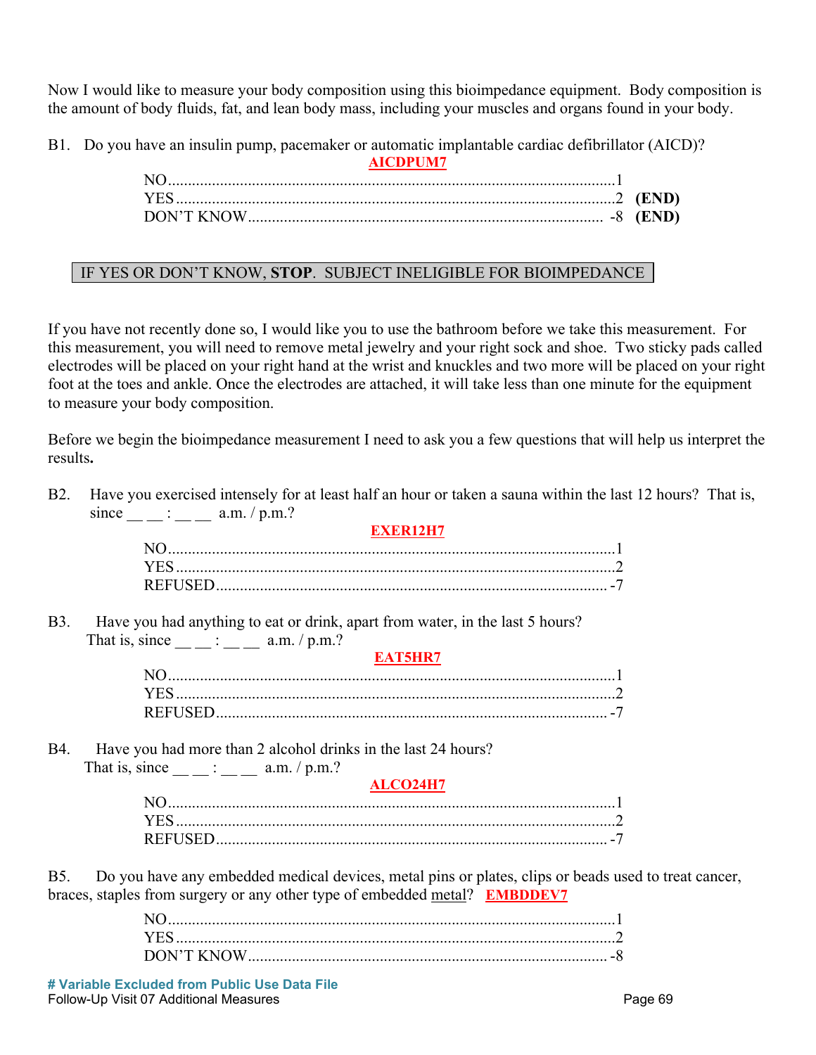Now I would like to measure your body composition using this bioimpedance equipment. Body composition is the amount of body fluids, fat, and lean body mass, including your muscles and organs found in your body.

B1. Do you have an insulin pump, pacemaker or automatic implantable cardiac defibrillator (AICD)?

**AICDPUM7**

NO........................................................................................................1
YES......................................................................................................2 **(END)**
DON'T KNOW..................................................................................-8 **(END)**

IF YES OR DON'T KNOW, **STOP**. SUBJECT INELIGIBLE FOR BIOIMPEDANCE

If you have not recently done so, I would like you to use the bathroom before we take this measurement. For this measurement, you will need to remove metal jewelry and your right sock and shoe. Two sticky pads called electrodes will be placed on your right hand at the wrist and knuckles and two more will be placed on your right foot at the toes and ankle. Once the electrodes are attached, it will take less than one minute for the equipment to measure your body composition.

Before we begin the bioimpedance measurement I need to ask you a few questions that will help us interpret the results**.**

B2. Have you exercised intensely for at least half an hour or taken a sauna within the last 12 hours? That is, since __ __ : __ __ a.m. / p.m.?

**EXER12H7**

NO........................................................................................................1
YES......................................................................................................2
REFUSED...........................................................................................-7

B3. Have you had anything to eat or drink, apart from water, in the last 5 hours? That is, since __ __ : __ __ a.m. / p.m.?

**EAT5HR7**

NO........................................................................................................1
YES......................................................................................................2
REFUSED...........................................................................................-7

B4. Have you had more than 2 alcohol drinks in the last 24 hours? That is, since __ __ : __ __ a.m. / p.m.?

**ALCO24H7**

NO........................................................................................................1
YES......................................................................................................2
REFUSED...........................................................................................-7

B5. Do you have any embedded medical devices, metal pins or plates, clips or beads used to treat cancer, braces, staples from surgery or any other type of embedded metal? **EMBDDEV7**

NO........................................................................................................1
YES......................................................................................................2
DON'T KNOW...................................................................................-8

**# Variable Excluded from Public Use Data File**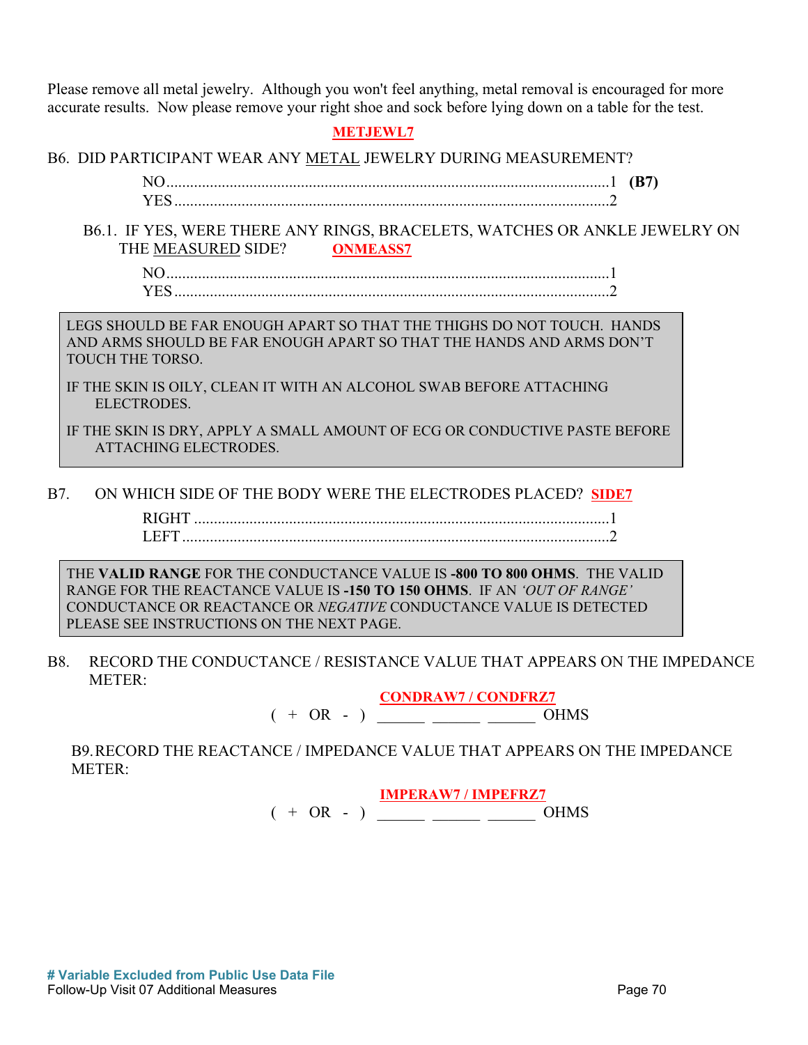Please remove all metal jewelry. Although you won't feel anything, metal removal is encouraged for more accurate results. Now please remove your right shoe and sock before lying down on a table for the test.

**METJEWL7**

B6. DID PARTICIPANT WEAR ANY METAL JEWELRY DURING MEASUREMENT?

NO....................................................................................................1 **(B7)**
YES...................................................................................................2

B6.1. IF YES, WERE THERE ANY RINGS, BRACELETS, WATCHES OR ANKLE JEWELRY ON THE MEASURED SIDE? **ONMEASS7**

NO....................................................................................................1
YES...................................................................................................2

> LEGS SHOULD BE FAR ENOUGH APART SO THAT THE THIGHS DO NOT TOUCH. HANDS AND ARMS SHOULD BE FAR ENOUGH APART SO THAT THE HANDS AND ARMS DON'T TOUCH THE TORSO.
>
> IF THE SKIN IS OILY, CLEAN IT WITH AN ALCOHOL SWAB BEFORE ATTACHING ELECTRODES.
>
> IF THE SKIN IS DRY, APPLY A SMALL AMOUNT OF ECG OR CONDUCTIVE PASTE BEFORE ATTACHING ELECTRODES.

B7. ON WHICH SIDE OF THE BODY WERE THE ELECTRODES PLACED? **SIDE7**

RIGHT ...............................................................................................1
LEFT .................................................................................................2

> THE **VALID RANGE** FOR THE CONDUCTANCE VALUE IS **-800 TO 800 OHMS**. THE VALID RANGE FOR THE REACTANCE VALUE IS **-150 TO 150 OHMS**. IF AN *'OUT OF RANGE'* CONDUCTANCE OR REACTANCE OR *NEGATIVE* CONDUCTANCE VALUE IS DETECTED PLEASE SEE INSTRUCTIONS ON THE NEXT PAGE.

B8. RECORD THE CONDUCTANCE / RESISTANCE VALUE THAT APPEARS ON THE IMPEDANCE METER:

**CONDRAW7 / CONDFRZ7**

( + OR - ) ______ ______ ______ OHMS

B9. RECORD THE REACTANCE / IMPEDANCE VALUE THAT APPEARS ON THE IMPEDANCE METER:

**IMPERAW7 / IMPEFRZ7**

( + OR - ) ______ ______ ______ OHMS

**# Variable Excluded from Public Use Data File**
Follow-Up Visit 07 Additional Measures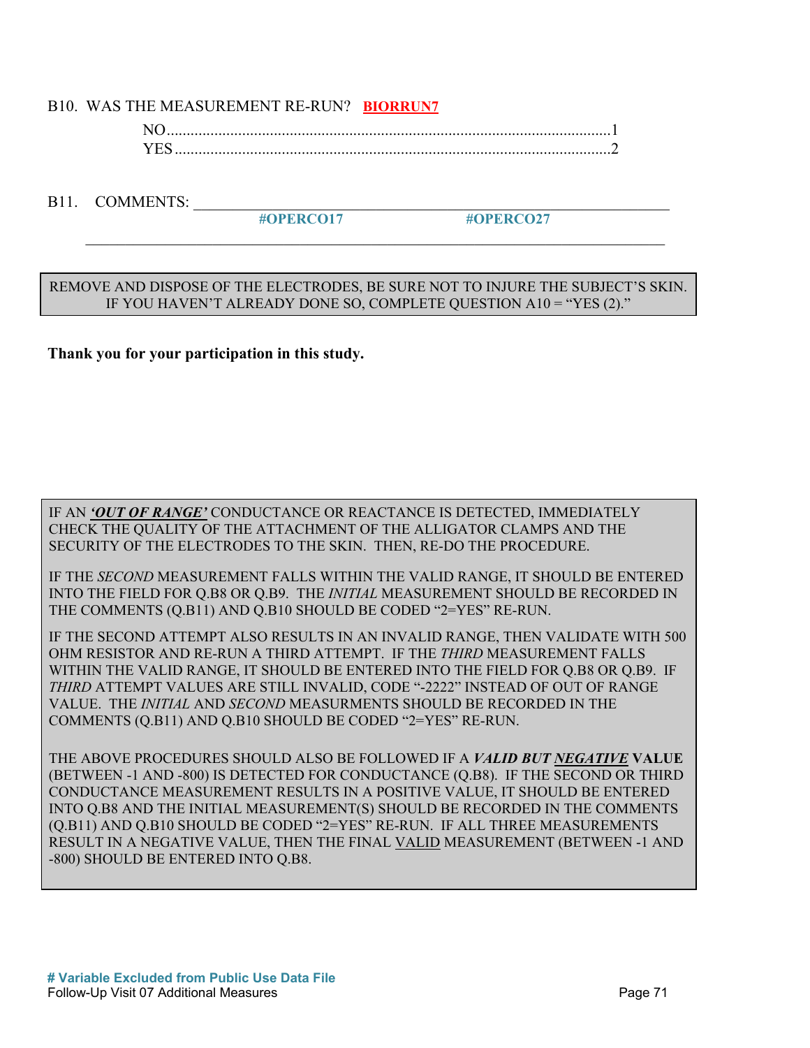B10. WAS THE MEASUREMENT RE-RUN? **BIORRUN7**

NO.........................................................................................................1
YES.......................................................................................................2

B11. COMMENTS: ____________________________________________
**#OPERCO17** **#OPERCO27**

______________________________________________________________

REMOVE AND DISPOSE OF THE ELECTRODES, BE SURE NOT TO INJURE THE SUBJECT'S SKIN. IF YOU HAVEN'T ALREADY DONE SO, COMPLETE QUESTION A10 = "YES (2)."

**Thank you for your participation in this study.**

IF AN ***'OUT OF RANGE'*** CONDUCTANCE OR REACTANCE IS DETECTED, IMMEDIATELY CHECK THE QUALITY OF THE ATTACHMENT OF THE ALLIGATOR CLAMPS AND THE SECURITY OF THE ELECTRODES TO THE SKIN. THEN, RE-DO THE PROCEDURE.

IF THE *SECOND* MEASUREMENT FALLS WITHIN THE VALID RANGE, IT SHOULD BE ENTERED INTO THE FIELD FOR Q.B8 OR Q.B9. THE *INITIAL* MEASUREMENT SHOULD BE RECORDED IN THE COMMENTS (Q.B11) AND Q.B10 SHOULD BE CODED "2=YES" RE-RUN.

IF THE SECOND ATTEMPT ALSO RESULTS IN AN INVALID RANGE, THEN VALIDATE WITH 500 OHM RESISTOR AND RE-RUN A THIRD ATTEMPT. IF THE *THIRD* MEASUREMENT FALLS WITHIN THE VALID RANGE, IT SHOULD BE ENTERED INTO THE FIELD FOR Q.B8 OR Q.B9. IF *THIRD* ATTEMPT VALUES ARE STILL INVALID, CODE "-2222" INSTEAD OF OUT OF RANGE VALUE. THE *INITIAL* AND *SECOND* MEASURMENTS SHOULD BE RECORDED IN THE COMMENTS (Q.B11) AND Q.B10 SHOULD BE CODED "2=YES" RE-RUN.

THE ABOVE PROCEDURES SHOULD ALSO BE FOLLOWED IF A ***VALID BUT NEGATIVE*** **VALUE** (BETWEEN -1 AND -800) IS DETECTED FOR CONDUCTANCE (Q.B8). IF THE SECOND OR THIRD CONDUCTANCE MEASUREMENT RESULTS IN A POSITIVE VALUE, IT SHOULD BE ENTERED INTO Q.B8 AND THE INITIAL MEASUREMENT(S) SHOULD BE RECORDED IN THE COMMENTS (Q.B11) AND Q.B10 SHOULD BE CODED "2=YES" RE-RUN. IF ALL THREE MEASUREMENTS RESULT IN A NEGATIVE VALUE, THEN THE FINAL VALID MEASUREMENT (BETWEEN -1 AND -800) SHOULD BE ENTERED INTO Q.B8.

**# Variable Excluded from Public Use Data File**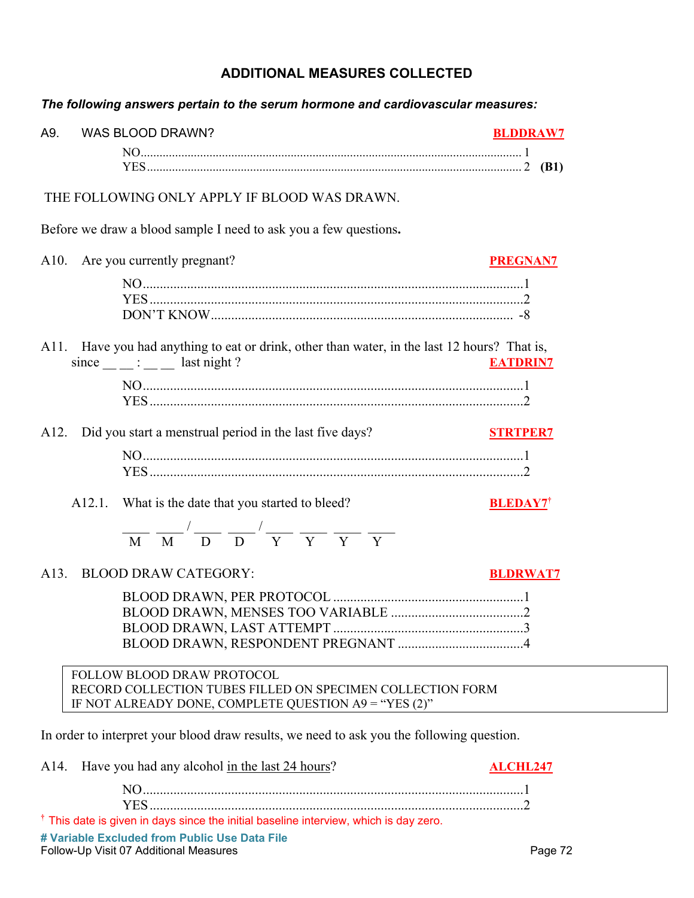## ADDITIONAL MEASURES COLLECTED

***The following answers pertain to the serum hormone and cardiovascular measures:***

A9. WAS BLOOD DRAWN? **BLDDRAW7**

NO........................................................................................................ 1
YES...................................................................................................... 2 **(B1)**

THE FOLLOWING ONLY APPLY IF BLOOD WAS DRAWN.

Before we draw a blood sample I need to ask you a few questions**.**

A10. Are you currently pregnant? **PREGNAN7**

NO.........................................................................................................1
YES.......................................................................................................2
DON'T KNOW.................................................................................. -8

A11. Have you had anything to eat or drink, other than water, in the last 12 hours? That is, since __ __ : __ __ last night ? **EATDRIN7**

NO.........................................................................................................1
YES.......................................................................................................2

A12. Did you start a menstrual period in the last five days? **STRTPER7**

NO.........................................................................................................1
YES.......................................................................................................2

A12.1. What is the date that you started to bleed? **BLEDAY7**†

____ ____ / ____ ____ / ____ ____ ____ ____
M M D D Y Y Y Y

A13. BLOOD DRAW CATEGORY: **BLDRWAT7**

BLOOD DRAWN, PER PROTOCOL .........................................................1
BLOOD DRAWN, MENSES TOO VARIABLE .......................................2
BLOOD DRAWN, LAST ATTEMPT .........................................................3
BLOOD DRAWN, RESPONDENT PREGNANT .....................................4

FOLLOW BLOOD DRAW PROTOCOL
RECORD COLLECTION TUBES FILLED ON SPECIMEN COLLECTION FORM
IF NOT ALREADY DONE, COMPLETE QUESTION A9 = "YES (2)"

In order to interpret your blood draw results, we need to ask you the following question.

A14. Have you had any alcohol in the last 24 hours? **ALCHL247**

NO.........................................................................................................1
YES.......................................................................................................2

† This date is given in days since the initial baseline interview, which is day zero.

**# Variable Excluded from Public Use Data File**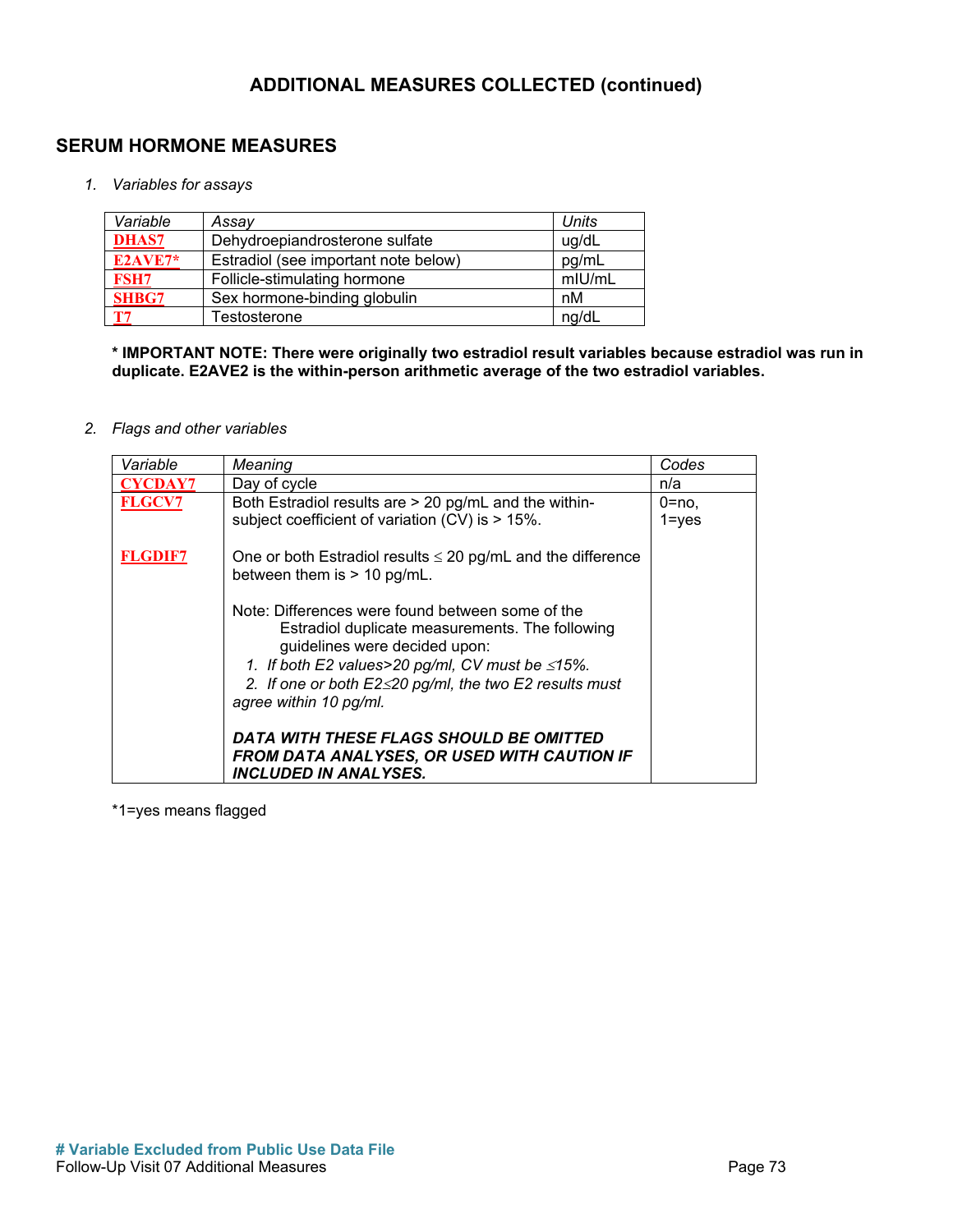## ADDITIONAL MEASURES COLLECTED (continued)

## SERUM HORMONE MEASURES

1. *Variables for assays*

| *Variable* | *Assay* | *Units* |
|---|---|---|
| DHAS7 | Dehydroepiandrosterone sulfate | ug/dL |
| E2AVE7* | Estradiol (see important note below) | pg/mL |
| FSH7 | Follicle-stimulating hormone | mIU/mL |
| SHBG7 | Sex hormone-binding globulin | nM |
| T7 | Testosterone | ng/dL |

**\* IMPORTANT NOTE: There were originally two estradiol result variables because estradiol was run in duplicate. E2AVE2 is the within-person arithmetic average of the two estradiol variables.**

2. *Flags and other variables*

| *Variable* | *Meaning* | *Codes* |
|---|---|---|
| CYCDAY7 | Day of cycle | n/a |
| FLGCV7 | Both Estradiol results are > 20 pg/mL and the within-subject coefficient of variation (CV) is > 15%. | 0=no, 1=yes |
| FLGDIF7 | One or both Estradiol results ≤ 20 pg/mL and the difference between them is > 10 pg/mL.<br><br>Note: Differences were found between some of the Estradiol duplicate measurements. The following guidelines were decided upon:<br>1. *If both E2 values>20 pg/ml, CV must be ≤15%.*<br>2. *If one or both E2≤20 pg/ml, the two E2 results must agree within 10 pg/ml.*<br><br>***DATA WITH THESE FLAGS SHOULD BE OMITTED FROM DATA ANALYSES, OR USED WITH CAUTION IF INCLUDED IN ANALYSES.*** | |

*1=yes means flagged

**# Variable Excluded from Public Use Data File**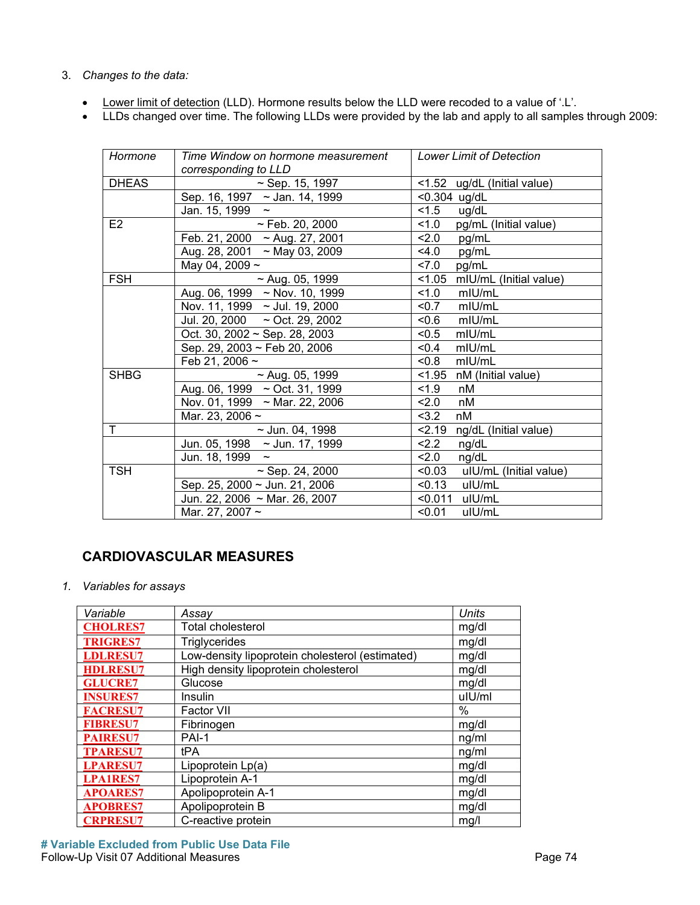3. *Changes to the data:*

- Lower limit of detection (LLD). Hormone results below the LLD were recoded to a value of '.L'.
- LLDs changed over time. The following LLDs were provided by the lab and apply to all samples through 2009:

| *Hormone* | *Time Window on hormone measurement corresponding to LLD* | *Lower Limit of Detection* |
|---|---|---|
| DHEAS | ~ Sep. 15, 1997 | <1.52 ug/dL (Initial value) |
| | Sep. 16, 1997 ~ Jan. 14, 1999 | <0.304 ug/dL |
| | Jan. 15, 1999 ~ | <1.5 ug/dL |
| E2 | ~ Feb. 20, 2000 | <1.0 pg/mL (Initial value) |
| | Feb. 21, 2000 ~ Aug. 27, 2001 | <2.0 pg/mL |
| | Aug. 28, 2001 ~ May 03, 2009 | <4.0 pg/mL |
| | May 04, 2009 ~ | <7.0 pg/mL |
| FSH | ~ Aug. 05, 1999 | <1.05 mIU/mL (Initial value) |
| | Aug. 06, 1999 ~ Nov. 10, 1999 | <1.0 mIU/mL |
| | Nov. 11, 1999 ~ Jul. 19, 2000 | <0.7 mIU/mL |
| | Jul. 20, 2000 ~ Oct. 29, 2002 | <0.6 mIU/mL |
| | Oct. 30, 2002 ~ Sep. 28, 2003 | <0.5 mIU/mL |
| | Sep. 29, 2003 ~ Feb 20, 2006 | <0.4 mIU/mL |
| | Feb 21, 2006 ~ | <0.8 mIU/mL |
| SHBG | ~ Aug. 05, 1999 | <1.95 nM (Initial value) |
| | Aug. 06, 1999 ~ Oct. 31, 1999 | <1.9 nM |
| | Nov. 01, 1999 ~ Mar. 22, 2006 | <2.0 nM |
| | Mar. 23, 2006 ~ | <3.2 nM |
| T | ~ Jun. 04, 1998 | <2.19 ng/dL (Initial value) |
| | Jun. 05, 1998 ~ Jun. 17, 1999 | <2.2 ng/dL |
| | Jun. 18, 1999 ~ | <2.0 ng/dL |
| TSH | ~ Sep. 24, 2000 | <0.03 uIU/mL (Initial value) |
| | Sep. 25, 2000 ~ Jun. 21, 2006 | <0.13 uIU/mL |
| | Jun. 22, 2006 ~ Mar. 26, 2007 | <0.011 uIU/mL |
| | Mar. 27, 2007 ~ | <0.01 uIU/mL |

## CARDIOVASCULAR MEASURES

1. *Variables for assays*

| *Variable* | *Assay* | *Units* |
|---|---|---|
| CHOLRES7 | Total cholesterol | mg/dl |
| TRIGRES7 | Triglycerides | mg/dl |
| LDLRESU7 | Low-density lipoprotein cholesterol (estimated) | mg/dl |
| HDLRESU7 | High density lipoprotein cholesterol | mg/dl |
| GLUCRE7 | Glucose | mg/dl |
| INSURES7 | Insulin | uIU/ml |
| FACRESU7 | Factor VII | % |
| FIBRESU7 | Fibrinogen | mg/dl |
| PAIRESU7 | PAI-1 | ng/ml |
| TPARESU7 | tPA | ng/ml |
| LPARESU7 | Lipoprotein Lp(a) | mg/dl |
| LPA1RES7 | Lipoprotein A-1 | mg/dl |
| APOARES7 | Apolipoprotein A-1 | mg/dl |
| APOBRES7 | Apolipoprotein B | mg/dl |
| CRPRESU7 | C-reactive protein | mg/l |

**# Variable Excluded from Public Use Data File**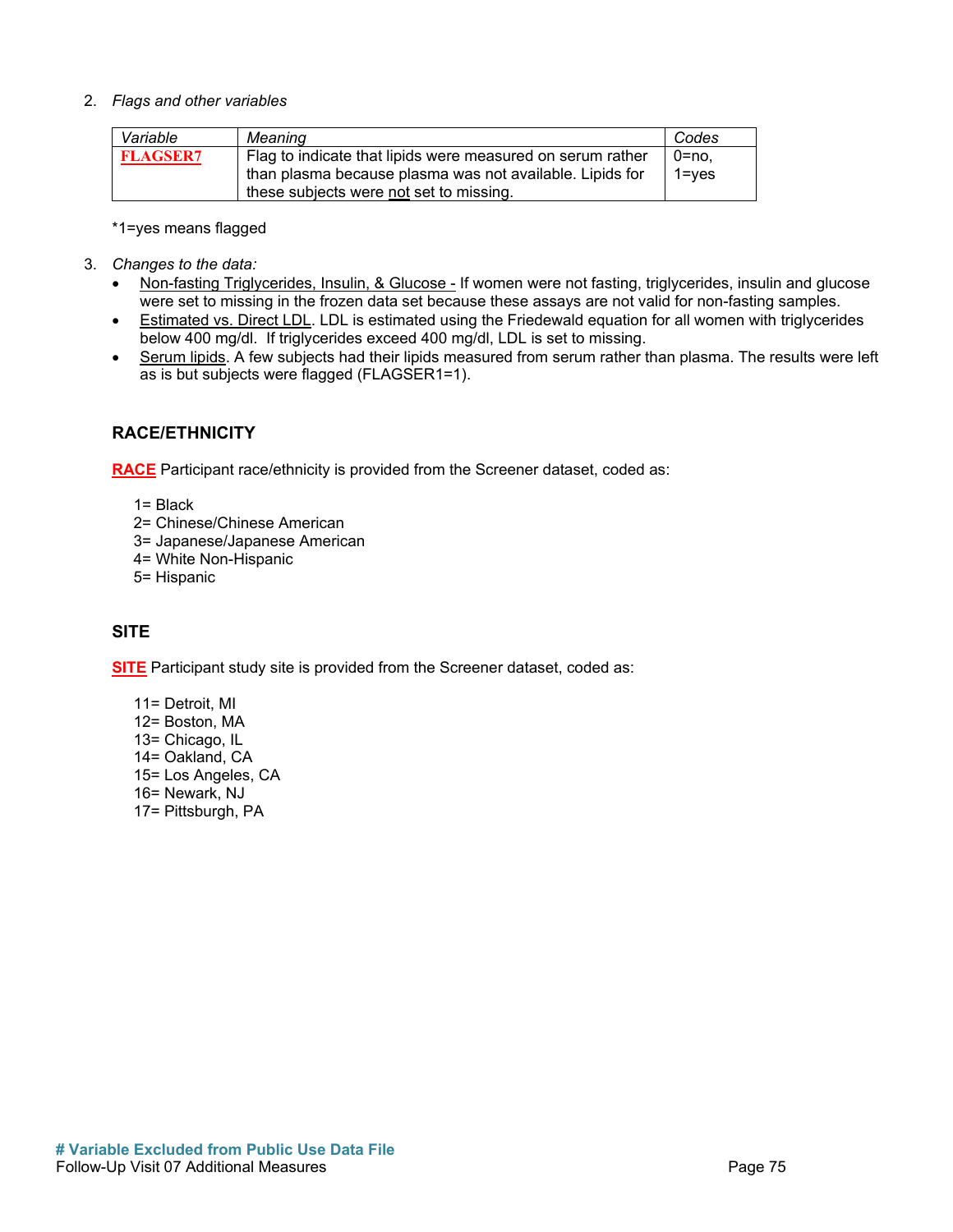2. *Flags and other variables*

| Variable | Meaning | Codes |
|---|---|---|
| **FLAGSER7** | Flag to indicate that lipids were measured on serum rather than plasma because plasma was not available. Lipids for these subjects were not set to missing. | 0=no, 1=yes |

*1=yes means flagged

3. *Changes to the data:*
   - Non-fasting Triglycerides, Insulin, & Glucose - If women were not fasting, triglycerides, insulin and glucose were set to missing in the frozen data set because these assays are not valid for non-fasting samples.
   - Estimated vs. Direct LDL. LDL is estimated using the Friedewald equation for all women with triglycerides below 400 mg/dl. If triglycerides exceed 400 mg/dl, LDL is set to missing.
   - Serum lipids. A few subjects had their lipids measured from serum rather than plasma. The results were left as is but subjects were flagged (FLAGSER1=1).

### RACE/ETHNICITY

**RACE** Participant race/ethnicity is provided from the Screener dataset, coded as:

1= Black
2= Chinese/Chinese American
3= Japanese/Japanese American
4= White Non-Hispanic
5= Hispanic

### SITE

**SITE** Participant study site is provided from the Screener dataset, coded as:

11= Detroit, MI
12= Boston, MA
13= Chicago, IL
14= Oakland, CA
15= Los Angeles, CA
16= Newark, NJ
17= Pittsburgh, PA

**# Variable Excluded from Public Use Data File**